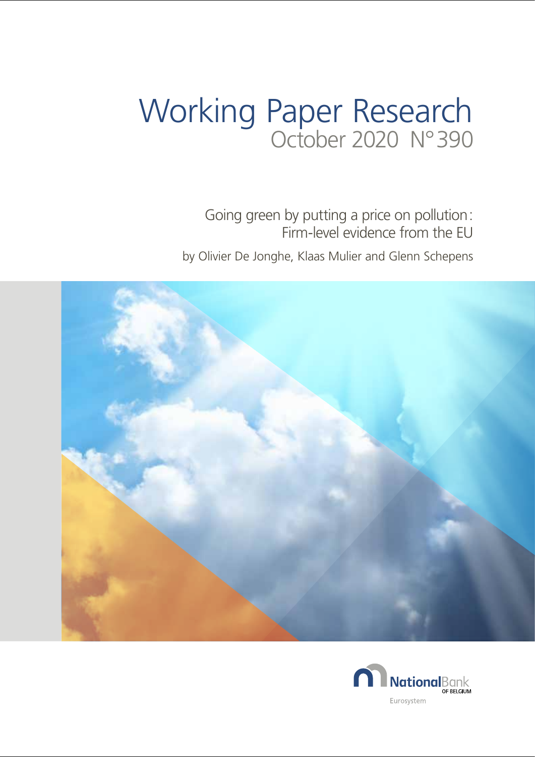# Working Paper Research

October 2020 N° 390

Going green by putting a price on pollution:
Firm-level evidence from the EU

by Olivier De Jonghe, Klaas Mulier and Glenn Schepens

National Bank OF BELGIUM

Eurosystem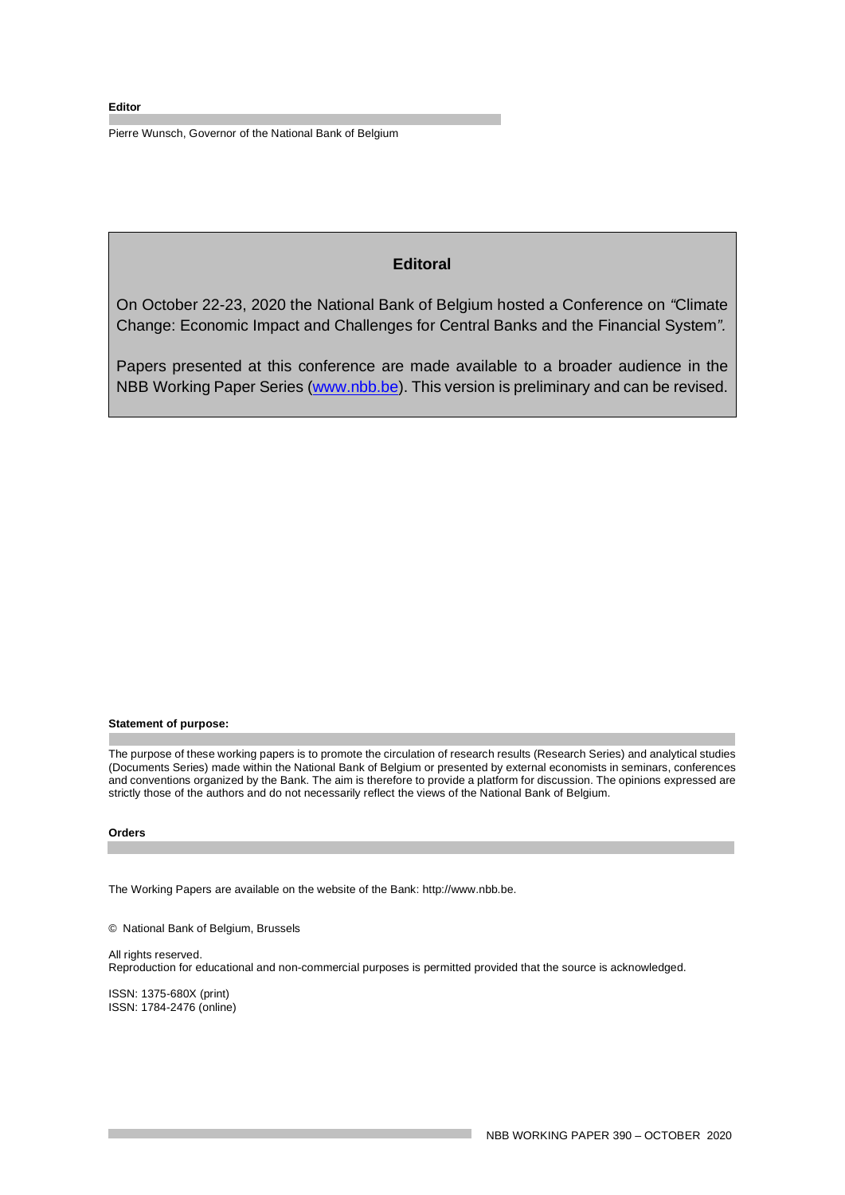**Editor**

Pierre Wunsch, Governor of the National Bank of Belgium

## Editoral

On October 22-23, 2020 the National Bank of Belgium hosted a Conference on *"*Climate Change: Economic Impact and Challenges for Central Banks and the Financial System*".*

Papers presented at this conference are made available to a broader audience in the NBB Working Paper Series (www.nbb.be). This version is preliminary and can be revised.

**Statement of purpose:**

The purpose of these working papers is to promote the circulation of research results (Research Series) and analytical studies (Documents Series) made within the National Bank of Belgium or presented by external economists in seminars, conferences and conventions organized by the Bank. The aim is therefore to provide a platform for discussion. The opinions expressed are strictly those of the authors and do not necessarily reflect the views of the National Bank of Belgium.

**Orders**

The Working Papers are available on the website of the Bank: http://www.nbb.be.

© National Bank of Belgium, Brussels

All rights reserved.
Reproduction for educational and non-commercial purposes is permitted provided that the source is acknowledged.

ISSN: 1375-680X (print)
ISSN: 1784-2476 (online)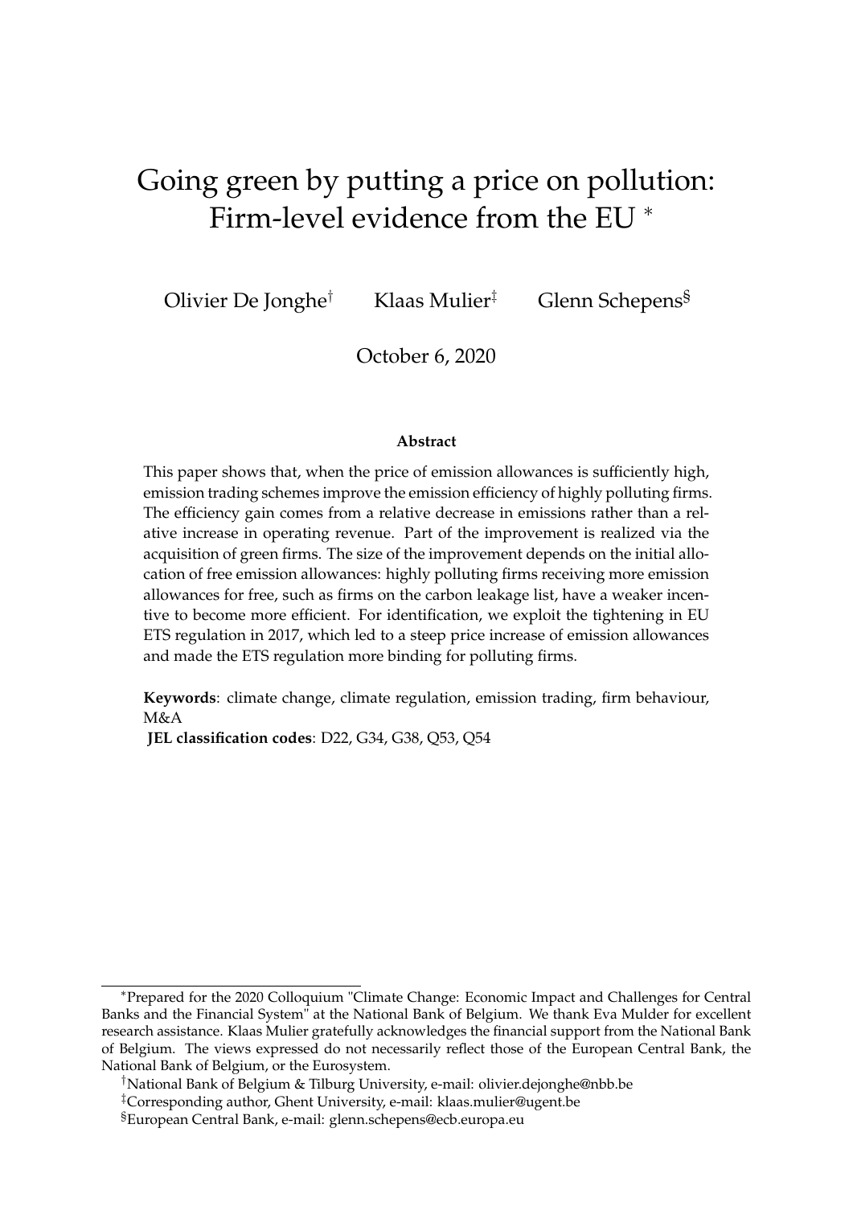# Going green by putting a price on pollution: Firm-level evidence from the EU [*]

Olivier De Jonghe[†] Klaas Mulier[‡] Glenn Schepens[§]

October 6, 2020

**Abstract**

This paper shows that, when the price of emission allowances is sufficiently high, emission trading schemes improve the emission efficiency of highly polluting firms. The efficiency gain comes from a relative decrease in emissions rather than a relative increase in operating revenue. Part of the improvement is realized via the acquisition of green firms. The size of the improvement depends on the initial allocation of free emission allowances: highly polluting firms receiving more emission allowances for free, such as firms on the carbon leakage list, have a weaker incentive to become more efficient. For identification, we exploit the tightening in EU ETS regulation in 2017, which led to a steep price increase of emission allowances and made the ETS regulation more binding for polluting firms.

**Keywords**: climate change, climate regulation, emission trading, firm behaviour, M&A

**JEL classification codes**: D22, G34, G38, Q53, Q54

---

[*] Prepared for the 2020 Colloquium "Climate Change: Economic Impact and Challenges for Central Banks and the Financial System" at the National Bank of Belgium. We thank Eva Mulder for excellent research assistance. Klaas Mulier gratefully acknowledges the financial support from the National Bank of Belgium. The views expressed do not necessarily reflect those of the European Central Bank, the National Bank of Belgium, or the Eurosystem.

[†] National Bank of Belgium & Tilburg University, e-mail: olivier.dejonghe@nbb.be

[‡] Corresponding author, Ghent University, e-mail: klaas.mulier@ugent.be

[§] European Central Bank, e-mail: glenn.schepens@ecb.europa.eu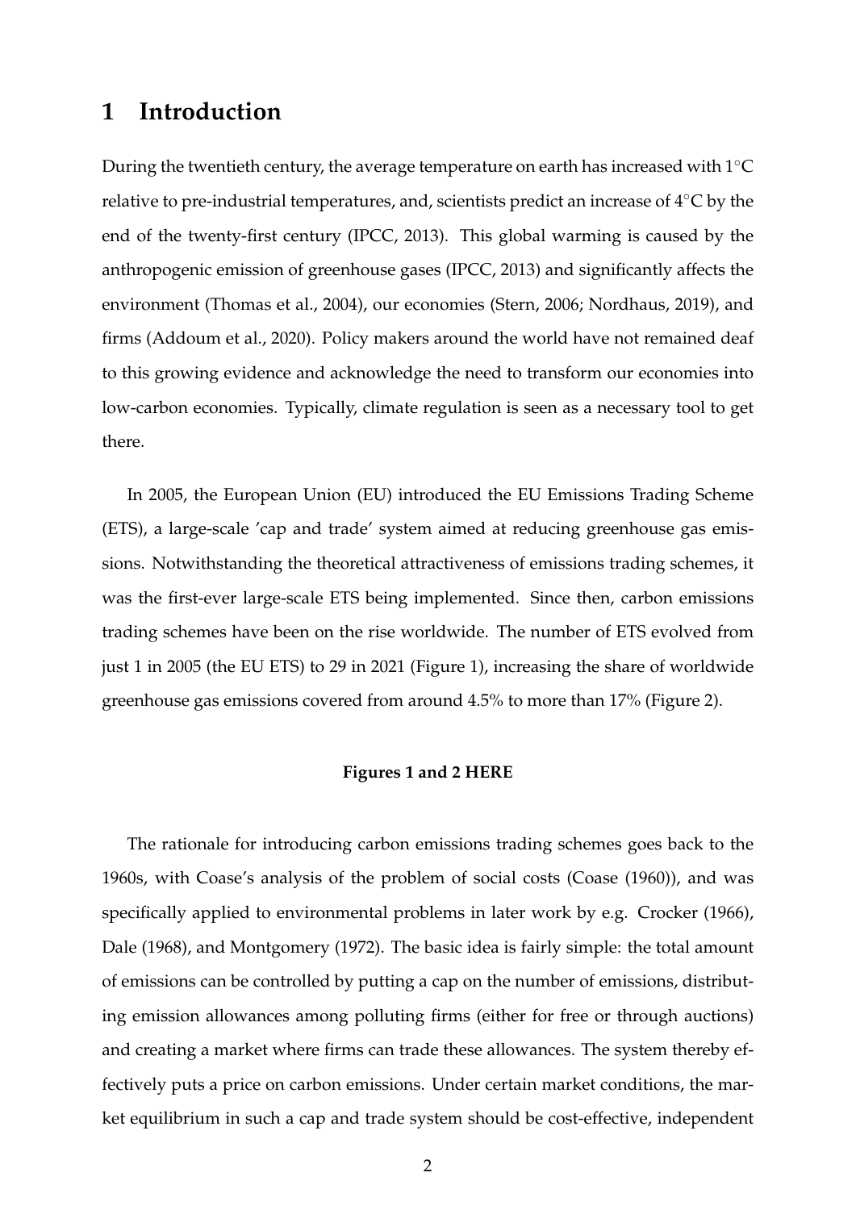# 1 Introduction

During the twentieth century, the average temperature on earth has increased with 1°C relative to pre-industrial temperatures, and, scientists predict an increase of 4°C by the end of the twenty-first century (IPCC, 2013). This global warming is caused by the anthropogenic emission of greenhouse gases (IPCC, 2013) and significantly affects the environment (Thomas et al., 2004), our economies (Stern, 2006; Nordhaus, 2019), and firms (Addoum et al., 2020). Policy makers around the world have not remained deaf to this growing evidence and acknowledge the need to transform our economies into low-carbon economies. Typically, climate regulation is seen as a necessary tool to get there.

In 2005, the European Union (EU) introduced the EU Emissions Trading Scheme (ETS), a large-scale 'cap and trade' system aimed at reducing greenhouse gas emissions. Notwithstanding the theoretical attractiveness of emissions trading schemes, it was the first-ever large-scale ETS being implemented. Since then, carbon emissions trading schemes have been on the rise worldwide. The number of ETS evolved from just 1 in 2005 (the EU ETS) to 29 in 2021 (Figure 1), increasing the share of worldwide greenhouse gas emissions covered from around 4.5% to more than 17% (Figure 2).

**Figures 1 and 2 HERE**

The rationale for introducing carbon emissions trading schemes goes back to the 1960s, with Coase's analysis of the problem of social costs (Coase (1960)), and was specifically applied to environmental problems in later work by e.g. Crocker (1966), Dale (1968), and Montgomery (1972). The basic idea is fairly simple: the total amount of emissions can be controlled by putting a cap on the number of emissions, distributing emission allowances among polluting firms (either for free or through auctions) and creating a market where firms can trade these allowances. The system thereby effectively puts a price on carbon emissions. Under certain market conditions, the market equilibrium in such a cap and trade system should be cost-effective, independent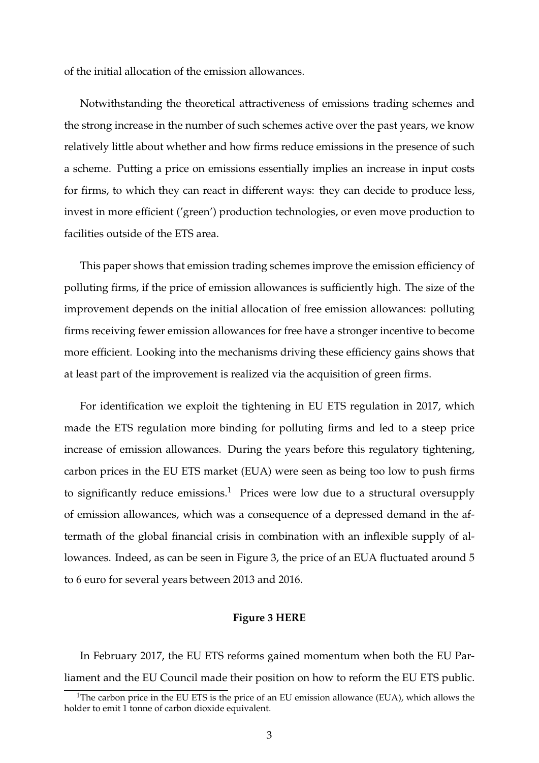of the initial allocation of the emission allowances.

Notwithstanding the theoretical attractiveness of emissions trading schemes and the strong increase in the number of such schemes active over the past years, we know relatively little about whether and how firms reduce emissions in the presence of such a scheme. Putting a price on emissions essentially implies an increase in input costs for firms, to which they can react in different ways: they can decide to produce less, invest in more efficient ('green') production technologies, or even move production to facilities outside of the ETS area.

This paper shows that emission trading schemes improve the emission efficiency of polluting firms, if the price of emission allowances is sufficiently high. The size of the improvement depends on the initial allocation of free emission allowances: polluting firms receiving fewer emission allowances for free have a stronger incentive to become more efficient. Looking into the mechanisms driving these efficiency gains shows that at least part of the improvement is realized via the acquisition of green firms.

For identification we exploit the tightening in EU ETS regulation in 2017, which made the ETS regulation more binding for polluting firms and led to a steep price increase of emission allowances. During the years before this regulatory tightening, carbon prices in the EU ETS market (EUA) were seen as being too low to push firms to significantly reduce emissions.[1] Prices were low due to a structural oversupply of emission allowances, which was a consequence of a depressed demand in the aftermath of the global financial crisis in combination with an inflexible supply of allowances. Indeed, as can be seen in Figure 3, the price of an EUA fluctuated around 5 to 6 euro for several years between 2013 and 2016.

**Figure 3 HERE**

In February 2017, the EU ETS reforms gained momentum when both the EU Parliament and the EU Council made their position on how to reform the EU ETS public.

[1]The carbon price in the EU ETS is the price of an EU emission allowance (EUA), which allows the holder to emit 1 tonne of carbon dioxide equivalent.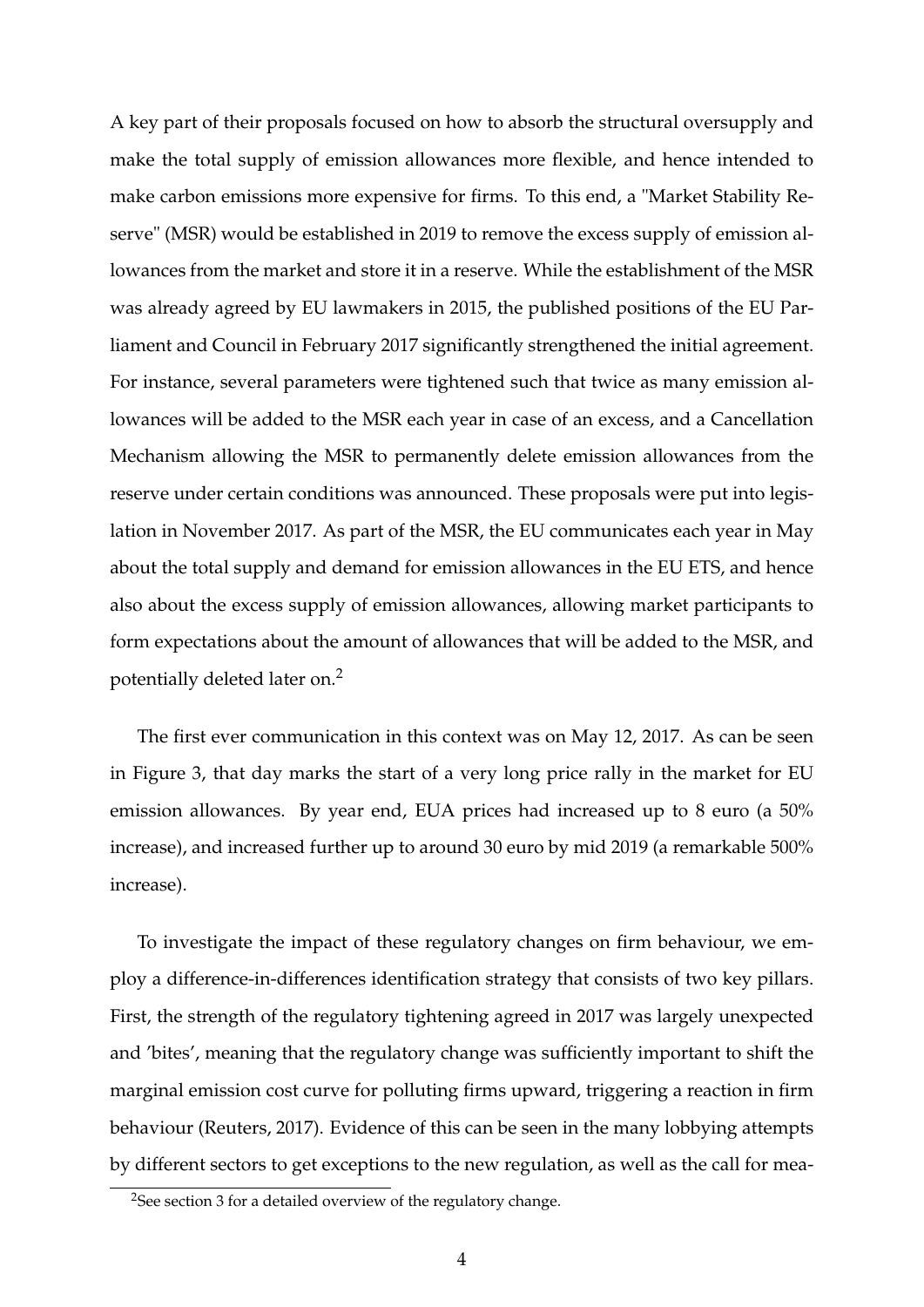A key part of their proposals focused on how to absorb the structural oversupply and make the total supply of emission allowances more flexible, and hence intended to make carbon emissions more expensive for firms. To this end, a "Market Stability Reserve" (MSR) would be established in 2019 to remove the excess supply of emission allowances from the market and store it in a reserve. While the establishment of the MSR was already agreed by EU lawmakers in 2015, the published positions of the EU Parliament and Council in February 2017 significantly strengthened the initial agreement. For instance, several parameters were tightened such that twice as many emission allowances will be added to the MSR each year in case of an excess, and a Cancellation Mechanism allowing the MSR to permanently delete emission allowances from the reserve under certain conditions was announced. These proposals were put into legislation in November 2017. As part of the MSR, the EU communicates each year in May about the total supply and demand for emission allowances in the EU ETS, and hence also about the excess supply of emission allowances, allowing market participants to form expectations about the amount of allowances that will be added to the MSR, and potentially deleted later on.[2]

The first ever communication in this context was on May 12, 2017. As can be seen in Figure 3, that day marks the start of a very long price rally in the market for EU emission allowances. By year end, EUA prices had increased up to 8 euro (a 50% increase), and increased further up to around 30 euro by mid 2019 (a remarkable 500% increase).

To investigate the impact of these regulatory changes on firm behaviour, we employ a difference-in-differences identification strategy that consists of two key pillars. First, the strength of the regulatory tightening agreed in 2017 was largely unexpected and 'bites', meaning that the regulatory change was sufficiently important to shift the marginal emission cost curve for polluting firms upward, triggering a reaction in firm behaviour (Reuters, 2017). Evidence of this can be seen in the many lobbying attempts by different sectors to get exceptions to the new regulation, as well as the call for mea-

[2] See section 3 for a detailed overview of the regulatory change.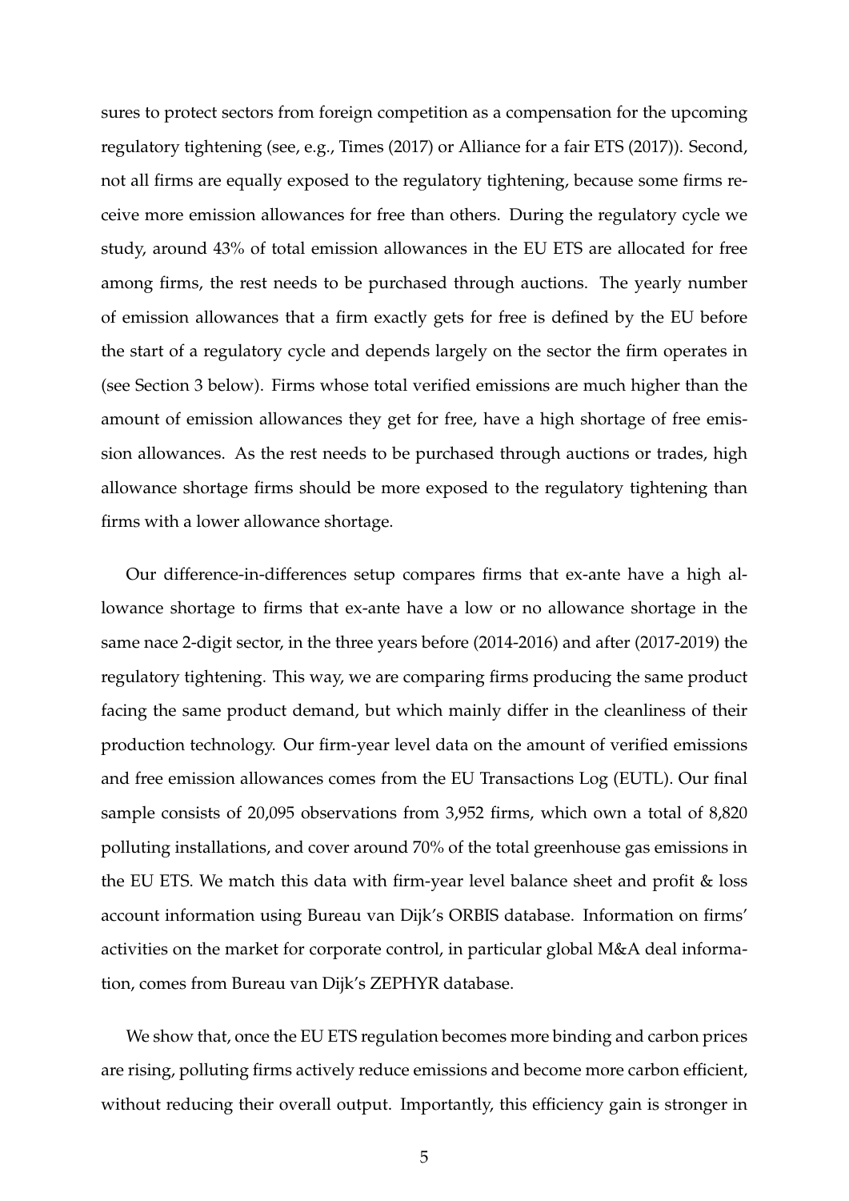sures to protect sectors from foreign competition as a compensation for the upcoming regulatory tightening (see, e.g., Times (2017) or Alliance for a fair ETS (2017)). Second, not all firms are equally exposed to the regulatory tightening, because some firms receive more emission allowances for free than others. During the regulatory cycle we study, around 43% of total emission allowances in the EU ETS are allocated for free among firms, the rest needs to be purchased through auctions. The yearly number of emission allowances that a firm exactly gets for free is defined by the EU before the start of a regulatory cycle and depends largely on the sector the firm operates in (see Section 3 below). Firms whose total verified emissions are much higher than the amount of emission allowances they get for free, have a high shortage of free emission allowances. As the rest needs to be purchased through auctions or trades, high allowance shortage firms should be more exposed to the regulatory tightening than firms with a lower allowance shortage.

Our difference-in-differences setup compares firms that ex-ante have a high allowance shortage to firms that ex-ante have a low or no allowance shortage in the same nace 2-digit sector, in the three years before (2014-2016) and after (2017-2019) the regulatory tightening. This way, we are comparing firms producing the same product facing the same product demand, but which mainly differ in the cleanliness of their production technology. Our firm-year level data on the amount of verified emissions and free emission allowances comes from the EU Transactions Log (EUTL). Our final sample consists of 20,095 observations from 3,952 firms, which own a total of 8,820 polluting installations, and cover around 70% of the total greenhouse gas emissions in the EU ETS. We match this data with firm-year level balance sheet and profit & loss account information using Bureau van Dijk's ORBIS database. Information on firms' activities on the market for corporate control, in particular global M&A deal information, comes from Bureau van Dijk's ZEPHYR database.

We show that, once the EU ETS regulation becomes more binding and carbon prices are rising, polluting firms actively reduce emissions and become more carbon efficient, without reducing their overall output. Importantly, this efficiency gain is stronger in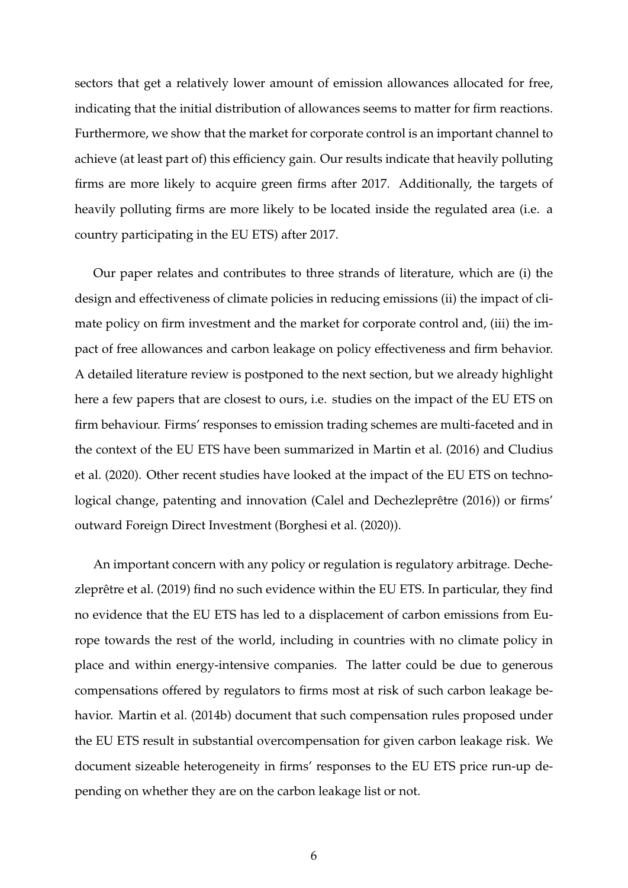sectors that get a relatively lower amount of emission allowances allocated for free, indicating that the initial distribution of allowances seems to matter for firm reactions. Furthermore, we show that the market for corporate control is an important channel to achieve (at least part of) this efficiency gain. Our results indicate that heavily polluting firms are more likely to acquire green firms after 2017. Additionally, the targets of heavily polluting firms are more likely to be located inside the regulated area (i.e. a country participating in the EU ETS) after 2017.

Our paper relates and contributes to three strands of literature, which are (i) the design and effectiveness of climate policies in reducing emissions (ii) the impact of climate policy on firm investment and the market for corporate control and, (iii) the impact of free allowances and carbon leakage on policy effectiveness and firm behavior. A detailed literature review is postponed to the next section, but we already highlight here a few papers that are closest to ours, i.e. studies on the impact of the EU ETS on firm behaviour. Firms' responses to emission trading schemes are multi-faceted and in the context of the EU ETS have been summarized in Martin et al. (2016) and Cludius et al. (2020). Other recent studies have looked at the impact of the EU ETS on technological change, patenting and innovation (Calel and Dechezleprêtre (2016)) or firms' outward Foreign Direct Investment (Borghesi et al. (2020)).

An important concern with any policy or regulation is regulatory arbitrage. Dechezleprêtre et al. (2019) find no such evidence within the EU ETS. In particular, they find no evidence that the EU ETS has led to a displacement of carbon emissions from Europe towards the rest of the world, including in countries with no climate policy in place and within energy-intensive companies. The latter could be due to generous compensations offered by regulators to firms most at risk of such carbon leakage behavior. Martin et al. (2014b) document that such compensation rules proposed under the EU ETS result in substantial overcompensation for given carbon leakage risk. We document sizeable heterogeneity in firms' responses to the EU ETS price run-up depending on whether they are on the carbon leakage list or not.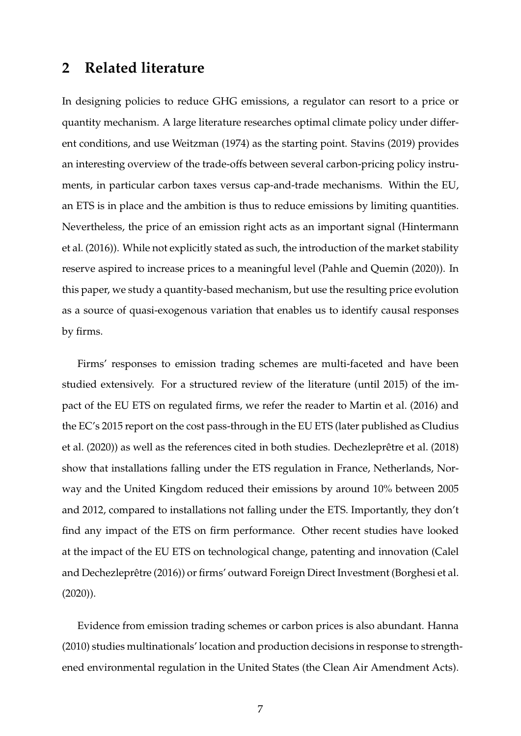## 2 Related literature

In designing policies to reduce GHG emissions, a regulator can resort to a price or quantity mechanism. A large literature researches optimal climate policy under different conditions, and use Weitzman (1974) as the starting point. Stavins (2019) provides an interesting overview of the trade-offs between several carbon-pricing policy instruments, in particular carbon taxes versus cap-and-trade mechanisms. Within the EU, an ETS is in place and the ambition is thus to reduce emissions by limiting quantities. Nevertheless, the price of an emission right acts as an important signal (Hintermann et al. (2016)). While not explicitly stated as such, the introduction of the market stability reserve aspired to increase prices to a meaningful level (Pahle and Quemin (2020)). In this paper, we study a quantity-based mechanism, but use the resulting price evolution as a source of quasi-exogenous variation that enables us to identify causal responses by firms.

Firms' responses to emission trading schemes are multi-faceted and have been studied extensively. For a structured review of the literature (until 2015) of the impact of the EU ETS on regulated firms, we refer the reader to Martin et al. (2016) and the EC's 2015 report on the cost pass-through in the EU ETS (later published as Cludius et al. (2020)) as well as the references cited in both studies. Dechezleprêtre et al. (2018) show that installations falling under the ETS regulation in France, Netherlands, Norway and the United Kingdom reduced their emissions by around 10% between 2005 and 2012, compared to installations not falling under the ETS. Importantly, they don't find any impact of the ETS on firm performance. Other recent studies have looked at the impact of the EU ETS on technological change, patenting and innovation (Calel and Dechezleprêtre (2016)) or firms' outward Foreign Direct Investment (Borghesi et al. (2020)).

Evidence from emission trading schemes or carbon prices is also abundant. Hanna (2010) studies multinationals' location and production decisions in response to strengthened environmental regulation in the United States (the Clean Air Amendment Acts).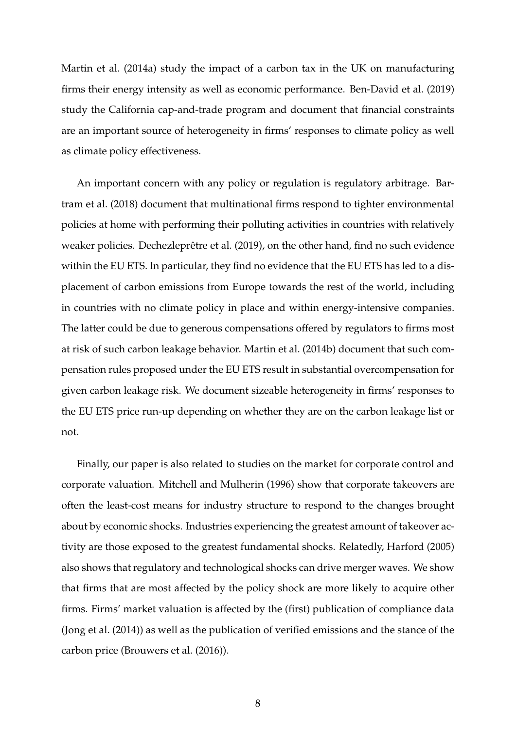Martin et al. (2014a) study the impact of a carbon tax in the UK on manufacturing firms their energy intensity as well as economic performance. Ben-David et al. (2019) study the California cap-and-trade program and document that financial constraints are an important source of heterogeneity in firms' responses to climate policy as well as climate policy effectiveness.

An important concern with any policy or regulation is regulatory arbitrage. Bartram et al. (2018) document that multinational firms respond to tighter environmental policies at home with performing their polluting activities in countries with relatively weaker policies. Dechezleprêtre et al. (2019), on the other hand, find no such evidence within the EU ETS. In particular, they find no evidence that the EU ETS has led to a displacement of carbon emissions from Europe towards the rest of the world, including in countries with no climate policy in place and within energy-intensive companies. The latter could be due to generous compensations offered by regulators to firms most at risk of such carbon leakage behavior. Martin et al. (2014b) document that such compensation rules proposed under the EU ETS result in substantial overcompensation for given carbon leakage risk. We document sizeable heterogeneity in firms' responses to the EU ETS price run-up depending on whether they are on the carbon leakage list or not.

Finally, our paper is also related to studies on the market for corporate control and corporate valuation. Mitchell and Mulherin (1996) show that corporate takeovers are often the least-cost means for industry structure to respond to the changes brought about by economic shocks. Industries experiencing the greatest amount of takeover activity are those exposed to the greatest fundamental shocks. Relatedly, Harford (2005) also shows that regulatory and technological shocks can drive merger waves. We show that firms that are most affected by the policy shock are more likely to acquire other firms. Firms' market valuation is affected by the (first) publication of compliance data (Jong et al. (2014)) as well as the publication of verified emissions and the stance of the carbon price (Brouwers et al. (2016)).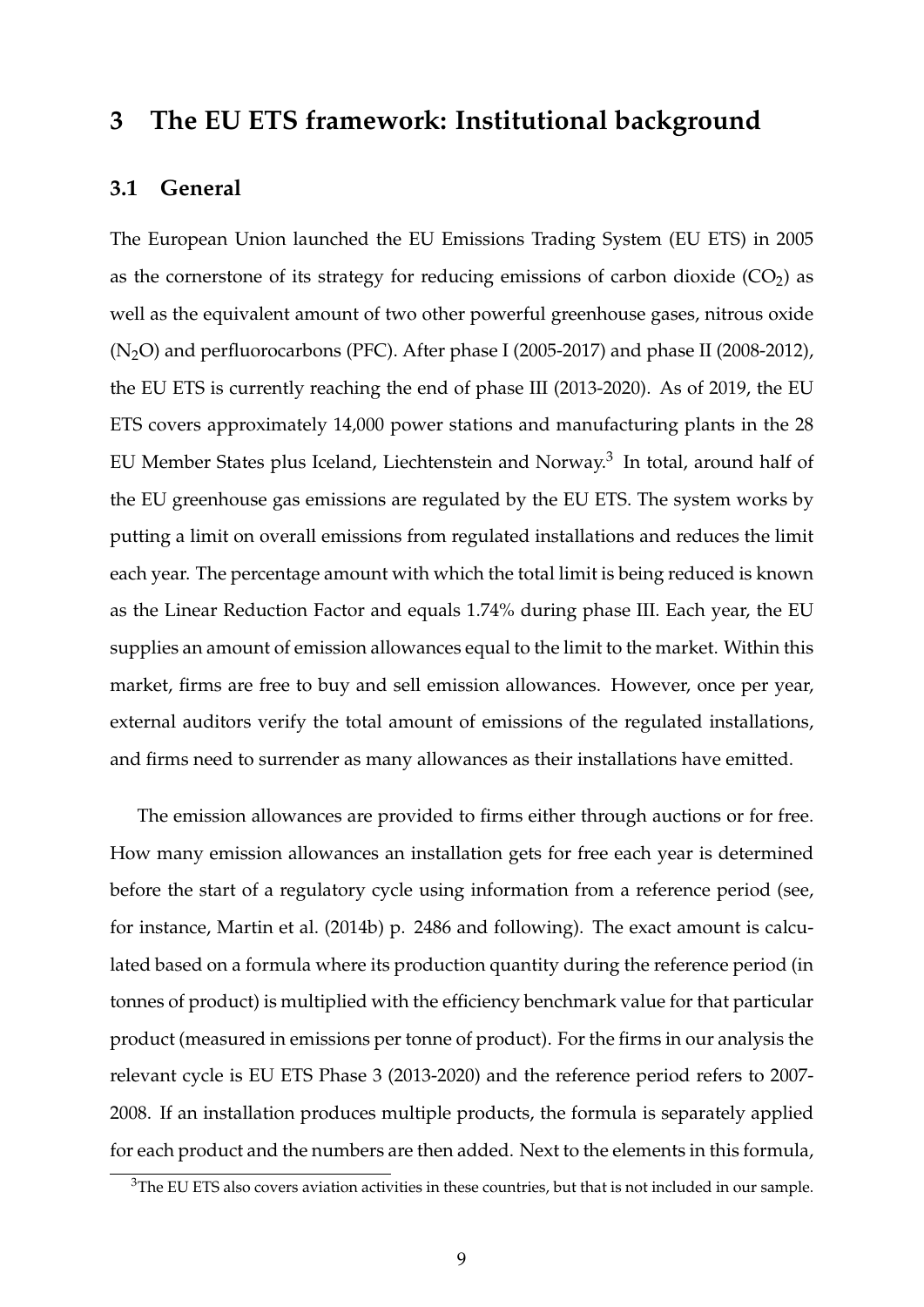# 3 The EU ETS framework: Institutional background

## 3.1 General

The European Union launched the EU Emissions Trading System (EU ETS) in 2005 as the cornerstone of its strategy for reducing emissions of carbon dioxide ($CO_2$) as well as the equivalent amount of two other powerful greenhouse gases, nitrous oxide ($N_2O$) and perfluorocarbons (PFC). After phase I (2005-2017) and phase II (2008-2012), the EU ETS is currently reaching the end of phase III (2013-2020). As of 2019, the EU ETS covers approximately 14,000 power stations and manufacturing plants in the 28 EU Member States plus Iceland, Liechtenstein and Norway.[3] In total, around half of the EU greenhouse gas emissions are regulated by the EU ETS. The system works by putting a limit on overall emissions from regulated installations and reduces the limit each year. The percentage amount with which the total limit is being reduced is known as the Linear Reduction Factor and equals 1.74% during phase III. Each year, the EU supplies an amount of emission allowances equal to the limit to the market. Within this market, firms are free to buy and sell emission allowances. However, once per year, external auditors verify the total amount of emissions of the regulated installations, and firms need to surrender as many allowances as their installations have emitted.

The emission allowances are provided to firms either through auctions or for free. How many emission allowances an installation gets for free each year is determined before the start of a regulatory cycle using information from a reference period (see, for instance, Martin et al. (2014b) p. 2486 and following). The exact amount is calculated based on a formula where its production quantity during the reference period (in tonnes of product) is multiplied with the efficiency benchmark value for that particular product (measured in emissions per tonne of product). For the firms in our analysis the relevant cycle is EU ETS Phase 3 (2013-2020) and the reference period refers to 2007-2008. If an installation produces multiple products, the formula is separately applied for each product and the numbers are then added. Next to the elements in this formula,

[3] The EU ETS also covers aviation activities in these countries, but that is not included in our sample.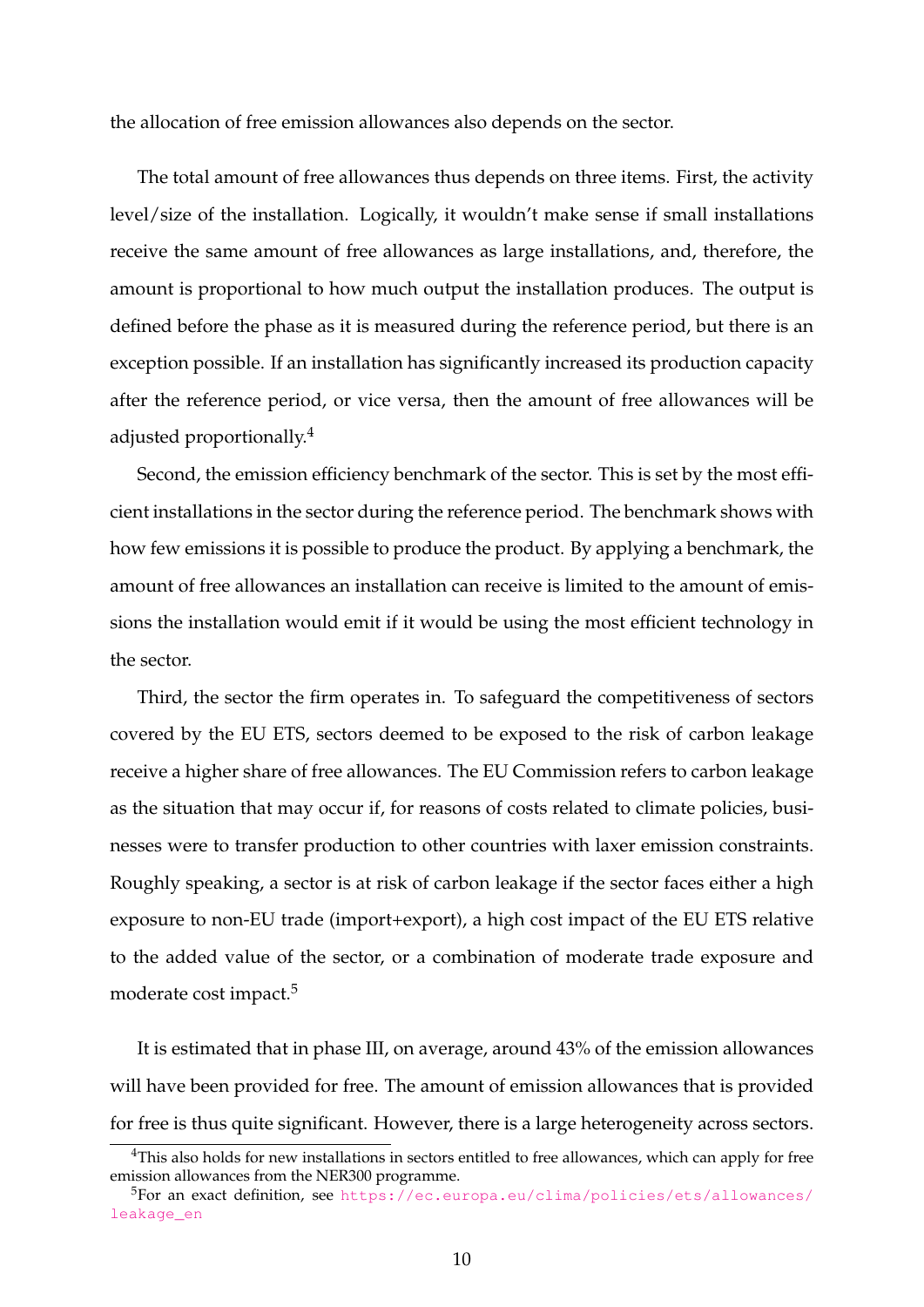the allocation of free emission allowances also depends on the sector.

The total amount of free allowances thus depends on three items. First, the activity level/size of the installation. Logically, it wouldn't make sense if small installations receive the same amount of free allowances as large installations, and, therefore, the amount is proportional to how much output the installation produces. The output is defined before the phase as it is measured during the reference period, but there is an exception possible. If an installation has significantly increased its production capacity after the reference period, or vice versa, then the amount of free allowances will be adjusted proportionally.[4]

Second, the emission efficiency benchmark of the sector. This is set by the most efficient installations in the sector during the reference period. The benchmark shows with how few emissions it is possible to produce the product. By applying a benchmark, the amount of free allowances an installation can receive is limited to the amount of emissions the installation would emit if it would be using the most efficient technology in the sector.

Third, the sector the firm operates in. To safeguard the competitiveness of sectors covered by the EU ETS, sectors deemed to be exposed to the risk of carbon leakage receive a higher share of free allowances. The EU Commission refers to carbon leakage as the situation that may occur if, for reasons of costs related to climate policies, businesses were to transfer production to other countries with laxer emission constraints. Roughly speaking, a sector is at risk of carbon leakage if the sector faces either a high exposure to non-EU trade (import+export), a high cost impact of the EU ETS relative to the added value of the sector, or a combination of moderate trade exposure and moderate cost impact.[5]

It is estimated that in phase III, on average, around 43% of the emission allowances will have been provided for free. The amount of emission allowances that is provided for free is thus quite significant. However, there is a large heterogeneity across sectors.

[4] This also holds for new installations in sectors entitled to free allowances, which can apply for free emission allowances from the NER300 programme.

[5] For an exact definition, see https://ec.europa.eu/clima/policies/ets/allowances/leakage_en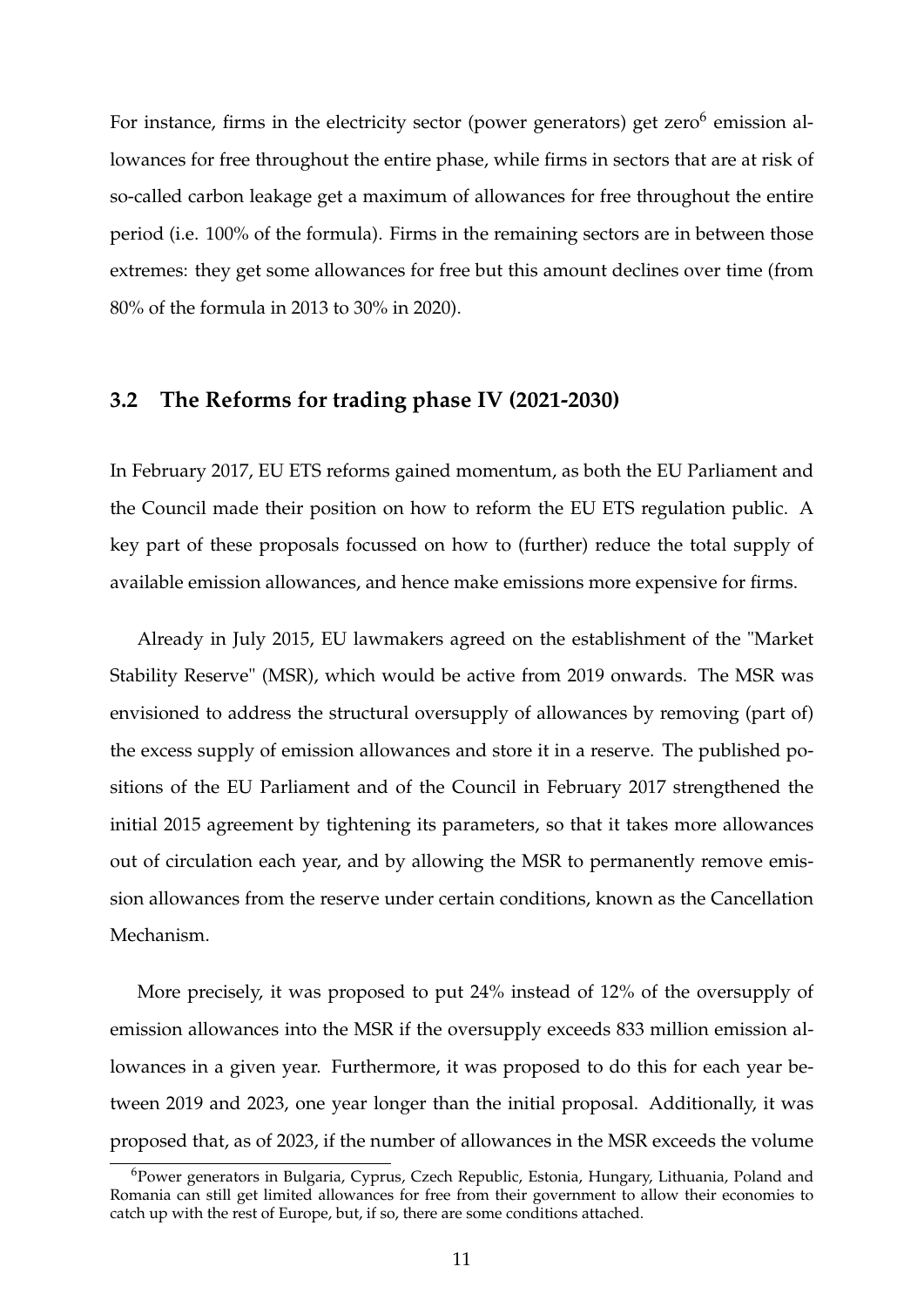For instance, firms in the electricity sector (power generators) get zero[6] emission allowances for free throughout the entire phase, while firms in sectors that are at risk of so-called carbon leakage get a maximum of allowances for free throughout the entire period (i.e. 100% of the formula). Firms in the remaining sectors are in between those extremes: they get some allowances for free but this amount declines over time (from 80% of the formula in 2013 to 30% in 2020).

## 3.2 The Reforms for trading phase IV (2021-2030)

In February 2017, EU ETS reforms gained momentum, as both the EU Parliament and the Council made their position on how to reform the EU ETS regulation public. A key part of these proposals focussed on how to (further) reduce the total supply of available emission allowances, and hence make emissions more expensive for firms.

Already in July 2015, EU lawmakers agreed on the establishment of the "Market Stability Reserve" (MSR), which would be active from 2019 onwards. The MSR was envisioned to address the structural oversupply of allowances by removing (part of) the excess supply of emission allowances and store it in a reserve. The published positions of the EU Parliament and of the Council in February 2017 strengthened the initial 2015 agreement by tightening its parameters, so that it takes more allowances out of circulation each year, and by allowing the MSR to permanently remove emission allowances from the reserve under certain conditions, known as the Cancellation Mechanism.

More precisely, it was proposed to put 24% instead of 12% of the oversupply of emission allowances into the MSR if the oversupply exceeds 833 million emission allowances in a given year. Furthermore, it was proposed to do this for each year between 2019 and 2023, one year longer than the initial proposal. Additionally, it was proposed that, as of 2023, if the number of allowances in the MSR exceeds the volume

[6] Power generators in Bulgaria, Cyprus, Czech Republic, Estonia, Hungary, Lithuania, Poland and Romania can still get limited allowances for free from their government to allow their economies to catch up with the rest of Europe, but, if so, there are some conditions attached.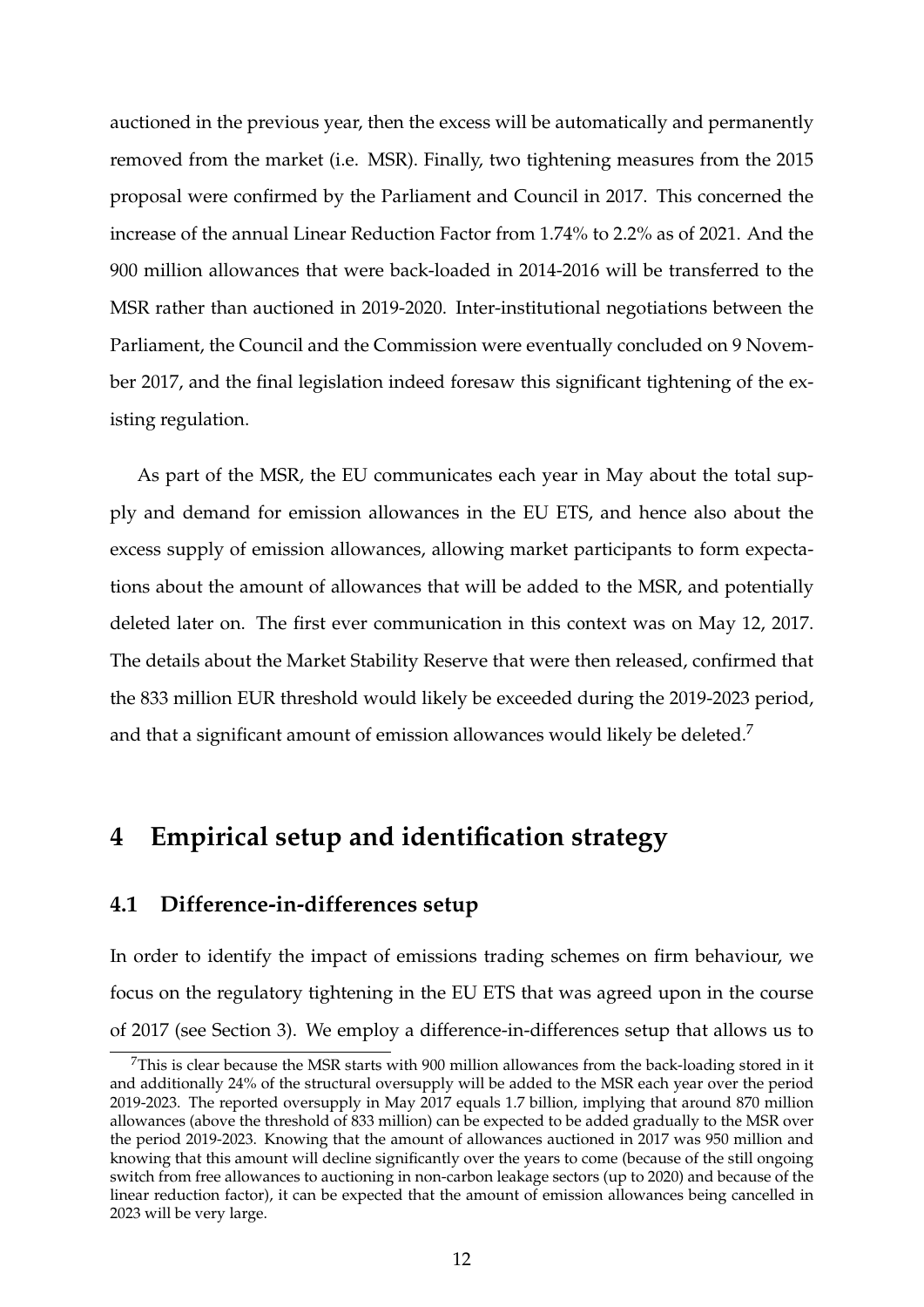auctioned in the previous year, then the excess will be automatically and permanently removed from the market (i.e. MSR). Finally, two tightening measures from the 2015 proposal were confirmed by the Parliament and Council in 2017. This concerned the increase of the annual Linear Reduction Factor from 1.74% to 2.2% as of 2021. And the 900 million allowances that were back-loaded in 2014-2016 will be transferred to the MSR rather than auctioned in 2019-2020. Inter-institutional negotiations between the Parliament, the Council and the Commission were eventually concluded on 9 November 2017, and the final legislation indeed foresaw this significant tightening of the existing regulation.

As part of the MSR, the EU communicates each year in May about the total supply and demand for emission allowances in the EU ETS, and hence also about the excess supply of emission allowances, allowing market participants to form expectations about the amount of allowances that will be added to the MSR, and potentially deleted later on. The first ever communication in this context was on May 12, 2017. The details about the Market Stability Reserve that were then released, confirmed that the 833 million EUR threshold would likely be exceeded during the 2019-2023 period, and that a significant amount of emission allowances would likely be deleted.[7]

# 4 Empirical setup and identification strategy

## 4.1 Difference-in-differences setup

In order to identify the impact of emissions trading schemes on firm behaviour, we focus on the regulatory tightening in the EU ETS that was agreed upon in the course of 2017 (see Section 3). We employ a difference-in-differences setup that allows us to

[7] This is clear because the MSR starts with 900 million allowances from the back-loading stored in it and additionally 24% of the structural oversupply will be added to the MSR each year over the period 2019-2023. The reported oversupply in May 2017 equals 1.7 billion, implying that around 870 million allowances (above the threshold of 833 million) can be expected to be added gradually to the MSR over the period 2019-2023. Knowing that the amount of allowances auctioned in 2017 was 950 million and knowing that this amount will decline significantly over the years to come (because of the still ongoing switch from free allowances to auctioning in non-carbon leakage sectors (up to 2020) and because of the linear reduction factor), it can be expected that the amount of emission allowances being cancelled in 2023 will be very large.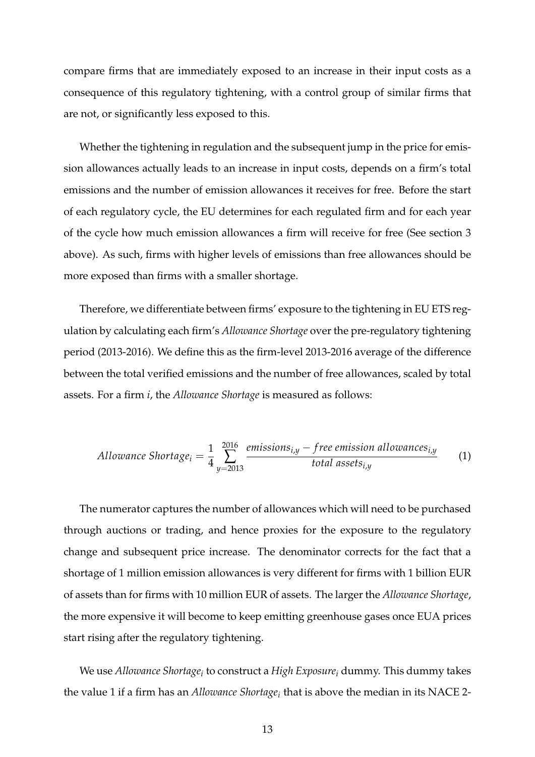compare firms that are immediately exposed to an increase in their input costs as a consequence of this regulatory tightening, with a control group of similar firms that are not, or significantly less exposed to this.

Whether the tightening in regulation and the subsequent jump in the price for emission allowances actually leads to an increase in input costs, depends on a firm's total emissions and the number of emission allowances it receives for free. Before the start of each regulatory cycle, the EU determines for each regulated firm and for each year of the cycle how much emission allowances a firm will receive for free (See section 3 above). As such, firms with higher levels of emissions than free allowances should be more exposed than firms with a smaller shortage.

Therefore, we differentiate between firms' exposure to the tightening in EU ETS regulation by calculating each firm's *Allowance Shortage* over the pre-regulatory tightening period (2013-2016). We define this as the firm-level 2013-2016 average of the difference between the total verified emissions and the number of free allowances, scaled by total assets. For a firm $i$, the *Allowance Shortage* is measured as follows:

$$Allowance\ Shortage_i = \frac{1}{4} \sum_{y=2013}^{2016} \frac{emissions_{i,y} - free\ emission\ allowances_{i,y}}{total\ assets_{i,y}} \quad (1)$$

The numerator captures the number of allowances which will need to be purchased through auctions or trading, and hence proxies for the exposure to the regulatory change and subsequent price increase. The denominator corrects for the fact that a shortage of 1 million emission allowances is very different for firms with 1 billion EUR of assets than for firms with 10 million EUR of assets. The larger the *Allowance Shortage*, the more expensive it will become to keep emitting greenhouse gases once EUA prices start rising after the regulatory tightening.

We use *Allowance Shortage*$_i$ to construct a *High Exposure*$_i$ dummy. This dummy takes the value 1 if a firm has an *Allowance Shortage*$_i$ that is above the median in its NACE 2-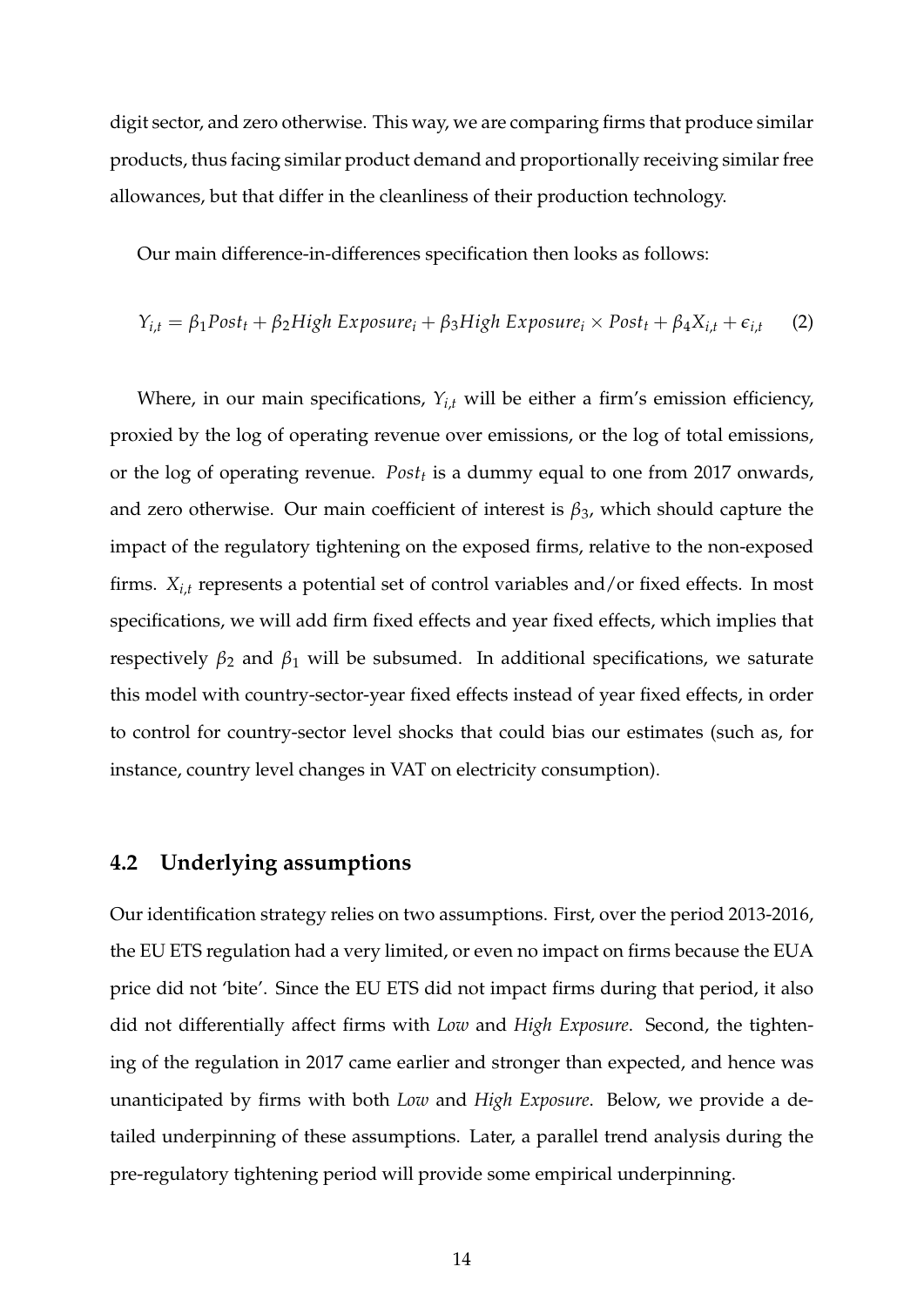digit sector, and zero otherwise. This way, we are comparing firms that produce similar products, thus facing similar product demand and proportionally receiving similar free allowances, but that differ in the cleanliness of their production technology.

Our main difference-in-differences specification then looks as follows:

$$Y_{i,t} = \beta_1 Post_t + \beta_2 High\ Exposure_i + \beta_3 High\ Exposure_i \times Post_t + \beta_4 X_{i,t} + \epsilon_{i,t} \quad (2)$$

Where, in our main specifications, $Y_{i,t}$ will be either a firm's emission efficiency, proxied by the log of operating revenue over emissions, or the log of total emissions, or the log of operating revenue. $Post_t$ is a dummy equal to one from 2017 onwards, and zero otherwise. Our main coefficient of interest is $\beta_3$, which should capture the impact of the regulatory tightening on the exposed firms, relative to the non-exposed firms. $X_{i,t}$ represents a potential set of control variables and/or fixed effects. In most specifications, we will add firm fixed effects and year fixed effects, which implies that respectively $\beta_2$ and $\beta_1$ will be subsumed. In additional specifications, we saturate this model with country-sector-year fixed effects instead of year fixed effects, in order to control for country-sector level shocks that could bias our estimates (such as, for instance, country level changes in VAT on electricity consumption).

## 4.2 Underlying assumptions

Our identification strategy relies on two assumptions. First, over the period 2013-2016, the EU ETS regulation had a very limited, or even no impact on firms because the EUA price did not 'bite'. Since the EU ETS did not impact firms during that period, it also did not differentially affect firms with *Low* and *High Exposure*. Second, the tightening of the regulation in 2017 came earlier and stronger than expected, and hence was unanticipated by firms with both *Low* and *High Exposure*. Below, we provide a detailed underpinning of these assumptions. Later, a parallel trend analysis during the pre-regulatory tightening period will provide some empirical underpinning.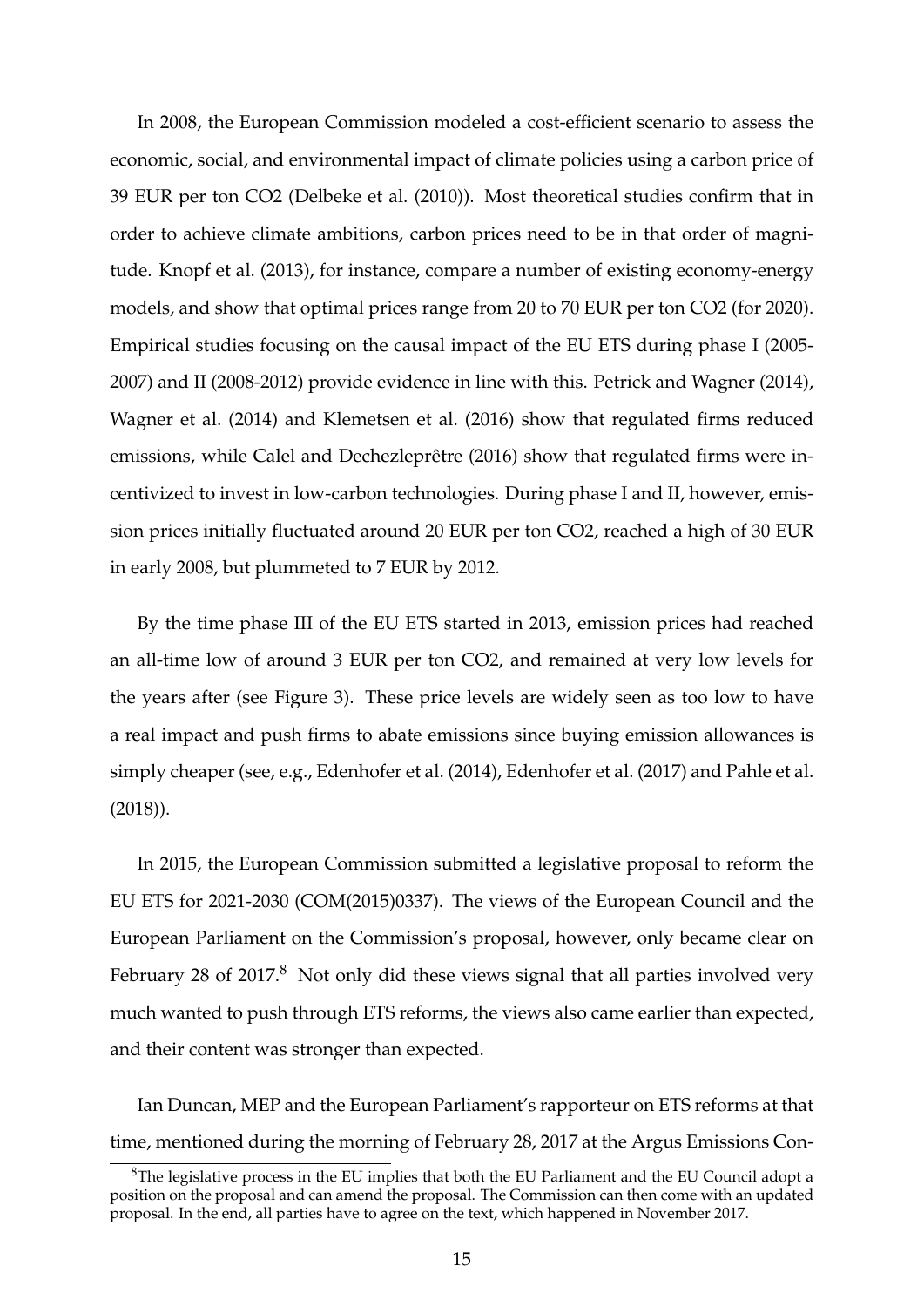In 2008, the European Commission modeled a cost-efficient scenario to assess the economic, social, and environmental impact of climate policies using a carbon price of 39 EUR per ton CO2 (Delbeke et al. (2010)). Most theoretical studies confirm that in order to achieve climate ambitions, carbon prices need to be in that order of magnitude. Knopf et al. (2013), for instance, compare a number of existing economy-energy models, and show that optimal prices range from 20 to 70 EUR per ton CO2 (for 2020). Empirical studies focusing on the causal impact of the EU ETS during phase I (2005-2007) and II (2008-2012) provide evidence in line with this. Petrick and Wagner (2014), Wagner et al. (2014) and Klemetsen et al. (2016) show that regulated firms reduced emissions, while Calel and Dechezleprêtre (2016) show that regulated firms were incentivized to invest in low-carbon technologies. During phase I and II, however, emission prices initially fluctuated around 20 EUR per ton CO2, reached a high of 30 EUR in early 2008, but plummeted to 7 EUR by 2012.

By the time phase III of the EU ETS started in 2013, emission prices had reached an all-time low of around 3 EUR per ton CO2, and remained at very low levels for the years after (see Figure 3). These price levels are widely seen as too low to have a real impact and push firms to abate emissions since buying emission allowances is simply cheaper (see, e.g., Edenhofer et al. (2014), Edenhofer et al. (2017) and Pahle et al. (2018)).

In 2015, the European Commission submitted a legislative proposal to reform the EU ETS for 2021-2030 (COM(2015)0337). The views of the European Council and the European Parliament on the Commission's proposal, however, only became clear on February 28 of 2017.[8] Not only did these views signal that all parties involved very much wanted to push through ETS reforms, the views also came earlier than expected, and their content was stronger than expected.

Ian Duncan, MEP and the European Parliament's rapporteur on ETS reforms at that time, mentioned during the morning of February 28, 2017 at the Argus Emissions Con-

[8] The legislative process in the EU implies that both the EU Parliament and the EU Council adopt a position on the proposal and can amend the proposal. The Commission can then come with an updated proposal. In the end, all parties have to agree on the text, which happened in November 2017.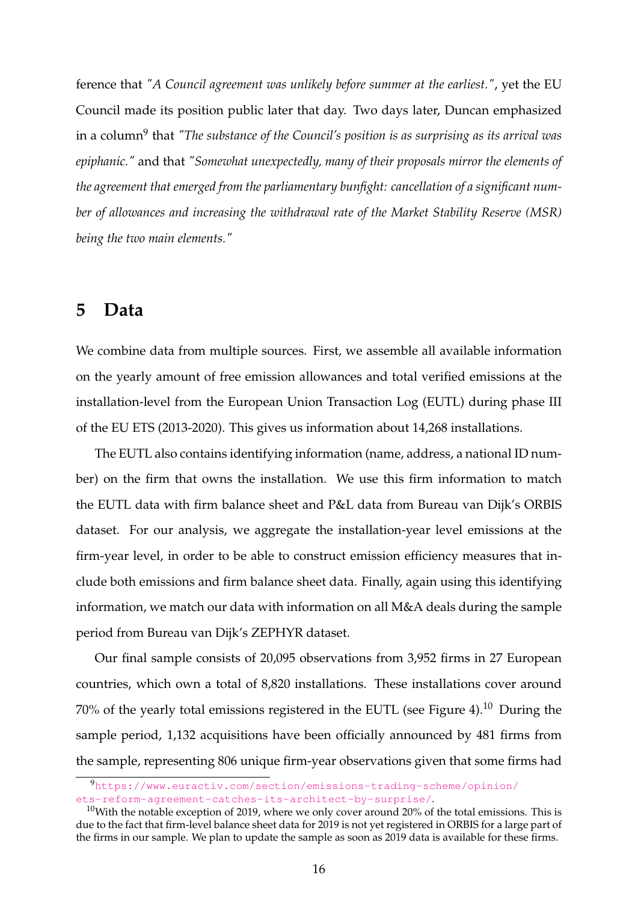ference that *"A Council agreement was unlikely before summer at the earliest."*, yet the EU Council made its position public later that day. Two days later, Duncan emphasized in a column[9] that *"The substance of the Council's position is as surprising as its arrival was epiphanic."* and that *"Somewhat unexpectedly, many of their proposals mirror the elements of the agreement that emerged from the parliamentary bunfight: cancellation of a significant number of allowances and increasing the withdrawal rate of the Market Stability Reserve (MSR) being the two main elements."*

# 5 Data

We combine data from multiple sources. First, we assemble all available information on the yearly amount of free emission allowances and total verified emissions at the installation-level from the European Union Transaction Log (EUTL) during phase III of the EU ETS (2013-2020). This gives us information about 14,268 installations.

The EUTL also contains identifying information (name, address, a national ID number) on the firm that owns the installation. We use this firm information to match the EUTL data with firm balance sheet and P&L data from Bureau van Dijk's ORBIS dataset. For our analysis, we aggregate the installation-year level emissions at the firm-year level, in order to be able to construct emission efficiency measures that include both emissions and firm balance sheet data. Finally, again using this identifying information, we match our data with information on all M&A deals during the sample period from Bureau van Dijk's ZEPHYR dataset.

Our final sample consists of 20,095 observations from 3,952 firms in 27 European countries, which own a total of 8,820 installations. These installations cover around 70% of the yearly total emissions registered in the EUTL (see Figure 4).[10] During the sample period, 1,132 acquisitions have been officially announced by 481 firms from the sample, representing 806 unique firm-year observations given that some firms had

[9] https://www.euractiv.com/section/emissions-trading-scheme/opinion/ets-reform-agreement-catches-its-architect-by-surprise/.

[10] With the notable exception of 2019, where we only cover around 20% of the total emissions. This is due to the fact that firm-level balance sheet data for 2019 is not yet registered in ORBIS for a large part of the firms in our sample. We plan to update the sample as soon as 2019 data is available for these firms.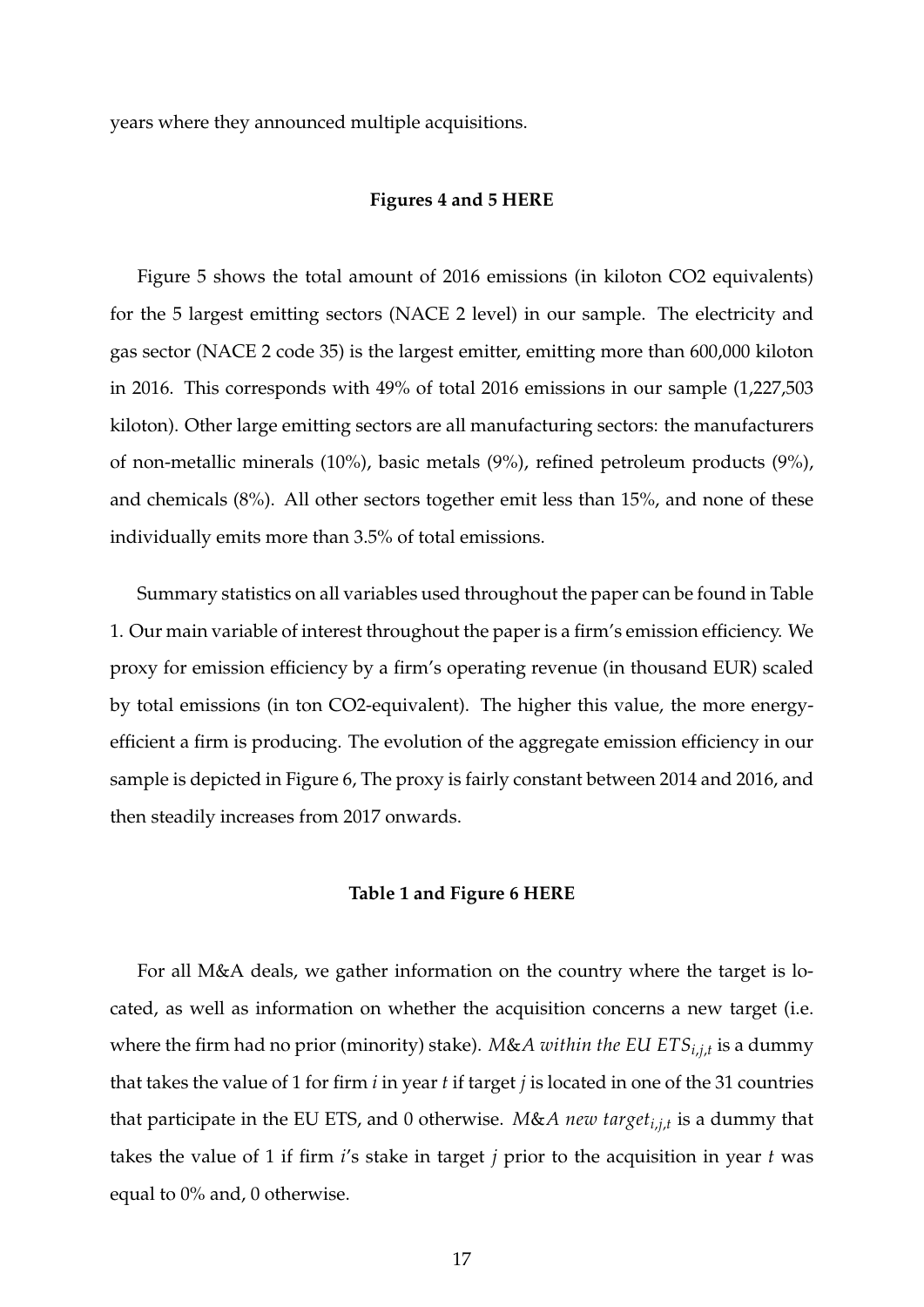years where they announced multiple acquisitions.

**Figures 4 and 5 HERE**

Figure 5 shows the total amount of 2016 emissions (in kiloton CO2 equivalents) for the 5 largest emitting sectors (NACE 2 level) in our sample. The electricity and gas sector (NACE 2 code 35) is the largest emitter, emitting more than 600,000 kiloton in 2016. This corresponds with 49% of total 2016 emissions in our sample (1,227,503 kiloton). Other large emitting sectors are all manufacturing sectors: the manufacturers of non-metallic minerals (10%), basic metals (9%), refined petroleum products (9%), and chemicals (8%). All other sectors together emit less than 15%, and none of these individually emits more than 3.5% of total emissions.

Summary statistics on all variables used throughout the paper can be found in Table 1. Our main variable of interest throughout the paper is a firm's emission efficiency. We proxy for emission efficiency by a firm's operating revenue (in thousand EUR) scaled by total emissions (in ton CO2-equivalent). The higher this value, the more energy-efficient a firm is producing. The evolution of the aggregate emission efficiency in our sample is depicted in Figure 6, The proxy is fairly constant between 2014 and 2016, and then steadily increases from 2017 onwards.

**Table 1 and Figure 6 HERE**

For all M&A deals, we gather information on the country where the target is located, as well as information on whether the acquisition concerns a new target (i.e. where the firm had no prior (minority) stake). $M\&A\ within\ the\ EU\ ETS_{i,j,t}$ is a dummy that takes the value of 1 for firm $i$ in year $t$ if target $j$ is located in one of the 31 countries that participate in the EU ETS, and 0 otherwise. $M\&A\ new\ target_{i,j,t}$ is a dummy that takes the value of 1 if firm $i$'s stake in target $j$ prior to the acquisition in year $t$ was equal to 0% and, 0 otherwise.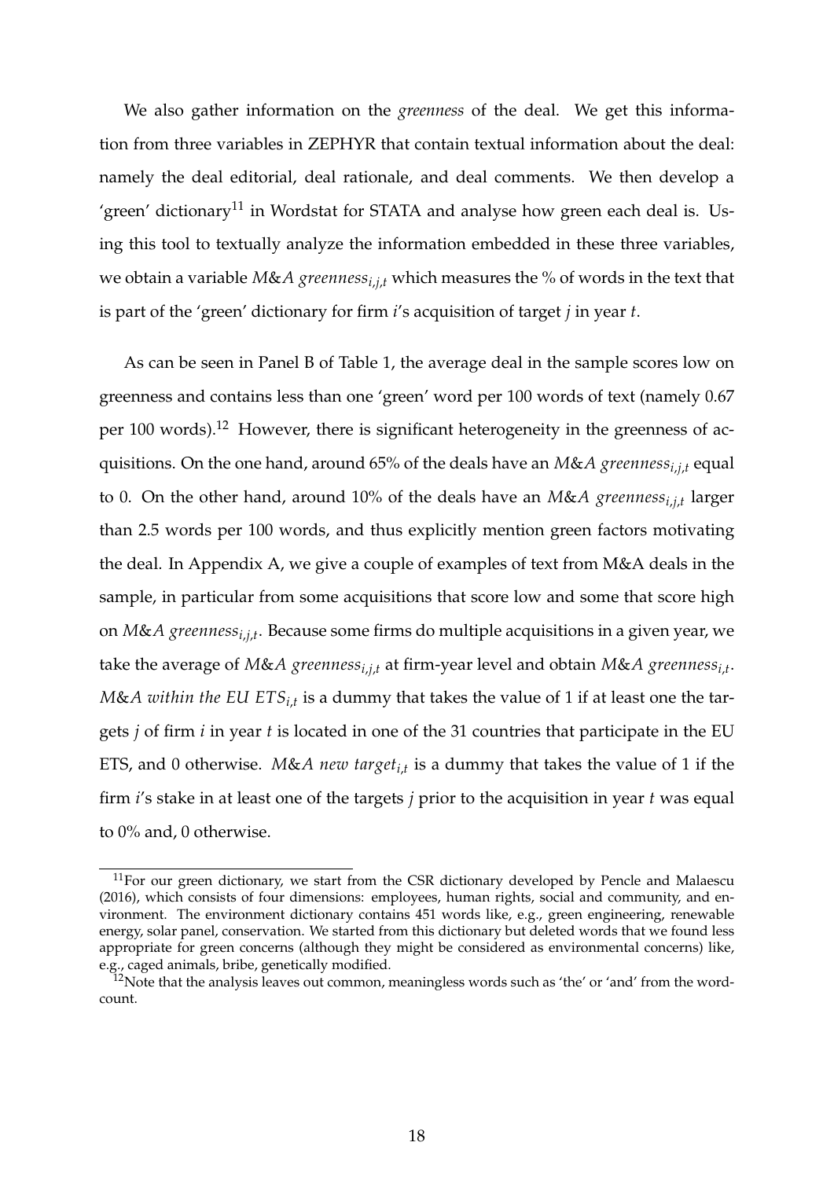We also gather information on the *greenness* of the deal. We get this information from three variables in ZEPHYR that contain textual information about the deal: namely the deal editorial, deal rationale, and deal comments. We then develop a 'green' dictionary[11] in Wordstat for STATA and analyse how green each deal is. Using this tool to textually analyze the information embedded in these three variables, we obtain a variable $M\&A\ greenness_{i,j,t}$ which measures the % of words in the text that is part of the 'green' dictionary for firm *i*'s acquisition of target *j* in year *t*.

As can be seen in Panel B of Table 1, the average deal in the sample scores low on greenness and contains less than one 'green' word per 100 words of text (namely 0.67 per 100 words).[12] However, there is significant heterogeneity in the greenness of acquisitions. On the one hand, around 65% of the deals have an $M\&A\ greenness_{i,j,t}$ equal to 0. On the other hand, around 10% of the deals have an $M\&A\ greenness_{i,j,t}$ larger than 2.5 words per 100 words, and thus explicitly mention green factors motivating the deal. In Appendix A, we give a couple of examples of text from M&A deals in the sample, in particular from some acquisitions that score low and some that score high on $M\&A\ greenness_{i,j,t}$. Because some firms do multiple acquisitions in a given year, we take the average of $M\&A\ greenness_{i,j,t}$ at firm-year level and obtain $M\&A\ greenness_{i,t}$. $M\&A\ within\ the\ EU\ ETS_{i,t}$ is a dummy that takes the value of 1 if at least one the targets *j* of firm *i* in year *t* is located in one of the 31 countries that participate in the EU ETS, and 0 otherwise. $M\&A\ new\ target_{i,t}$ is a dummy that takes the value of 1 if the firm *i*'s stake in at least one of the targets *j* prior to the acquisition in year *t* was equal to 0% and, 0 otherwise.

---

[11] For our green dictionary, we start from the CSR dictionary developed by Pencle and Malaescu (2016), which consists of four dimensions: employees, human rights, social and community, and environment. The environment dictionary contains 451 words like, e.g., green engineering, renewable energy, solar panel, conservation. We started from this dictionary but deleted words that we found less appropriate for green concerns (although they might be considered as environmental concerns) like, e.g., caged animals, bribe, genetically modified.

[12] Note that the analysis leaves out common, meaningless words such as 'the' or 'and' from the word-count.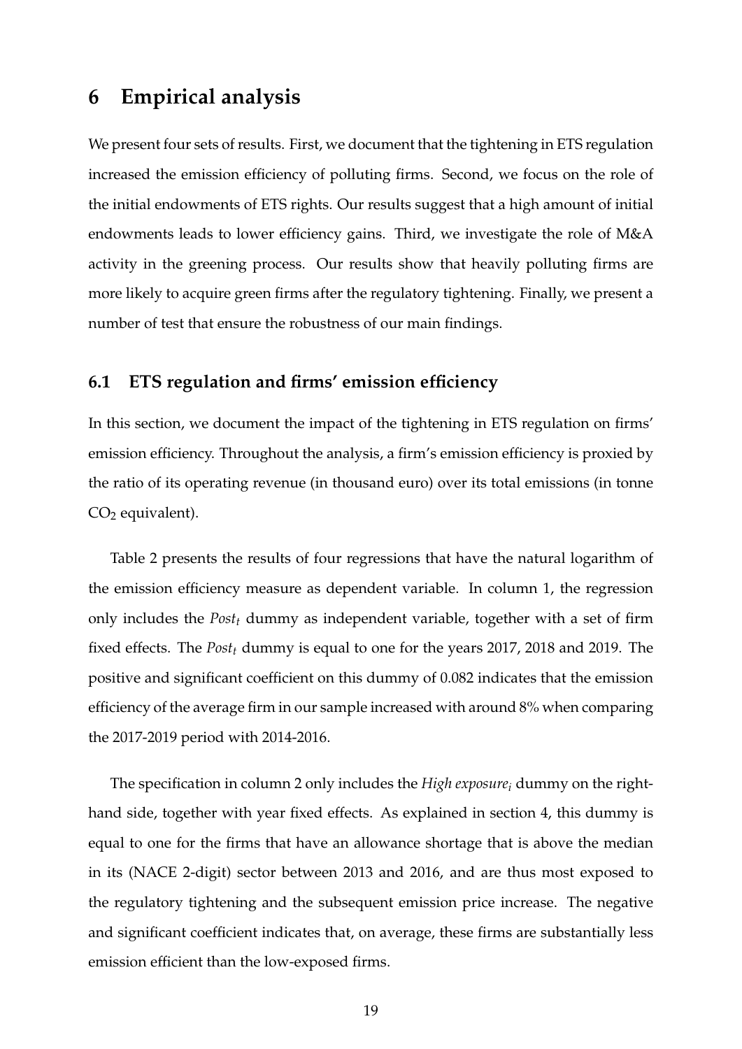# 6 Empirical analysis

We present four sets of results. First, we document that the tightening in ETS regulation increased the emission efficiency of polluting firms. Second, we focus on the role of the initial endowments of ETS rights. Our results suggest that a high amount of initial endowments leads to lower efficiency gains. Third, we investigate the role of M&A activity in the greening process. Our results show that heavily polluting firms are more likely to acquire green firms after the regulatory tightening. Finally, we present a number of test that ensure the robustness of our main findings.

## 6.1 ETS regulation and firms' emission efficiency

In this section, we document the impact of the tightening in ETS regulation on firms' emission efficiency. Throughout the analysis, a firm's emission efficiency is proxied by the ratio of its operating revenue (in thousand euro) over its total emissions (in tonne $CO_2$ equivalent).

Table 2 presents the results of four regressions that have the natural logarithm of the emission efficiency measure as dependent variable. In column 1, the regression only includes the $Post_t$ dummy as independent variable, together with a set of firm fixed effects. The $Post_t$ dummy is equal to one for the years 2017, 2018 and 2019. The positive and significant coefficient on this dummy of 0.082 indicates that the emission efficiency of the average firm in our sample increased with around 8% when comparing the 2017-2019 period with 2014-2016.

The specification in column 2 only includes the $High\ exposure_i$ dummy on the right-hand side, together with year fixed effects. As explained in section 4, this dummy is equal to one for the firms that have an allowance shortage that is above the median in its (NACE 2-digit) sector between 2013 and 2016, and are thus most exposed to the regulatory tightening and the subsequent emission price increase. The negative and significant coefficient indicates that, on average, these firms are substantially less emission efficient than the low-exposed firms.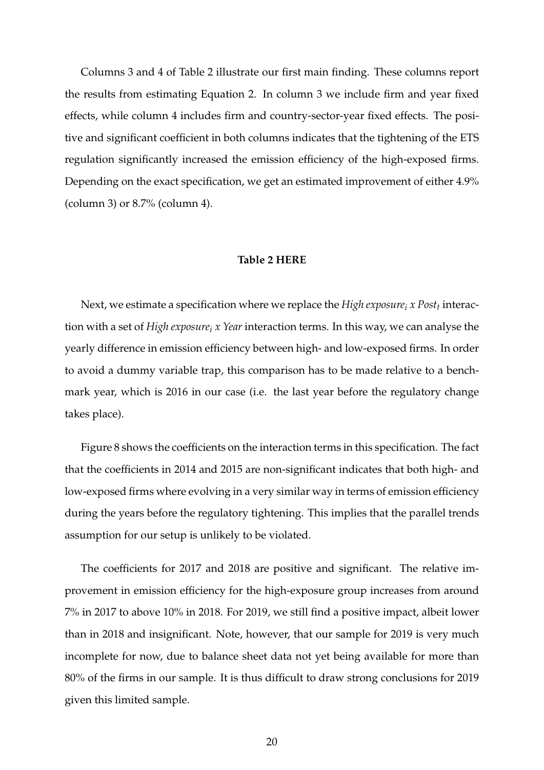Columns 3 and 4 of Table 2 illustrate our first main finding. These columns report the results from estimating Equation 2. In column 3 we include firm and year fixed effects, while column 4 includes firm and country-sector-year fixed effects. The positive and significant coefficient in both columns indicates that the tightening of the ETS regulation significantly increased the emission efficiency of the high-exposed firms. Depending on the exact specification, we get an estimated improvement of either 4.9% (column 3) or 8.7% (column 4).

**Table 2 HERE**

Next, we estimate a specification where we replace the *High exposure*$_i$ *x Post*$_t$ interaction with a set of *High exposure*$_i$ *x Year* interaction terms. In this way, we can analyse the yearly difference in emission efficiency between high- and low-exposed firms. In order to avoid a dummy variable trap, this comparison has to be made relative to a benchmark year, which is 2016 in our case (i.e. the last year before the regulatory change takes place).

Figure 8 shows the coefficients on the interaction terms in this specification. The fact that the coefficients in 2014 and 2015 are non-significant indicates that both high- and low-exposed firms where evolving in a very similar way in terms of emission efficiency during the years before the regulatory tightening. This implies that the parallel trends assumption for our setup is unlikely to be violated.

The coefficients for 2017 and 2018 are positive and significant. The relative improvement in emission efficiency for the high-exposure group increases from around 7% in 2017 to above 10% in 2018. For 2019, we still find a positive impact, albeit lower than in 2018 and insignificant. Note, however, that our sample for 2019 is very much incomplete for now, due to balance sheet data not yet being available for more than 80% of the firms in our sample. It is thus difficult to draw strong conclusions for 2019 given this limited sample.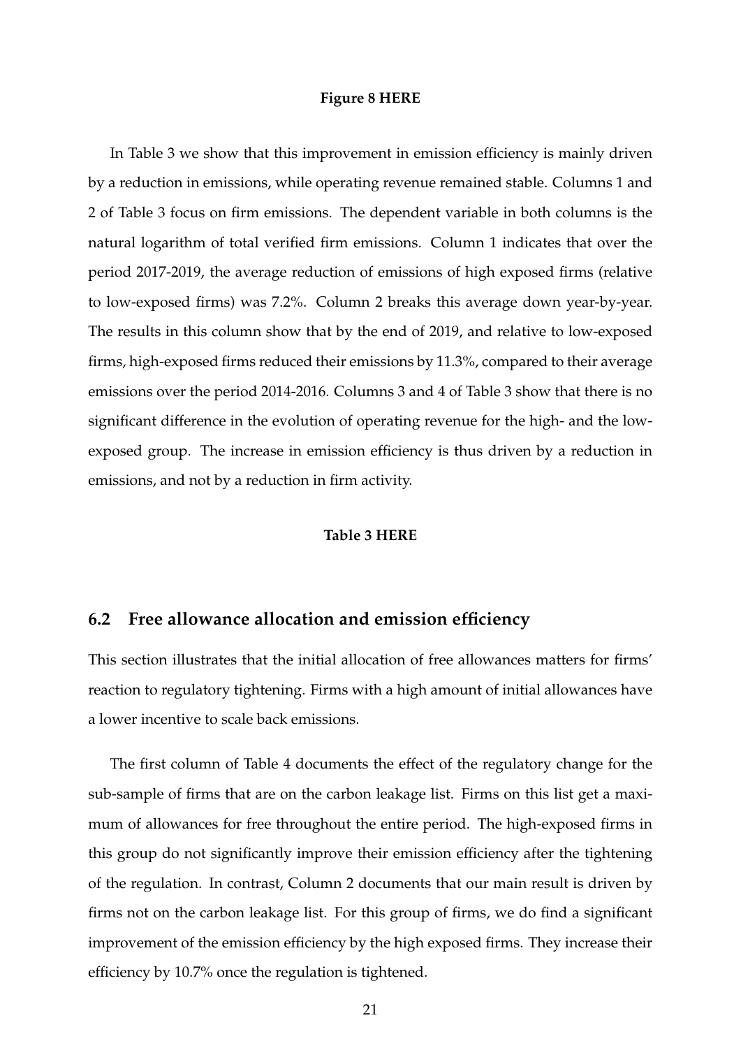**Figure 8 HERE**

In Table 3 we show that this improvement in emission efficiency is mainly driven by a reduction in emissions, while operating revenue remained stable. Columns 1 and 2 of Table 3 focus on firm emissions. The dependent variable in both columns is the natural logarithm of total verified firm emissions. Column 1 indicates that over the period 2017-2019, the average reduction of emissions of high exposed firms (relative to low-exposed firms) was 7.2%. Column 2 breaks this average down year-by-year. The results in this column show that by the end of 2019, and relative to low-exposed firms, high-exposed firms reduced their emissions by 11.3%, compared to their average emissions over the period 2014-2016. Columns 3 and 4 of Table 3 show that there is no significant difference in the evolution of operating revenue for the high- and the low-exposed group. The increase in emission efficiency is thus driven by a reduction in emissions, and not by a reduction in firm activity.

**Table 3 HERE**

## 6.2 Free allowance allocation and emission efficiency

This section illustrates that the initial allocation of free allowances matters for firms' reaction to regulatory tightening. Firms with a high amount of initial allowances have a lower incentive to scale back emissions.

The first column of Table 4 documents the effect of the regulatory change for the sub-sample of firms that are on the carbon leakage list. Firms on this list get a maximum of allowances for free throughout the entire period. The high-exposed firms in this group do not significantly improve their emission efficiency after the tightening of the regulation. In contrast, Column 2 documents that our main result is driven by firms not on the carbon leakage list. For this group of firms, we do find a significant improvement of the emission efficiency by the high exposed firms. They increase their efficiency by 10.7% once the regulation is tightened.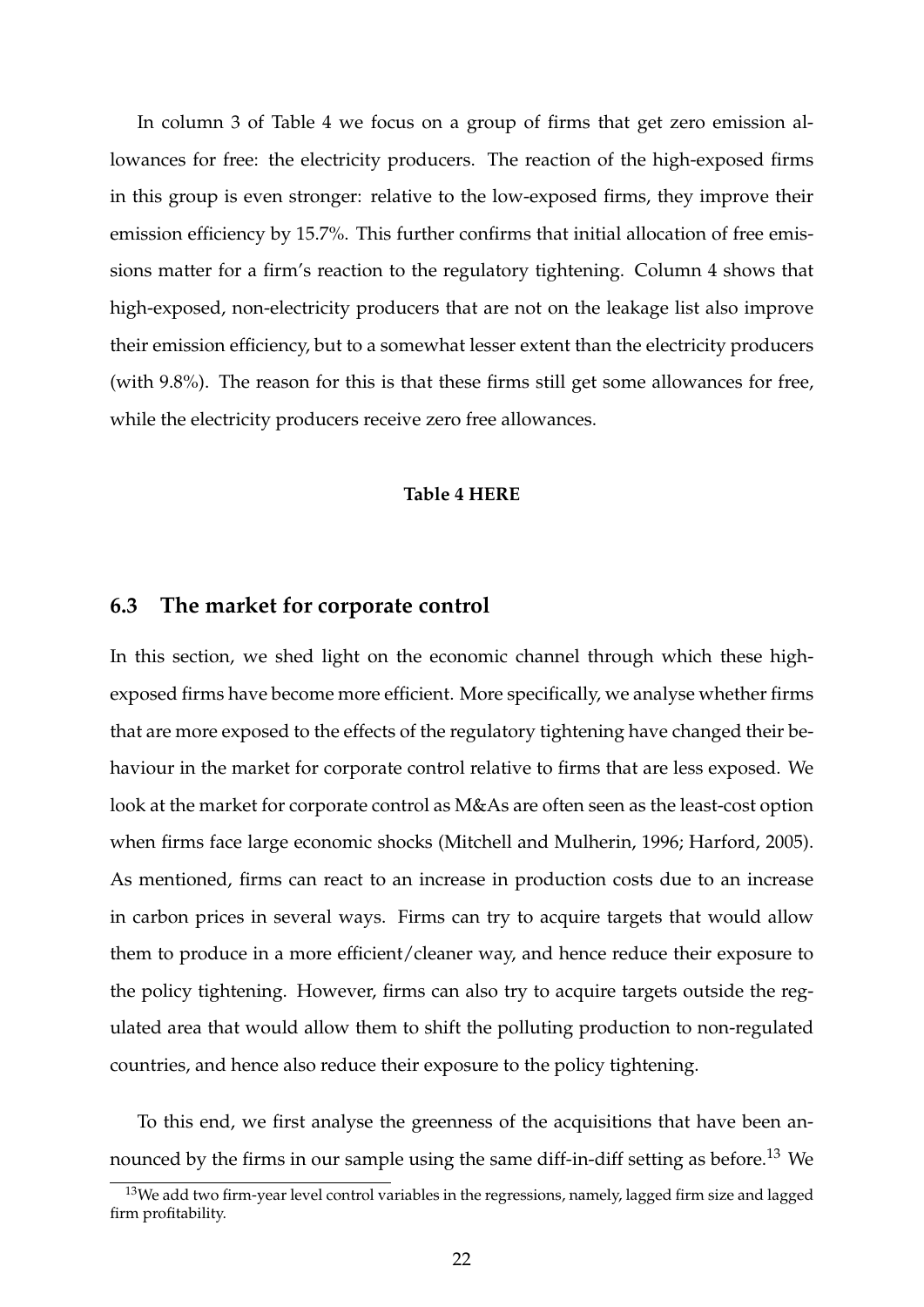In column 3 of Table 4 we focus on a group of firms that get zero emission allowances for free: the electricity producers. The reaction of the high-exposed firms in this group is even stronger: relative to the low-exposed firms, they improve their emission efficiency by 15.7%. This further confirms that initial allocation of free emissions matter for a firm's reaction to the regulatory tightening. Column 4 shows that high-exposed, non-electricity producers that are not on the leakage list also improve their emission efficiency, but to a somewhat lesser extent than the electricity producers (with 9.8%). The reason for this is that these firms still get some allowances for free, while the electricity producers receive zero free allowances.

**Table 4 HERE**

### 6.3 The market for corporate control

In this section, we shed light on the economic channel through which these high-exposed firms have become more efficient. More specifically, we analyse whether firms that are more exposed to the effects of the regulatory tightening have changed their behaviour in the market for corporate control relative to firms that are less exposed. We look at the market for corporate control as M&As are often seen as the least-cost option when firms face large economic shocks (Mitchell and Mulherin, 1996; Harford, 2005). As mentioned, firms can react to an increase in production costs due to an increase in carbon prices in several ways. Firms can try to acquire targets that would allow them to produce in a more efficient/cleaner way, and hence reduce their exposure to the policy tightening. However, firms can also try to acquire targets outside the regulated area that would allow them to shift the polluting production to non-regulated countries, and hence also reduce their exposure to the policy tightening.

To this end, we first analyse the greenness of the acquisitions that have been announced by the firms in our sample using the same diff-in-diff setting as before.[13] We

[13]We add two firm-year level control variables in the regressions, namely, lagged firm size and lagged firm profitability.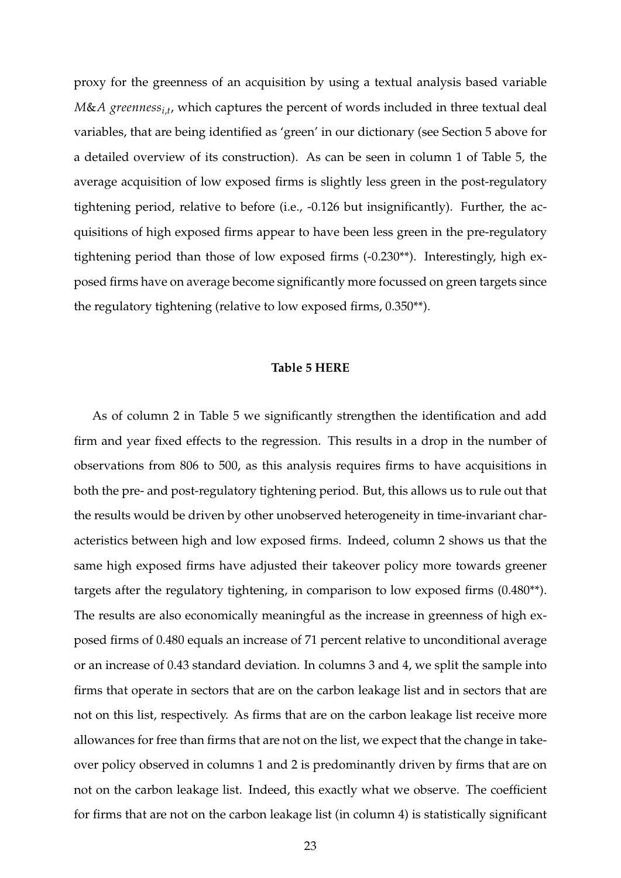proxy for the greenness of an acquisition by using a textual analysis based variable *M&A greenness*$_{i,t}$, which captures the percent of words included in three textual deal variables, that are being identified as 'green' in our dictionary (see Section 5 above for a detailed overview of its construction). As can be seen in column 1 of Table 5, the average acquisition of low exposed firms is slightly less green in the post-regulatory tightening period, relative to before (i.e., -0.126 but insignificantly). Further, the acquisitions of high exposed firms appear to have been less green in the pre-regulatory tightening period than those of low exposed firms (-0.230**). Interestingly, high exposed firms have on average become significantly more focussed on green targets since the regulatory tightening (relative to low exposed firms, 0.350**).

**Table 5 HERE**

As of column 2 in Table 5 we significantly strengthen the identification and add firm and year fixed effects to the regression. This results in a drop in the number of observations from 806 to 500, as this analysis requires firms to have acquisitions in both the pre- and post-regulatory tightening period. But, this allows us to rule out that the results would be driven by other unobserved heterogeneity in time-invariant characteristics between high and low exposed firms. Indeed, column 2 shows us that the same high exposed firms have adjusted their takeover policy more towards greener targets after the regulatory tightening, in comparison to low exposed firms (0.480**). The results are also economically meaningful as the increase in greenness of high exposed firms of 0.480 equals an increase of 71 percent relative to unconditional average or an increase of 0.43 standard deviation. In columns 3 and 4, we split the sample into firms that operate in sectors that are on the carbon leakage list and in sectors that are not on this list, respectively. As firms that are on the carbon leakage list receive more allowances for free than firms that are not on the list, we expect that the change in takeover policy observed in columns 1 and 2 is predominantly driven by firms that are on not on the carbon leakage list. Indeed, this exactly what we observe. The coefficient for firms that are not on the carbon leakage list (in column 4) is statistically significant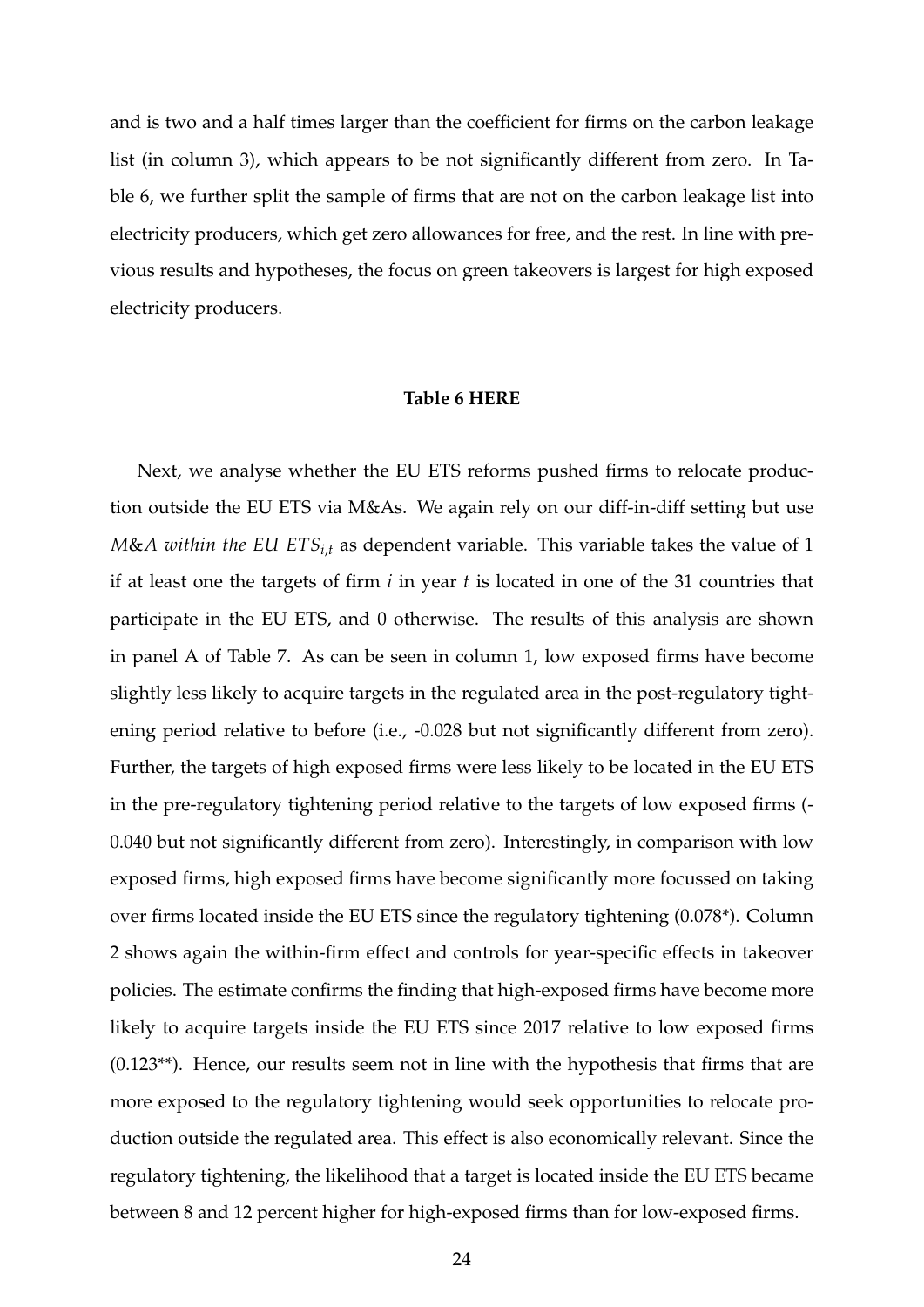and is two and a half times larger than the coefficient for firms on the carbon leakage list (in column 3), which appears to be not significantly different from zero. In Table 6, we further split the sample of firms that are not on the carbon leakage list into electricity producers, which get zero allowances for free, and the rest. In line with previous results and hypotheses, the focus on green takeovers is largest for high exposed electricity producers.

**Table 6 HERE**

Next, we analyse whether the EU ETS reforms pushed firms to relocate production outside the EU ETS via M&As. We again rely on our diff-in-diff setting but use *M&A within the EU ETS*$_{i,t}$ as dependent variable. This variable takes the value of 1 if at least one the targets of firm $i$ in year $t$ is located in one of the 31 countries that participate in the EU ETS, and 0 otherwise. The results of this analysis are shown in panel A of Table 7. As can be seen in column 1, low exposed firms have become slightly less likely to acquire targets in the regulated area in the post-regulatory tightening period relative to before (i.e., -0.028 but not significantly different from zero). Further, the targets of high exposed firms were less likely to be located in the EU ETS in the pre-regulatory tightening period relative to the targets of low exposed firms (-0.040 but not significantly different from zero). Interestingly, in comparison with low exposed firms, high exposed firms have become significantly more focussed on taking over firms located inside the EU ETS since the regulatory tightening (0.078*). Column 2 shows again the within-firm effect and controls for year-specific effects in takeover policies. The estimate confirms the finding that high-exposed firms have become more likely to acquire targets inside the EU ETS since 2017 relative to low exposed firms (0.123**). Hence, our results seem not in line with the hypothesis that firms that are more exposed to the regulatory tightening would seek opportunities to relocate production outside the regulated area. This effect is also economically relevant. Since the regulatory tightening, the likelihood that a target is located inside the EU ETS became between 8 and 12 percent higher for high-exposed firms than for low-exposed firms.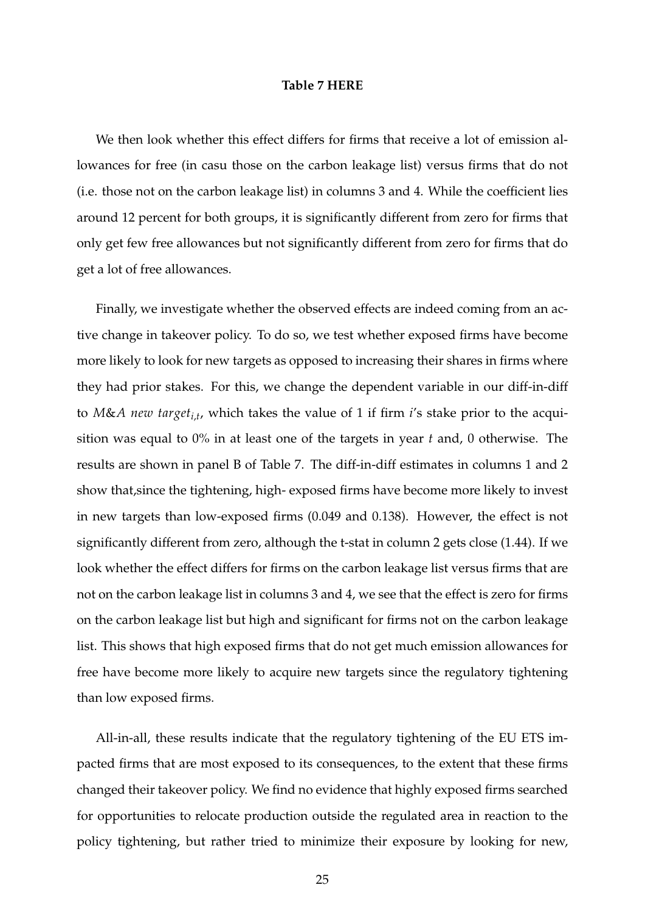**Table 7 HERE**

We then look whether this effect differs for firms that receive a lot of emission allowances for free (in casu those on the carbon leakage list) versus firms that do not (i.e. those not on the carbon leakage list) in columns 3 and 4. While the coefficient lies around 12 percent for both groups, it is significantly different from zero for firms that only get few free allowances but not significantly different from zero for firms that do get a lot of free allowances.

Finally, we investigate whether the observed effects are indeed coming from an active change in takeover policy. To do so, we test whether exposed firms have become more likely to look for new targets as opposed to increasing their shares in firms where they had prior stakes. For this, we change the dependent variable in our diff-in-diff to *M&A new target*$_{i,t}$, which takes the value of 1 if firm $i$'s stake prior to the acquisition was equal to 0% in at least one of the targets in year $t$ and, 0 otherwise. The results are shown in panel B of Table 7. The diff-in-diff estimates in columns 1 and 2 show that,since the tightening, high- exposed firms have become more likely to invest in new targets than low-exposed firms (0.049 and 0.138). However, the effect is not significantly different from zero, although the t-stat in column 2 gets close (1.44). If we look whether the effect differs for firms on the carbon leakage list versus firms that are not on the carbon leakage list in columns 3 and 4, we see that the effect is zero for firms on the carbon leakage list but high and significant for firms not on the carbon leakage list. This shows that high exposed firms that do not get much emission allowances for free have become more likely to acquire new targets since the regulatory tightening than low exposed firms.

All-in-all, these results indicate that the regulatory tightening of the EU ETS impacted firms that are most exposed to its consequences, to the extent that these firms changed their takeover policy. We find no evidence that highly exposed firms searched for opportunities to relocate production outside the regulated area in reaction to the policy tightening, but rather tried to minimize their exposure by looking for new,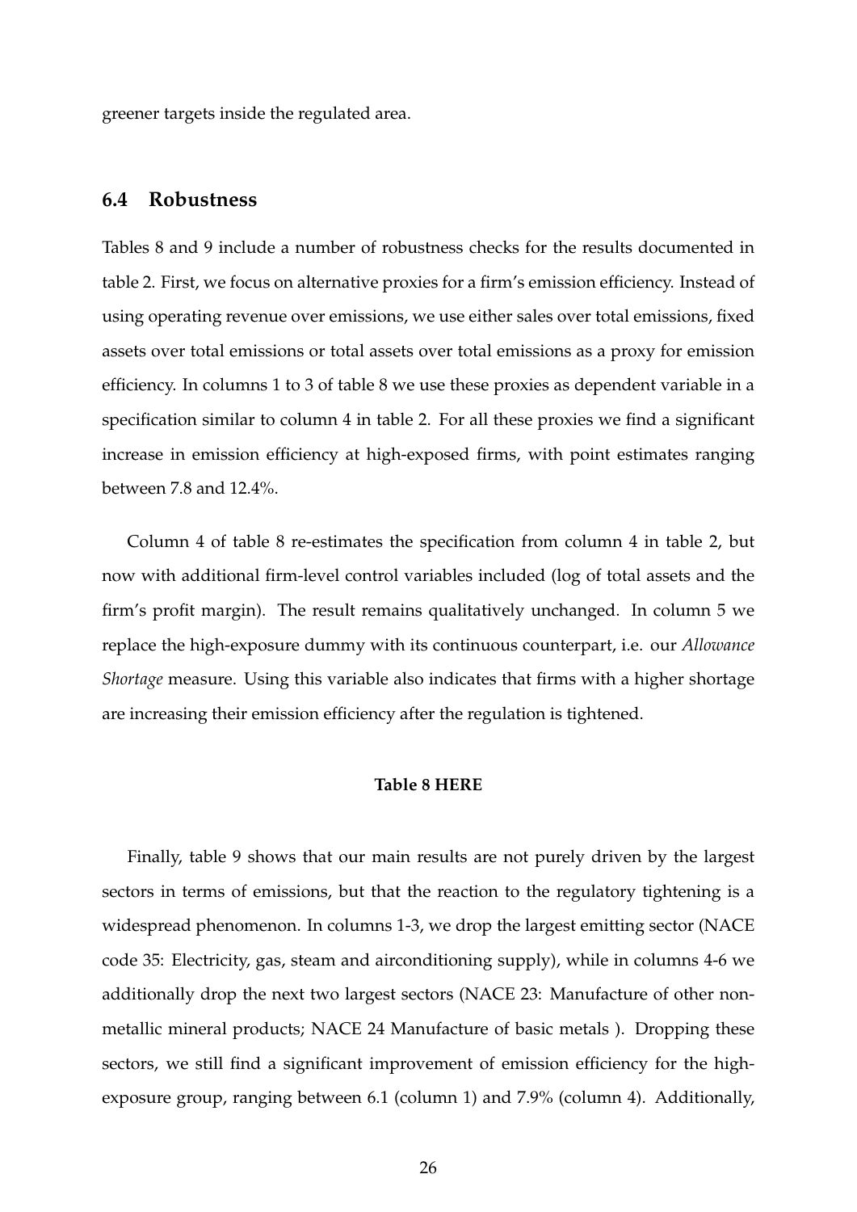greener targets inside the regulated area.

### 6.4 Robustness

Tables 8 and 9 include a number of robustness checks for the results documented in table 2. First, we focus on alternative proxies for a firm's emission efficiency. Instead of using operating revenue over emissions, we use either sales over total emissions, fixed assets over total emissions or total assets over total emissions as a proxy for emission efficiency. In columns 1 to 3 of table 8 we use these proxies as dependent variable in a specification similar to column 4 in table 2. For all these proxies we find a significant increase in emission efficiency at high-exposed firms, with point estimates ranging between 7.8 and 12.4%.

Column 4 of table 8 re-estimates the specification from column 4 in table 2, but now with additional firm-level control variables included (log of total assets and the firm's profit margin). The result remains qualitatively unchanged. In column 5 we replace the high-exposure dummy with its continuous counterpart, i.e. our *Allowance Shortage* measure. Using this variable also indicates that firms with a higher shortage are increasing their emission efficiency after the regulation is tightened.

**Table 8 HERE**

Finally, table 9 shows that our main results are not purely driven by the largest sectors in terms of emissions, but that the reaction to the regulatory tightening is a widespread phenomenon. In columns 1-3, we drop the largest emitting sector (NACE code 35: Electricity, gas, steam and airconditioning supply), while in columns 4-6 we additionally drop the next two largest sectors (NACE 23: Manufacture of other non-metallic mineral products; NACE 24 Manufacture of basic metals ). Dropping these sectors, we still find a significant improvement of emission efficiency for the high-exposure group, ranging between 6.1 (column 1) and 7.9% (column 4). Additionally,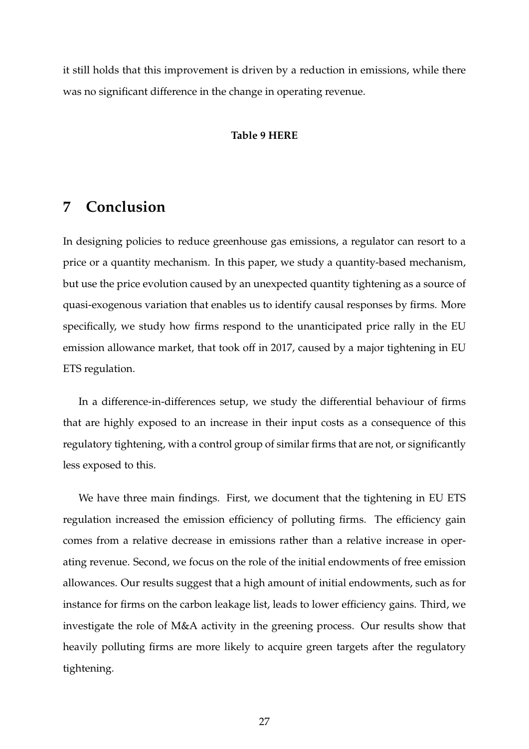it still holds that this improvement is driven by a reduction in emissions, while there was no significant difference in the change in operating revenue.

**Table 9 HERE**

# 7 Conclusion

In designing policies to reduce greenhouse gas emissions, a regulator can resort to a price or a quantity mechanism. In this paper, we study a quantity-based mechanism, but use the price evolution caused by an unexpected quantity tightening as a source of quasi-exogenous variation that enables us to identify causal responses by firms. More specifically, we study how firms respond to the unanticipated price rally in the EU emission allowance market, that took off in 2017, caused by a major tightening in EU ETS regulation.

In a difference-in-differences setup, we study the differential behaviour of firms that are highly exposed to an increase in their input costs as a consequence of this regulatory tightening, with a control group of similar firms that are not, or significantly less exposed to this.

We have three main findings. First, we document that the tightening in EU ETS regulation increased the emission efficiency of polluting firms. The efficiency gain comes from a relative decrease in emissions rather than a relative increase in operating revenue. Second, we focus on the role of the initial endowments of free emission allowances. Our results suggest that a high amount of initial endowments, such as for instance for firms on the carbon leakage list, leads to lower efficiency gains. Third, we investigate the role of M&A activity in the greening process. Our results show that heavily polluting firms are more likely to acquire green targets after the regulatory tightening.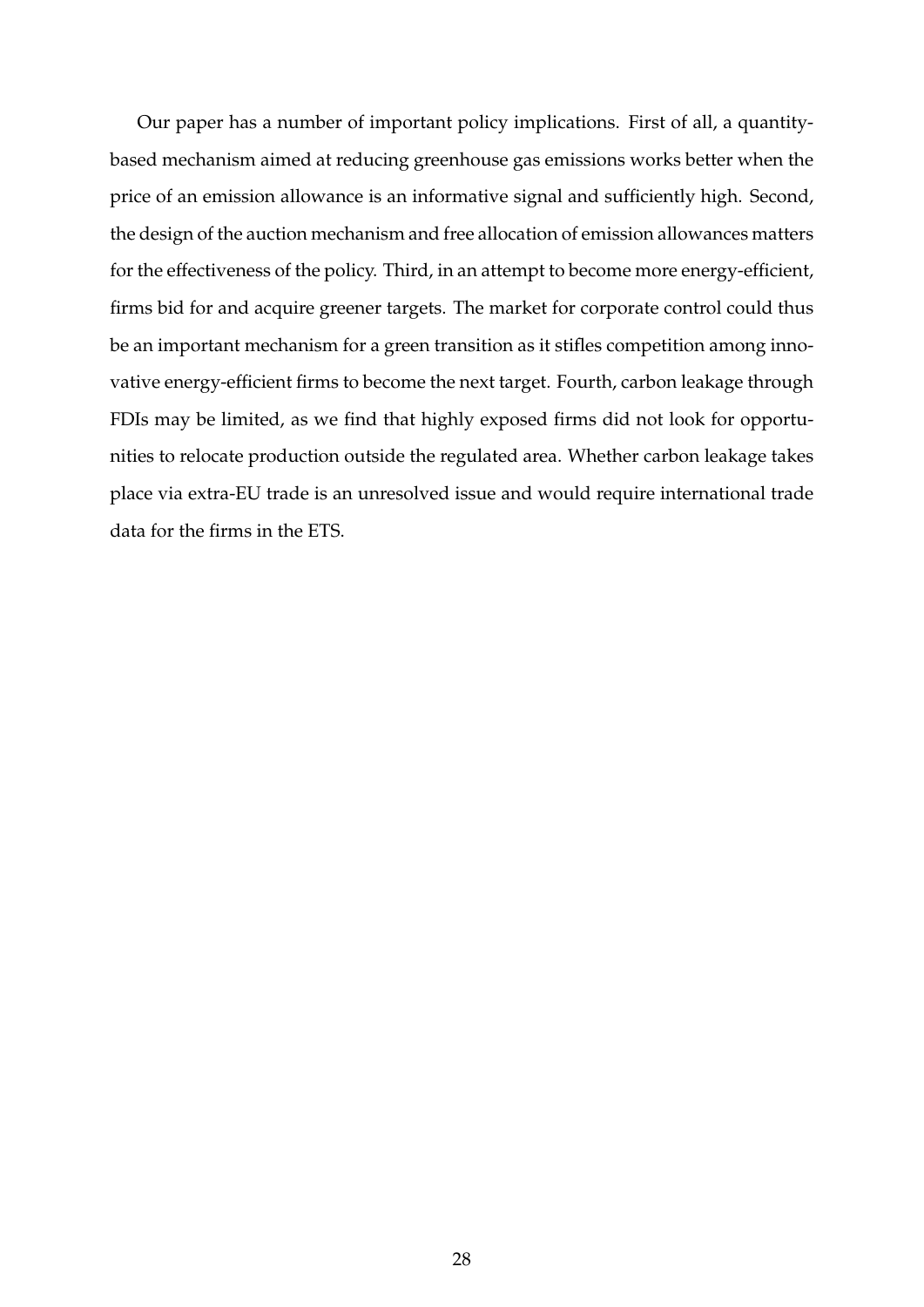Our paper has a number of important policy implications. First of all, a quantity-based mechanism aimed at reducing greenhouse gas emissions works better when the price of an emission allowance is an informative signal and sufficiently high. Second, the design of the auction mechanism and free allocation of emission allowances matters for the effectiveness of the policy. Third, in an attempt to become more energy-efficient, firms bid for and acquire greener targets. The market for corporate control could thus be an important mechanism for a green transition as it stifles competition among innovative energy-efficient firms to become the next target. Fourth, carbon leakage through FDIs may be limited, as we find that highly exposed firms did not look for opportunities to relocate production outside the regulated area. Whether carbon leakage takes place via extra-EU trade is an unresolved issue and would require international trade data for the firms in the ETS.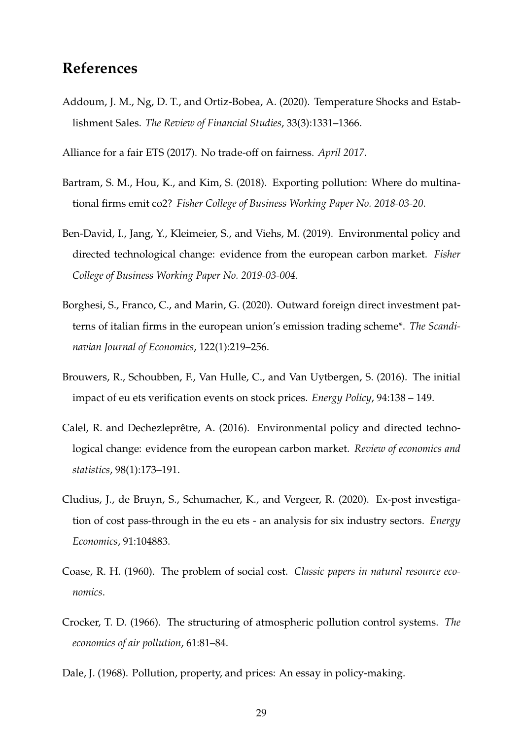## References

Addoum, J. M., Ng, D. T., and Ortiz-Bobea, A. (2020). Temperature Shocks and Establishment Sales. *The Review of Financial Studies*, 33(3):1331–1366.

Alliance for a fair ETS (2017). No trade-off on fairness. *April 2017*.

Bartram, S. M., Hou, K., and Kim, S. (2018). Exporting pollution: Where do multinational firms emit co2? *Fisher College of Business Working Paper No. 2018-03-20*.

Ben-David, I., Jang, Y., Kleimeier, S., and Viehs, M. (2019). Environmental policy and directed technological change: evidence from the european carbon market. *Fisher College of Business Working Paper No. 2019-03-004*.

Borghesi, S., Franco, C., and Marin, G. (2020). Outward foreign direct investment patterns of italian firms in the european union's emission trading scheme*. *The Scandinavian Journal of Economics*, 122(1):219–256.

Brouwers, R., Schoubben, F., Van Hulle, C., and Van Uytbergen, S. (2016). The initial impact of eu ets verification events on stock prices. *Energy Policy*, 94:138 – 149.

Calel, R. and Dechezleprêtre, A. (2016). Environmental policy and directed technological change: evidence from the european carbon market. *Review of economics and statistics*, 98(1):173–191.

Cludius, J., de Bruyn, S., Schumacher, K., and Vergeer, R. (2020). Ex-post investigation of cost pass-through in the eu ets - an analysis for six industry sectors. *Energy Economics*, 91:104883.

Coase, R. H. (1960). The problem of social cost. *Classic papers in natural resource economics*.

Crocker, T. D. (1966). The structuring of atmospheric pollution control systems. *The economics of air pollution*, 61:81–84.

Dale, J. (1968). Pollution, property, and prices: An essay in policy-making.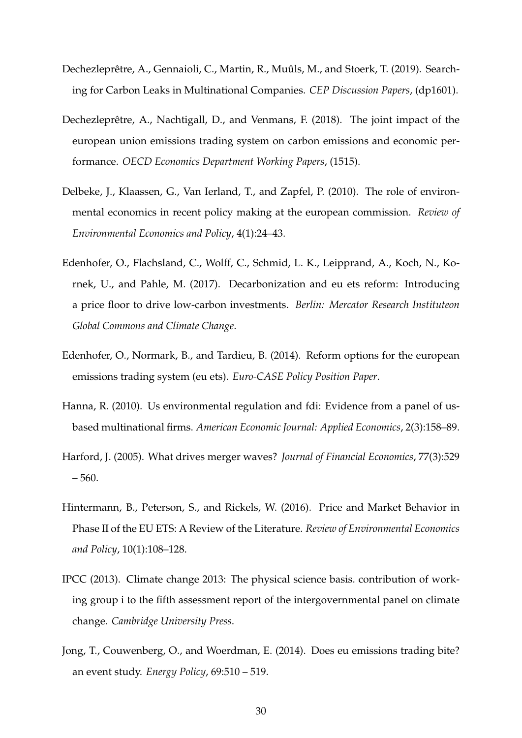Dechezleprêtre, A., Gennaioli, C., Martin, R., Muûls, M., and Stoerk, T. (2019). Searching for Carbon Leaks in Multinational Companies. *CEP Discussion Papers*, (dp1601).

Dechezleprêtre, A., Nachtigall, D., and Venmans, F. (2018). The joint impact of the european union emissions trading system on carbon emissions and economic performance. *OECD Economics Department Working Papers*, (1515).

Delbeke, J., Klaassen, G., Van Ierland, T., and Zapfel, P. (2010). The role of environmental economics in recent policy making at the european commission. *Review of Environmental Economics and Policy*, 4(1):24–43.

Edenhofer, O., Flachsland, C., Wolff, C., Schmid, L. K., Leipprand, A., Koch, N., Kornek, U., and Pahle, M. (2017). Decarbonization and eu ets reform: Introducing a price floor to drive low-carbon investments. *Berlin: Mercator Research Instituteon Global Commons and Climate Change*.

Edenhofer, O., Normark, B., and Tardieu, B. (2014). Reform options for the european emissions trading system (eu ets). *Euro-CASE Policy Position Paper*.

Hanna, R. (2010). Us environmental regulation and fdi: Evidence from a panel of us-based multinational firms. *American Economic Journal: Applied Economics*, 2(3):158–89.

Harford, J. (2005). What drives merger waves? *Journal of Financial Economics*, 77(3):529 – 560.

Hintermann, B., Peterson, S., and Rickels, W. (2016). Price and Market Behavior in Phase II of the EU ETS: A Review of the Literature. *Review of Environmental Economics and Policy*, 10(1):108–128.

IPCC (2013). Climate change 2013: The physical science basis. contribution of working group i to the fifth assessment report of the intergovernmental panel on climate change. *Cambridge University Press*.

Jong, T., Couwenberg, O., and Woerdman, E. (2014). Does eu emissions trading bite? an event study. *Energy Policy*, 69:510 – 519.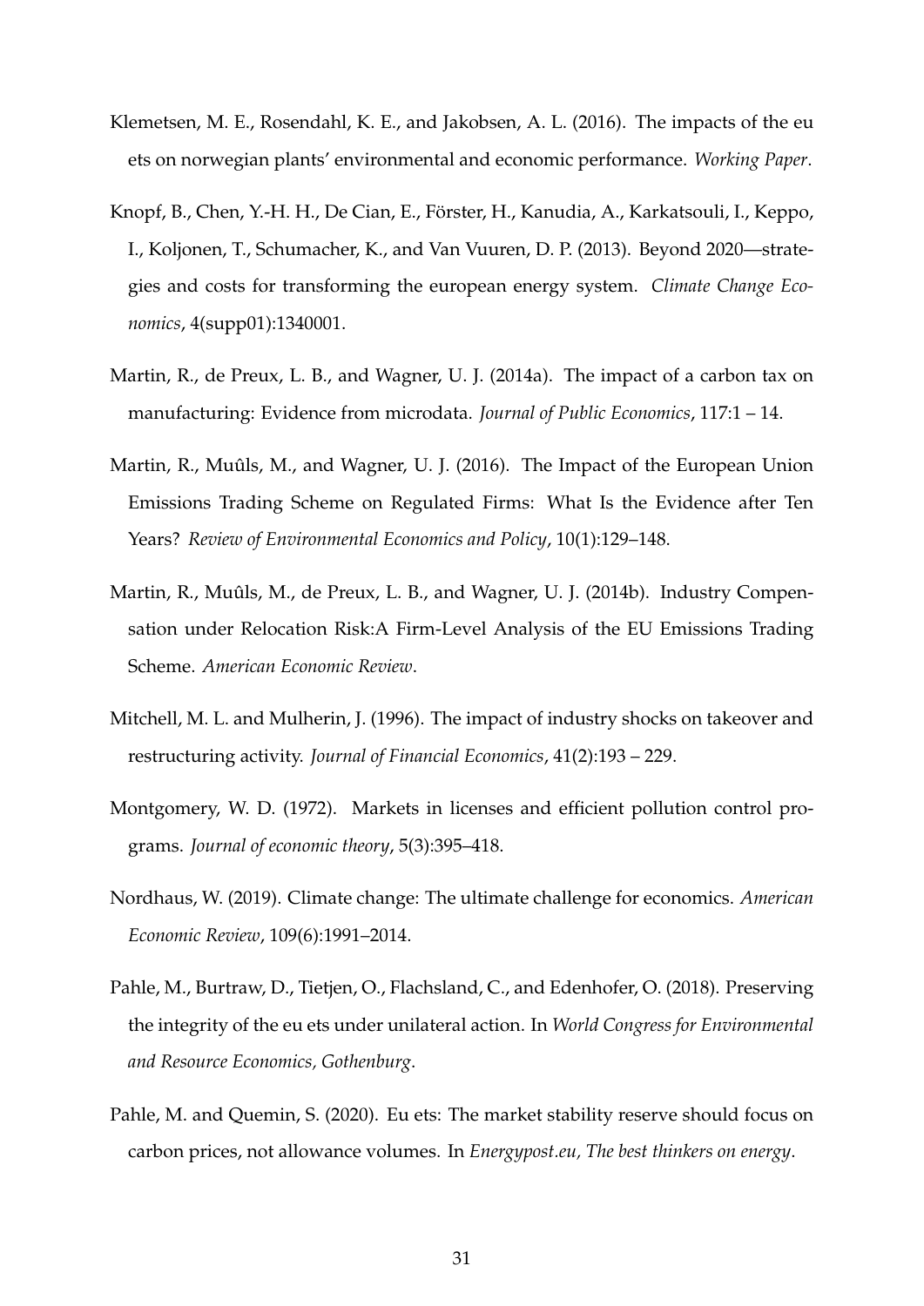Klemetsen, M. E., Rosendahl, K. E., and Jakobsen, A. L. (2016). The impacts of the eu ets on norwegian plants' environmental and economic performance. *Working Paper*.

Knopf, B., Chen, Y.-H. H., De Cian, E., Förster, H., Kanudia, A., Karkatsouli, I., Keppo, I., Koljonen, T., Schumacher, K., and Van Vuuren, D. P. (2013). Beyond 2020—strategies and costs for transforming the european energy system. *Climate Change Economics*, 4(supp01):1340001.

Martin, R., de Preux, L. B., and Wagner, U. J. (2014a). The impact of a carbon tax on manufacturing: Evidence from microdata. *Journal of Public Economics*, 117:1 – 14.

Martin, R., Muûls, M., and Wagner, U. J. (2016). The Impact of the European Union Emissions Trading Scheme on Regulated Firms: What Is the Evidence after Ten Years? *Review of Environmental Economics and Policy*, 10(1):129–148.

Martin, R., Muûls, M., de Preux, L. B., and Wagner, U. J. (2014b). Industry Compensation under Relocation Risk:A Firm-Level Analysis of the EU Emissions Trading Scheme. *American Economic Review*.

Mitchell, M. L. and Mulherin, J. (1996). The impact of industry shocks on takeover and restructuring activity. *Journal of Financial Economics*, 41(2):193 – 229.

Montgomery, W. D. (1972). Markets in licenses and efficient pollution control programs. *Journal of economic theory*, 5(3):395–418.

Nordhaus, W. (2019). Climate change: The ultimate challenge for economics. *American Economic Review*, 109(6):1991–2014.

Pahle, M., Burtraw, D., Tietjen, O., Flachsland, C., and Edenhofer, O. (2018). Preserving the integrity of the eu ets under unilateral action. In *World Congress for Environmental and Resource Economics, Gothenburg*.

Pahle, M. and Quemin, S. (2020). Eu ets: The market stability reserve should focus on carbon prices, not allowance volumes. In *Energypost.eu, The best thinkers on energy*.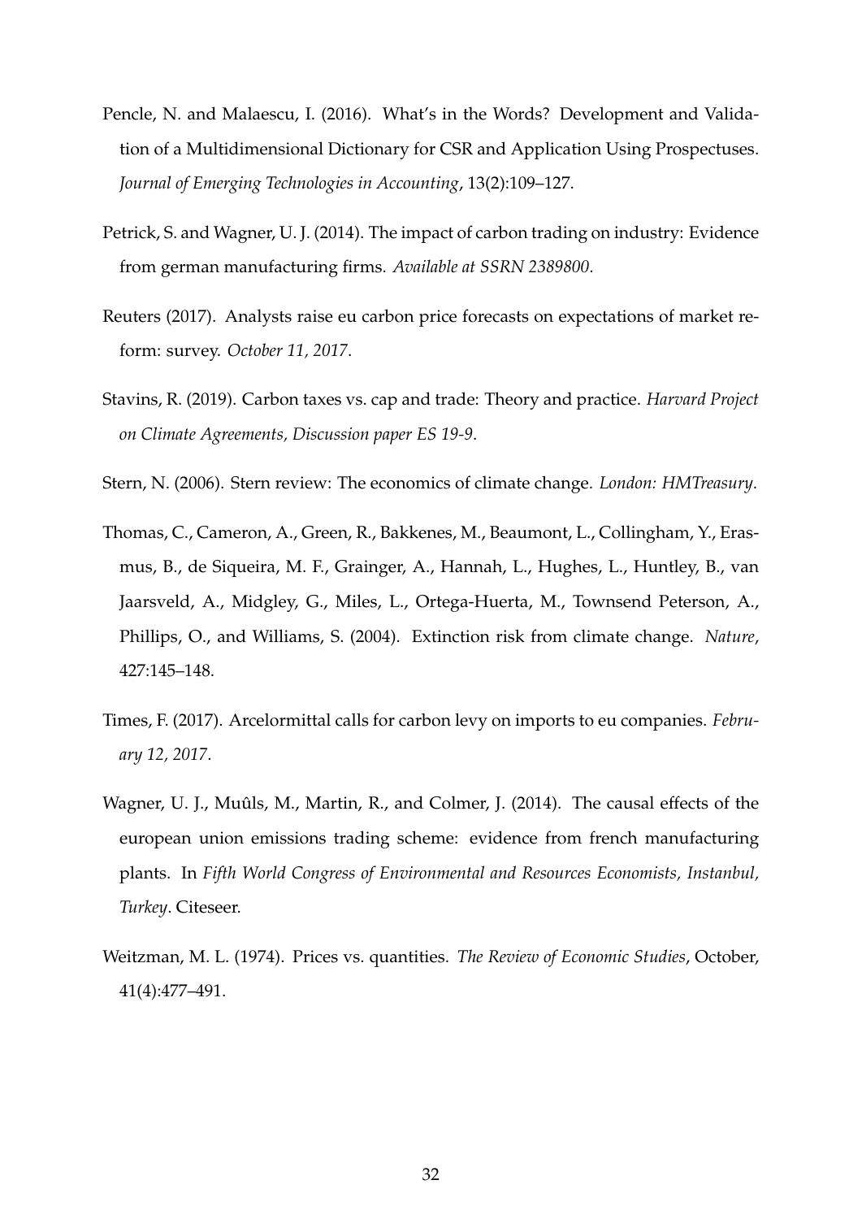Pencle, N. and Malaescu, I. (2016). What's in the Words? Development and Validation of a Multidimensional Dictionary for CSR and Application Using Prospectuses. *Journal of Emerging Technologies in Accounting*, 13(2):109–127.

Petrick, S. and Wagner, U. J. (2014). The impact of carbon trading on industry: Evidence from german manufacturing firms. *Available at SSRN 2389800*.

Reuters (2017). Analysts raise eu carbon price forecasts on expectations of market reform: survey. *October 11, 2017*.

Stavins, R. (2019). Carbon taxes vs. cap and trade: Theory and practice. *Harvard Project on Climate Agreements, Discussion paper ES 19-9*.

Stern, N. (2006). Stern review: The economics of climate change. *London: HMTreasury*.

Thomas, C., Cameron, A., Green, R., Bakkenes, M., Beaumont, L., Collingham, Y., Erasmus, B., de Siqueira, M. F., Grainger, A., Hannah, L., Hughes, L., Huntley, B., van Jaarsveld, A., Midgley, G., Miles, L., Ortega-Huerta, M., Townsend Peterson, A., Phillips, O., and Williams, S. (2004). Extinction risk from climate change. *Nature*, 427:145–148.

Times, F. (2017). Arcelormittal calls for carbon levy on imports to eu companies. *February 12, 2017*.

Wagner, U. J., Muûls, M., Martin, R., and Colmer, J. (2014). The causal effects of the european union emissions trading scheme: evidence from french manufacturing plants. In *Fifth World Congress of Environmental and Resources Economists, Instanbul, Turkey*. Citeseer.

Weitzman, M. L. (1974). Prices vs. quantities. *The Review of Economic Studies*, October, 41(4):477–491.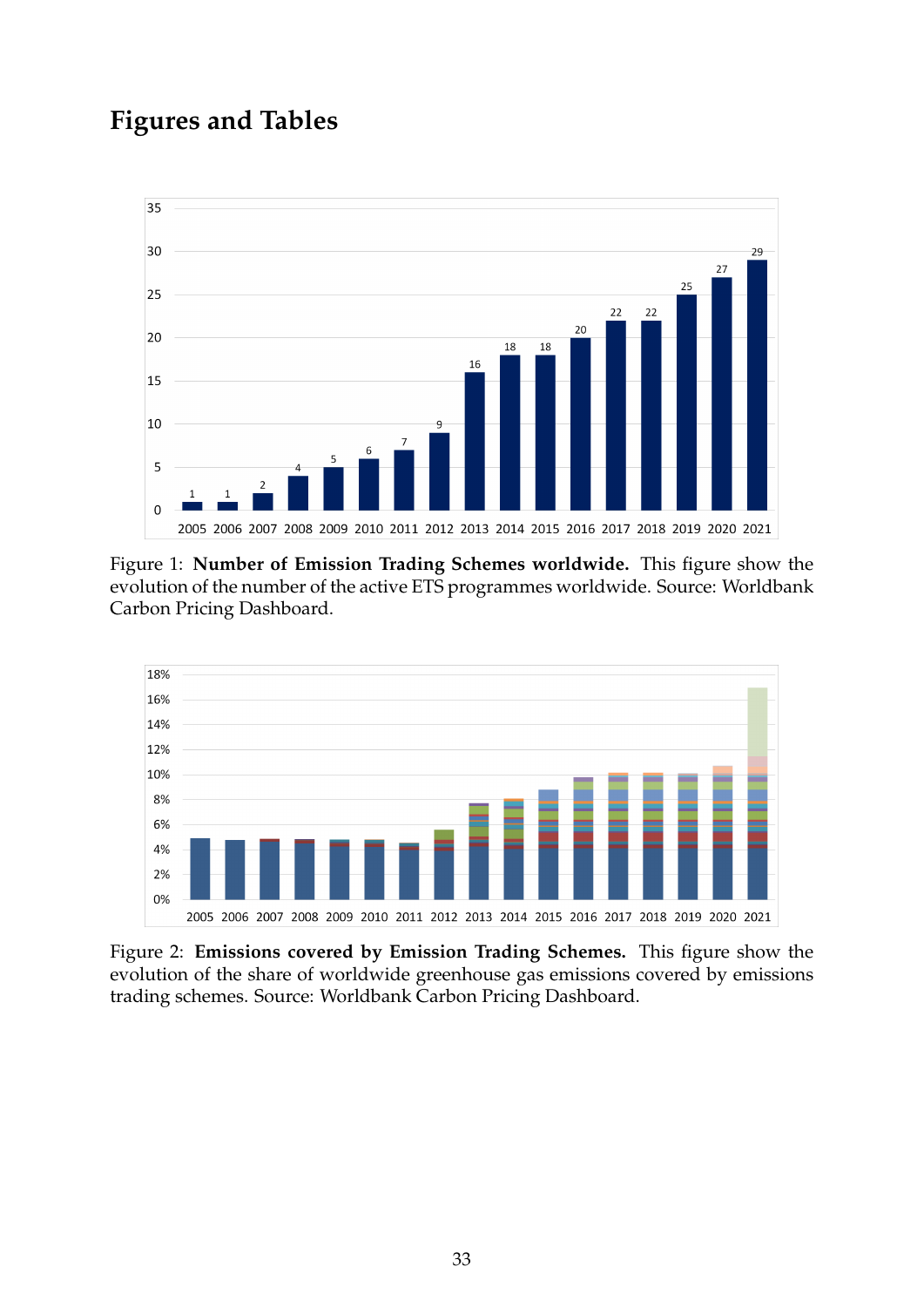# Figures and Tables

Figure 1: **Number of Emission Trading Schemes worldwide.** This figure show the evolution of the number of the active ETS programmes worldwide. Source: Worldbank Carbon Pricing Dashboard.

Figure 2: **Emissions covered by Emission Trading Schemes.** This figure show the evolution of the share of worldwide greenhouse gas emissions covered by emissions trading schemes. Source: Worldbank Carbon Pricing Dashboard.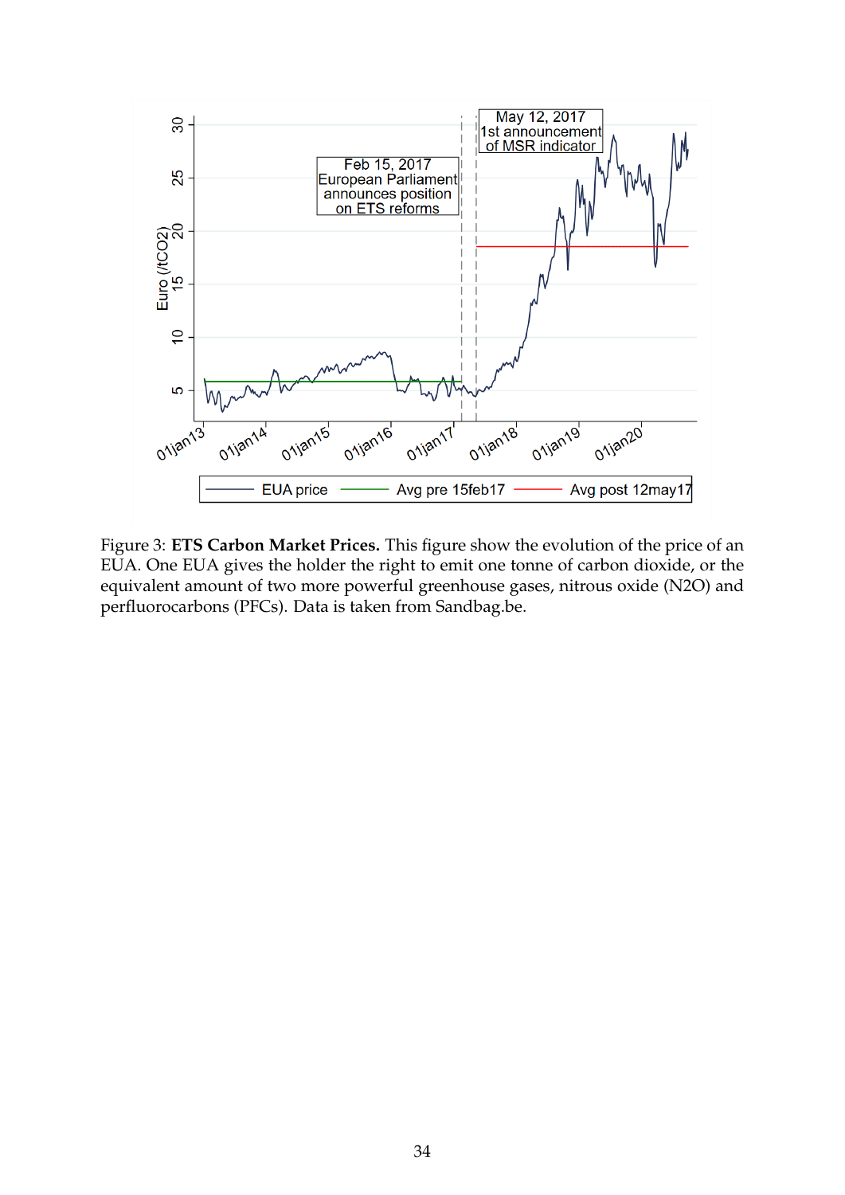Figure 3: **ETS Carbon Market Prices.** This figure show the evolution of the price of an EUA. One EUA gives the holder the right to emit one tonne of carbon dioxide, or the equivalent amount of two more powerful greenhouse gases, nitrous oxide (N2O) and perfluorocarbons (PFCs). Data is taken from Sandbag.be.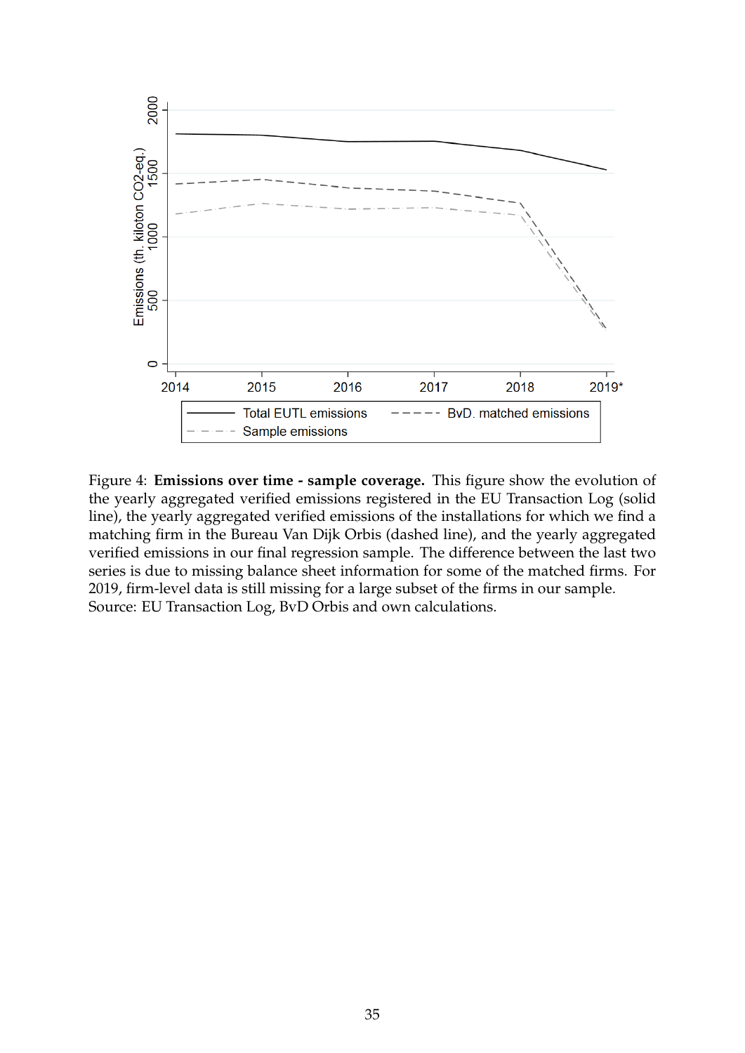Figure 4: **Emissions over time - sample coverage.** This figure show the evolution of the yearly aggregated verified emissions registered in the EU Transaction Log (solid line), the yearly aggregated verified emissions of the installations for which we find a matching firm in the Bureau Van Dijk Orbis (dashed line), and the yearly aggregated verified emissions in our final regression sample. The difference between the last two series is due to missing balance sheet information for some of the matched firms. For 2019, firm-level data is still missing for a large subset of the firms in our sample. Source: EU Transaction Log, BvD Orbis and own calculations.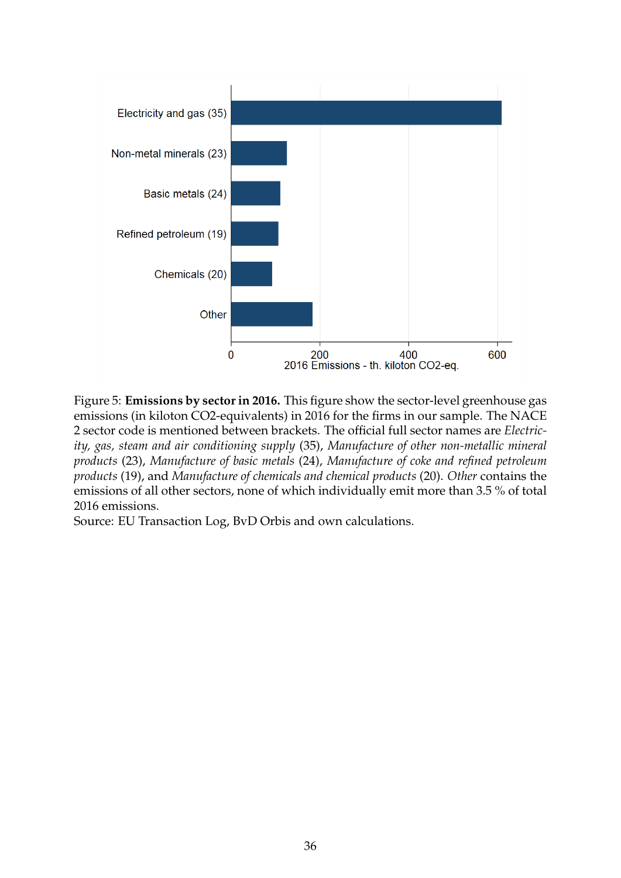Figure 5: **Emissions by sector in 2016.** This figure show the sector-level greenhouse gas emissions (in kiloton CO2-equivalents) in 2016 for the firms in our sample. The NACE 2 sector code is mentioned between brackets. The official full sector names are *Electricity, gas, steam and air conditioning supply* (35), *Manufacture of other non-metallic mineral products* (23), *Manufacture of basic metals* (24), *Manufacture of coke and refined petroleum products* (19), and *Manufacture of chemicals and chemical products* (20). *Other* contains the emissions of all other sectors, none of which individually emit more than 3.5 % of total 2016 emissions.

Source: EU Transaction Log, BvD Orbis and own calculations.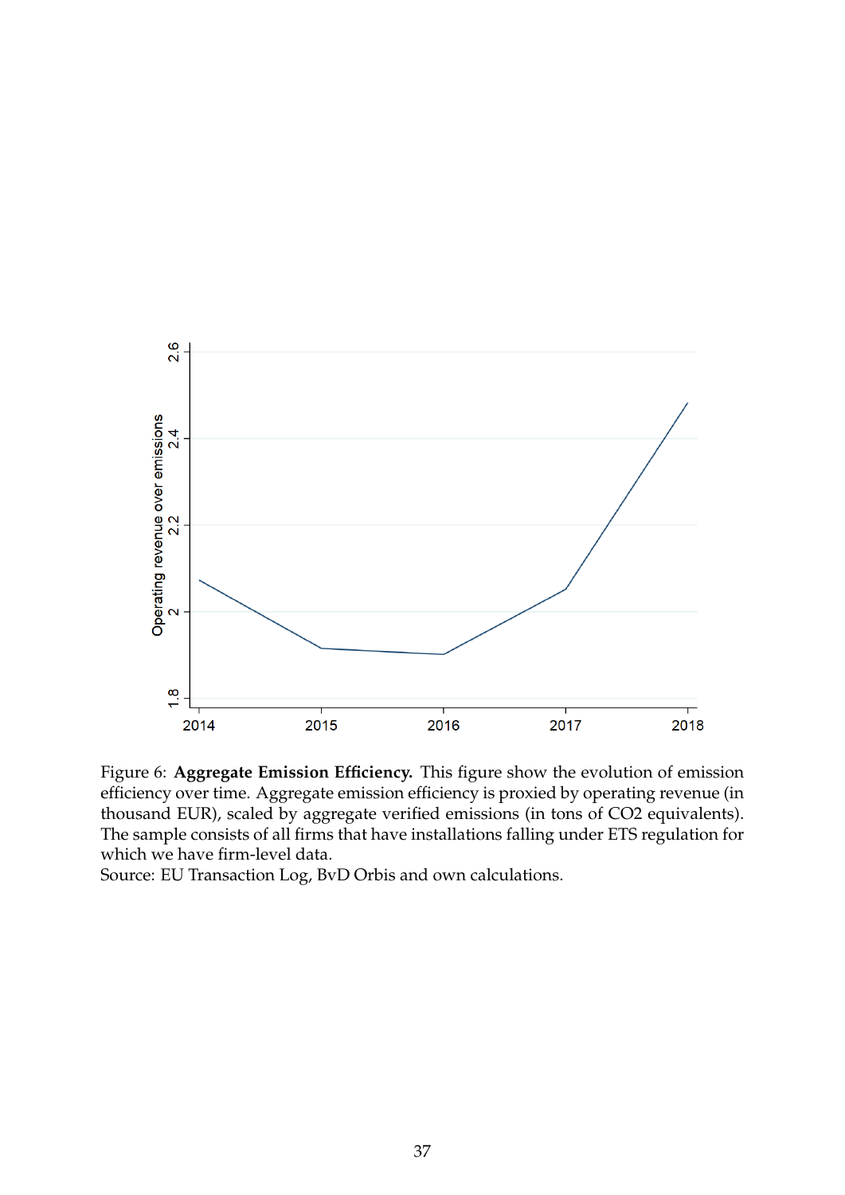Figure 6: **Aggregate Emission Efficiency.** This figure show the evolution of emission efficiency over time. Aggregate emission efficiency is proxied by operating revenue (in thousand EUR), scaled by aggregate verified emissions (in tons of CO2 equivalents). The sample consists of all firms that have installations falling under ETS regulation for which we have firm-level data.
Source: EU Transaction Log, BvD Orbis and own calculations.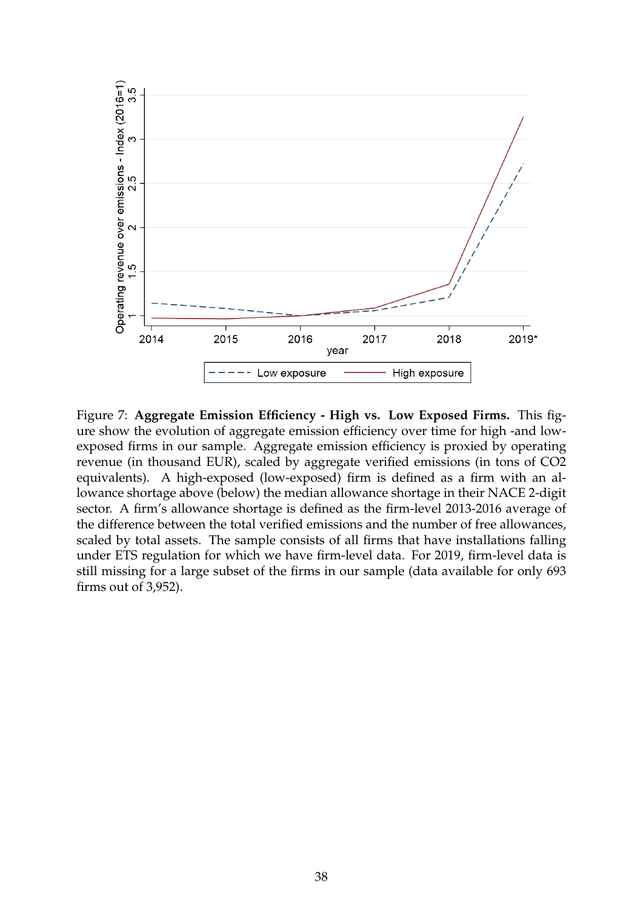Figure 7: **Aggregate Emission Efficiency - High vs. Low Exposed Firms.** This figure show the evolution of aggregate emission efficiency over time for high -and low-exposed firms in our sample. Aggregate emission efficiency is proxied by operating revenue (in thousand EUR), scaled by aggregate verified emissions (in tons of CO2 equivalents). A high-exposed (low-exposed) firm is defined as a firm with an allowance shortage above (below) the median allowance shortage in their NACE 2-digit sector. A firm's allowance shortage is defined as the firm-level 2013-2016 average of the difference between the total verified emissions and the number of free allowances, scaled by total assets. The sample consists of all firms that have installations falling under ETS regulation for which we have firm-level data. For 2019, firm-level data is still missing for a large subset of the firms in our sample (data available for only 693 firms out of 3,952).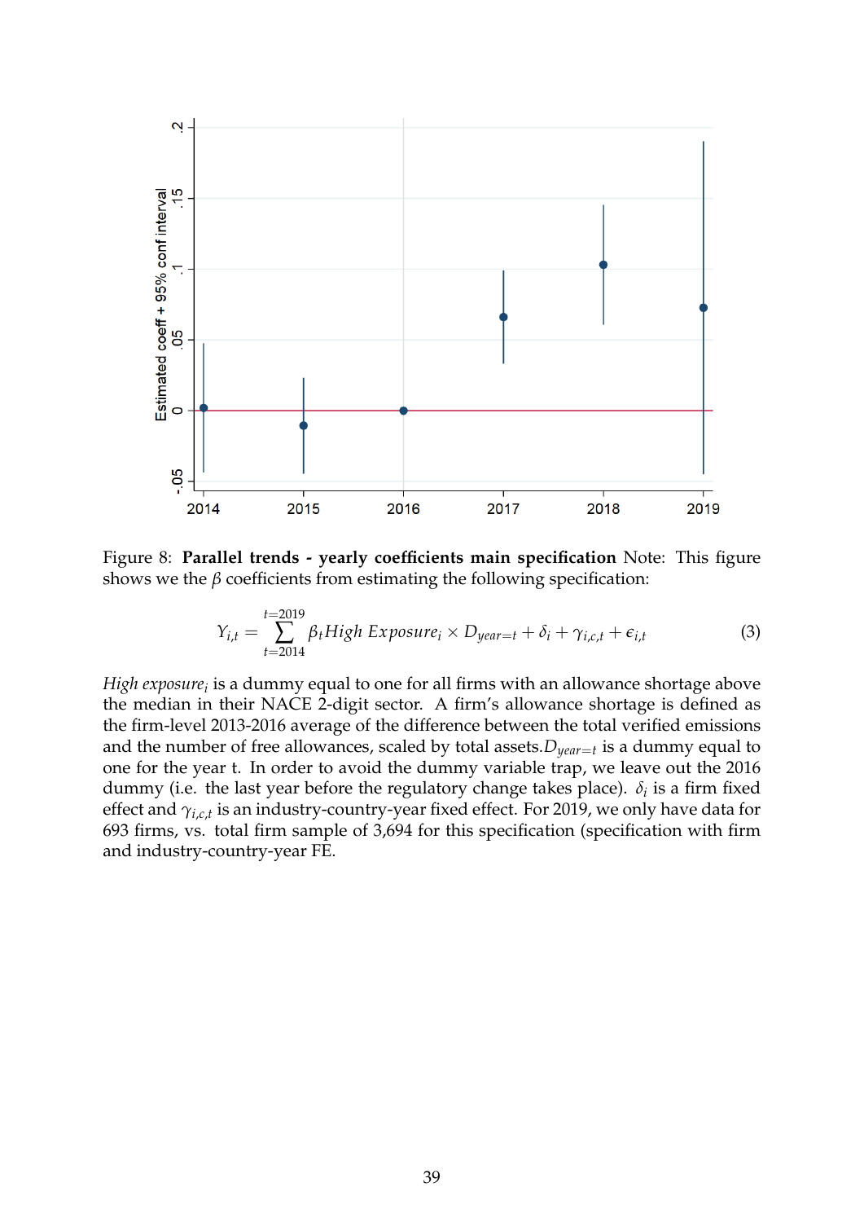Figure 8: **Parallel trends - yearly coefficients main specification** Note: This figure shows we the $\beta$ coefficients from estimating the following specification:

$$Y_{i,t} = \sum_{t=2014}^{t=2019} \beta_t High\ Exposure_i \times D_{year=t} + \delta_i + \gamma_{i,c,t} + \epsilon_{i,t} \tag{3}$$

*High exposure$_i$* is a dummy equal to one for all firms with an allowance shortage above the median in their NACE 2-digit sector. A firm's allowance shortage is defined as the firm-level 2013-2016 average of the difference between the total verified emissions and the number of free allowances, scaled by total assets.$D_{year=t}$ is a dummy equal to one for the year t. In order to avoid the dummy variable trap, we leave out the 2016 dummy (i.e. the last year before the regulatory change takes place). $\delta_i$ is a firm fixed effect and $\gamma_{i,c,t}$ is an industry-country-year fixed effect. For 2019, we only have data for 693 firms, vs. total firm sample of 3,694 for this specification (specification with firm and industry-country-year FE.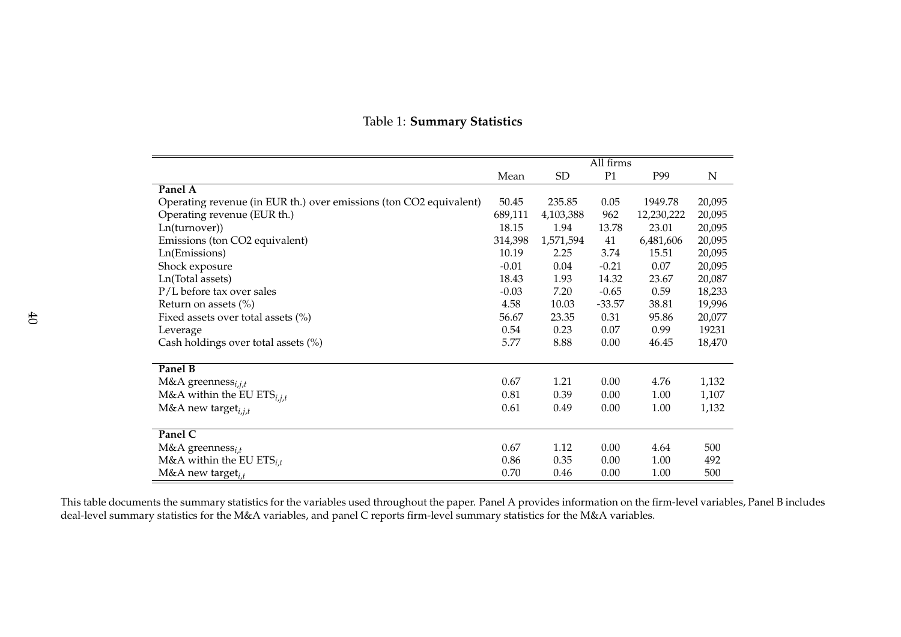Table 1: **Summary Statistics**

| | All firms | | | | |
|---|---|---|---|---|---|
| | Mean | SD | P1 | P99 | N |
| **Panel A** | | | | | |
| Operating revenue (in EUR th.) over emissions (ton CO2 equivalent) | 50.45 | 235.85 | 0.05 | 1949.78 | 20,095 |
| Operating revenue (EUR th.) | 689,111 | 4,103,388 | 962 | 12,230,222 | 20,095 |
| Ln(turnover)) | 18.15 | 1.94 | 13.78 | 23.01 | 20,095 |
| Emissions (ton CO2 equivalent) | 314,398 | 1,571,594 | 41 | 6,481,606 | 20,095 |
| Ln(Emissions) | 10.19 | 2.25 | 3.74 | 15.51 | 20,095 |
| Shock exposure | -0.01 | 0.04 | -0.21 | 0.07 | 20,095 |
| Ln(Total assets) | 18.43 | 1.93 | 14.32 | 23.67 | 20,087 |
| P/L before tax over sales | -0.03 | 7.20 | -0.65 | 0.59 | 18,233 |
| Return on assets (%) | 4.58 | 10.03 | -33.57 | 38.81 | 19,996 |
| Fixed assets over total assets (%) | 56.67 | 23.35 | 0.31 | 95.86 | 20,077 |
| Leverage | 0.54 | 0.23 | 0.07 | 0.99 | 19231 |
| Cash holdings over total assets (%) | 5.77 | 8.88 | 0.00 | 46.45 | 18,470 |
| **Panel B** | | | | | |
| M&A greenness$_{i,j,t}$ | 0.67 | 1.21 | 0.00 | 4.76 | 1,132 |
| M&A within the EU ETS$_{i,j,t}$ | 0.81 | 0.39 | 0.00 | 1.00 | 1,107 |
| M&A new target$_{i,j,t}$ | 0.61 | 0.49 | 0.00 | 1.00 | 1,132 |
| **Panel C** | | | | | |
| M&A greenness$_{i,t}$ | 0.67 | 1.12 | 0.00 | 4.64 | 500 |
| M&A within the EU ETS$_{i,t}$ | 0.86 | 0.35 | 0.00 | 1.00 | 492 |
| M&A new target$_{i,t}$ | 0.70 | 0.46 | 0.00 | 1.00 | 500 |

This table documents the summary statistics for the variables used throughout the paper. Panel A provides information on the firm-level variables, Panel B includes deal-level summary statistics for the M&A variables, and panel C reports firm-level summary statistics for the M&A variables.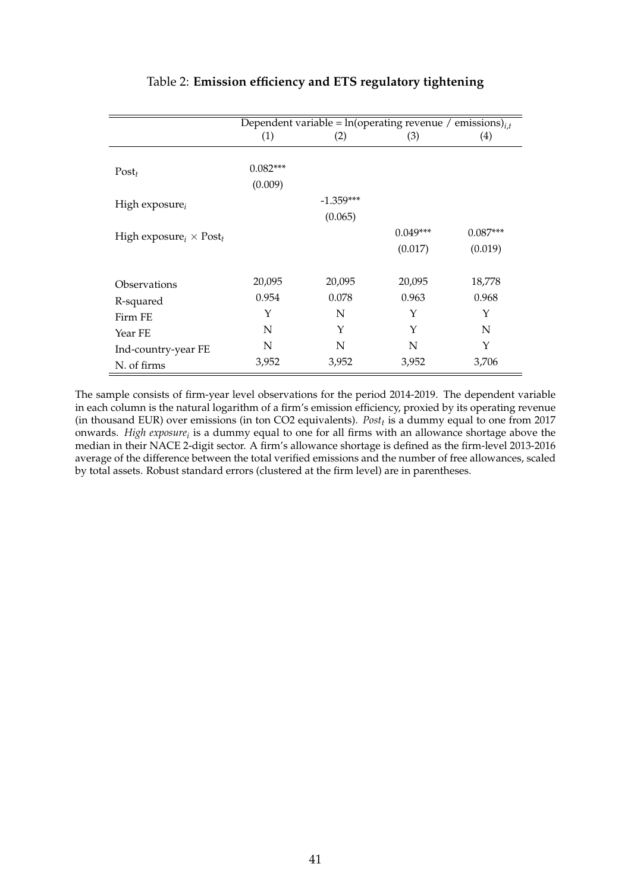Table 2: **Emission efficiency and ETS regulatory tightening**

| | Dependent variable = ln(operating revenue / emissions)$_{i,t}$ | | | |
|---|---|---|---|---|
| | (1) | (2) | (3) | (4) |
| Post$_t$ | 0.082*** | | | |
| | (0.009) | | | |
| High exposure$_i$ | | -1.359*** | | |
| | | (0.065) | | |
| High exposure$_i$ × Post$_t$ | | | 0.049*** | 0.087*** |
| | | | (0.017) | (0.019) |
| Observations | 20,095 | 20,095 | 20,095 | 18,778 |
| R-squared | 0.954 | 0.078 | 0.963 | 0.968 |
| Firm FE | Y | N | Y | Y |
| Year FE | N | Y | Y | N |
| Ind-country-year FE | N | N | N | Y |
| N. of firms | 3,952 | 3,952 | 3,952 | 3,706 |

The sample consists of firm-year level observations for the period 2014-2019. The dependent variable in each column is the natural logarithm of a firm's emission efficiency, proxied by its operating revenue (in thousand EUR) over emissions (in ton $CO_2$ equivalents). *Post$_t$* is a dummy equal to one from 2017 onwards. *High exposure$_i$* is a dummy equal to one for all firms with an allowance shortage above the median in their NACE 2-digit sector. A firm's allowance shortage is defined as the firm-level 2013-2016 average of the difference between the total verified emissions and the number of free allowances, scaled by total assets. Robust standard errors (clustered at the firm level) are in parentheses.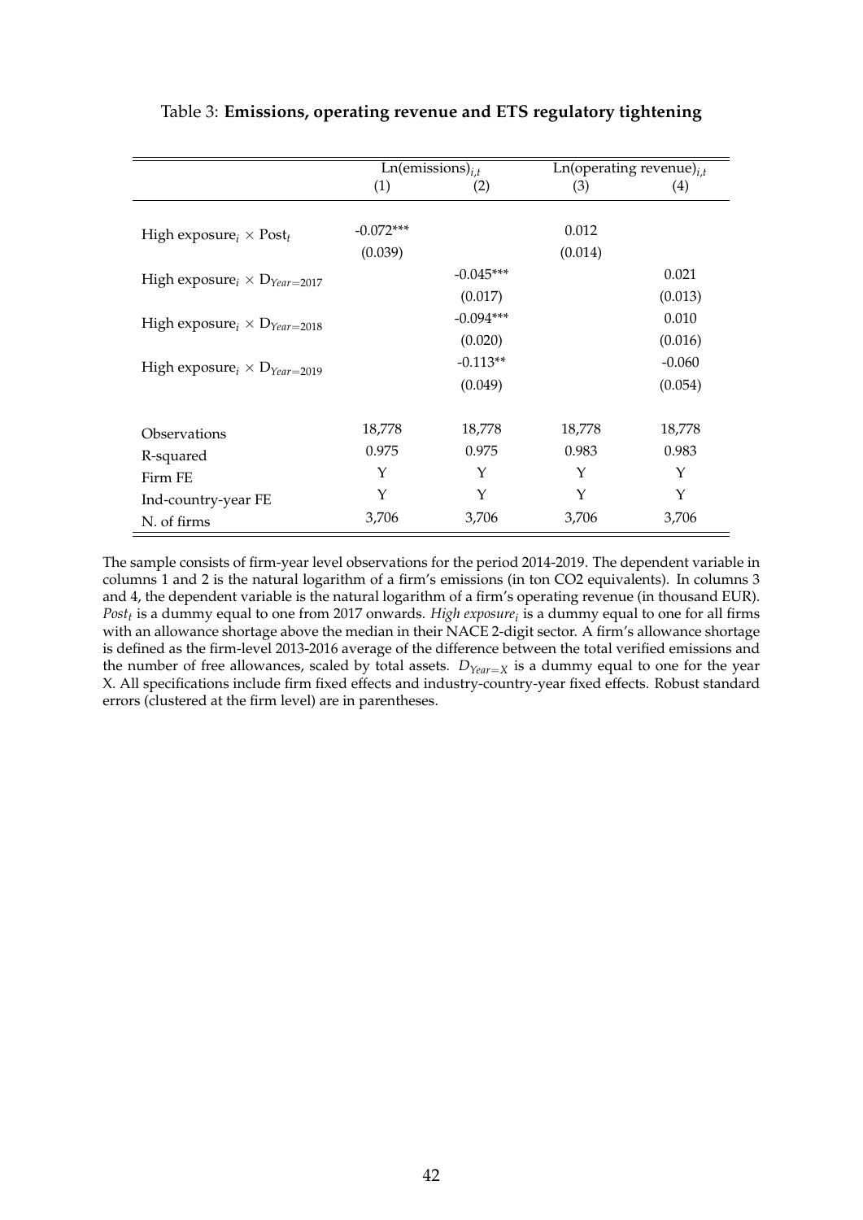Table 3: **Emissions, operating revenue and ETS regulatory tightening**

| | $\text{Ln(emissions)}_{i,t}$ | | $\text{Ln(operating revenue)}_{i,t}$ | |
|---|---|---|---|---|
| | (1) | (2) | (3) | (4) |
| High exposure$_i$ $\times$ Post$_t$ | -0.072*** | | 0.012 | |
| | (0.039) | | (0.014) | |
| High exposure$_i$ $\times$ $D_{Year=2017}$ | | -0.045*** | | 0.021 |
| | | (0.017) | | (0.013) |
| High exposure$_i$ $\times$ $D_{Year=2018}$ | | -0.094*** | | 0.010 |
| | | (0.020) | | (0.016) |
| High exposure$_i$ $\times$ $D_{Year=2019}$ | | -0.113** | | -0.060 |
| | | (0.049) | | (0.054) |
| Observations | 18,778 | 18,778 | 18,778 | 18,778 |
| R-squared | 0.975 | 0.975 | 0.983 | 0.983 |
| Firm FE | Y | Y | Y | Y |
| Ind-country-year FE | Y | Y | Y | Y |
| N. of firms | 3,706 | 3,706 | 3,706 | 3,706 |

The sample consists of firm-year level observations for the period 2014-2019. The dependent variable in columns 1 and 2 is the natural logarithm of a firm's emissions (in ton CO2 equivalents). In columns 3 and 4, the dependent variable is the natural logarithm of a firm's operating revenue (in thousand EUR). $Post_t$ is a dummy equal to one from 2017 onwards. $High\ exposure_i$ is a dummy equal to one for all firms with an allowance shortage above the median in their NACE 2-digit sector. A firm's allowance shortage is defined as the firm-level 2013-2016 average of the difference between the total verified emissions and the number of free allowances, scaled by total assets. $D_{Year=X}$ is a dummy equal to one for the year X. All specifications include firm fixed effects and industry-country-year fixed effects. Robust standard errors (clustered at the firm level) are in parentheses.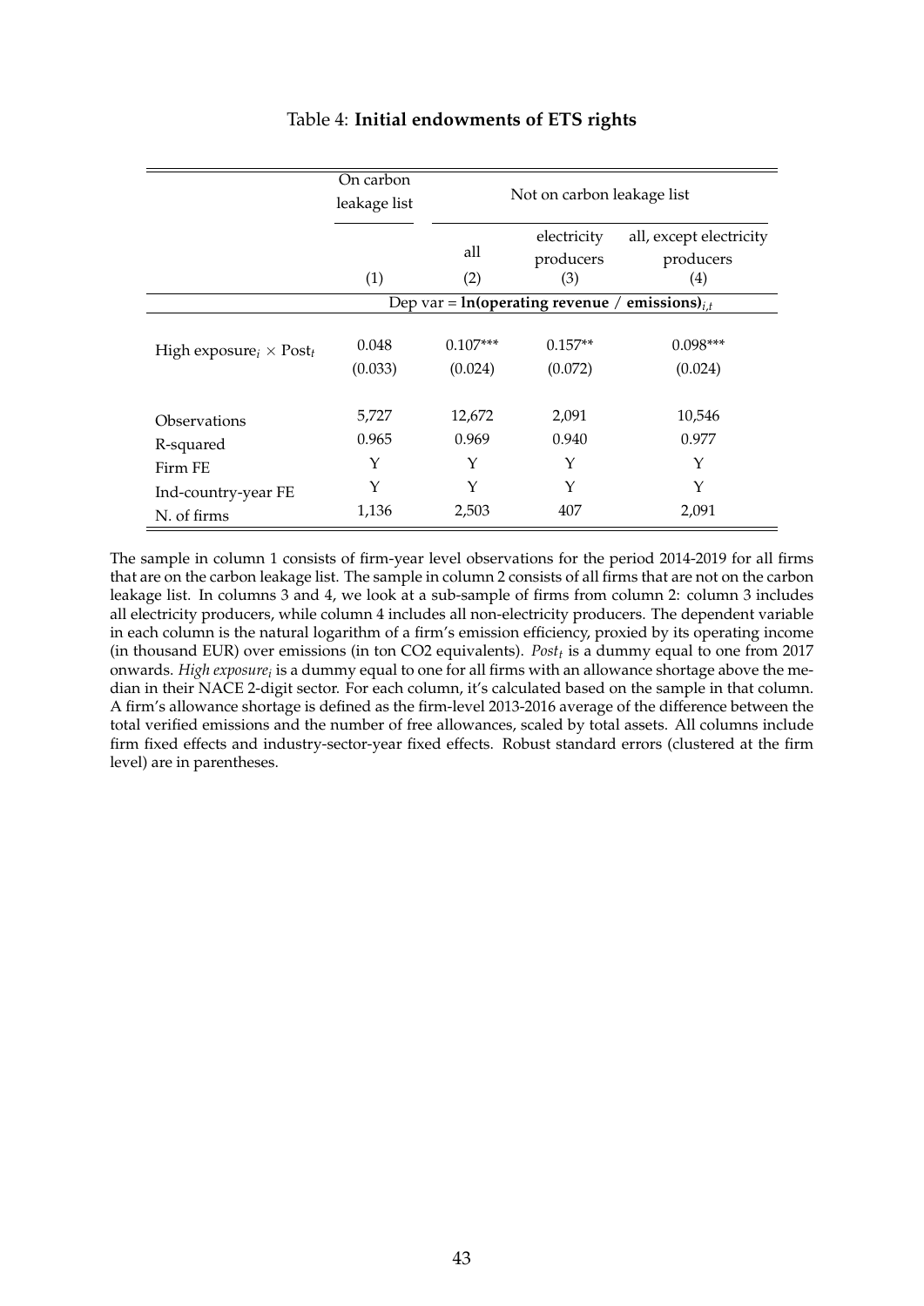Table 4: **Initial endowments of ETS rights**

| | On carbon leakage list | Not on carbon leakage list | | |
|---|---|---|---|---|
| | | all | electricity producers | all, except electricity producers |
| | (1) | (2) | (3) | (4) |
| | Dep var = **ln(operating revenue / emissions)**$_{i,t}$ | | | |
| High exposure$_i$ × Post$_t$ | 0.048 | 0.107*** | 0.157** | 0.098*** |
| | (0.033) | (0.024) | (0.072) | (0.024) |
| Observations | 5,727 | 12,672 | 2,091 | 10,546 |
| R-squared | 0.965 | 0.969 | 0.940 | 0.977 |
| Firm FE | Y | Y | Y | Y |
| Ind-country-year FE | Y | Y | Y | Y |
| N. of firms | 1,136 | 2,503 | 407 | 2,091 |

The sample in column 1 consists of firm-year level observations for the period 2014-2019 for all firms that are on the carbon leakage list. The sample in column 2 consists of all firms that are not on the carbon leakage list. In columns 3 and 4, we look at a sub-sample of firms from column 2: column 3 includes all electricity producers, while column 4 includes all non-electricity producers. The dependent variable in each column is the natural logarithm of a firm's emission efficiency, proxied by its operating income (in thousand EUR) over emissions (in ton CO2 equivalents). $Post_t$ is a dummy equal to one from 2017 onwards. *High exposure*$_i$ is a dummy equal to one for all firms with an allowance shortage above the median in their NACE 2-digit sector. For each column, it's calculated based on the sample in that column. A firm's allowance shortage is defined as the firm-level 2013-2016 average of the difference between the total verified emissions and the number of free allowances, scaled by total assets. All columns include firm fixed effects and industry-sector-year fixed effects. Robust standard errors (clustered at the firm level) are in parentheses.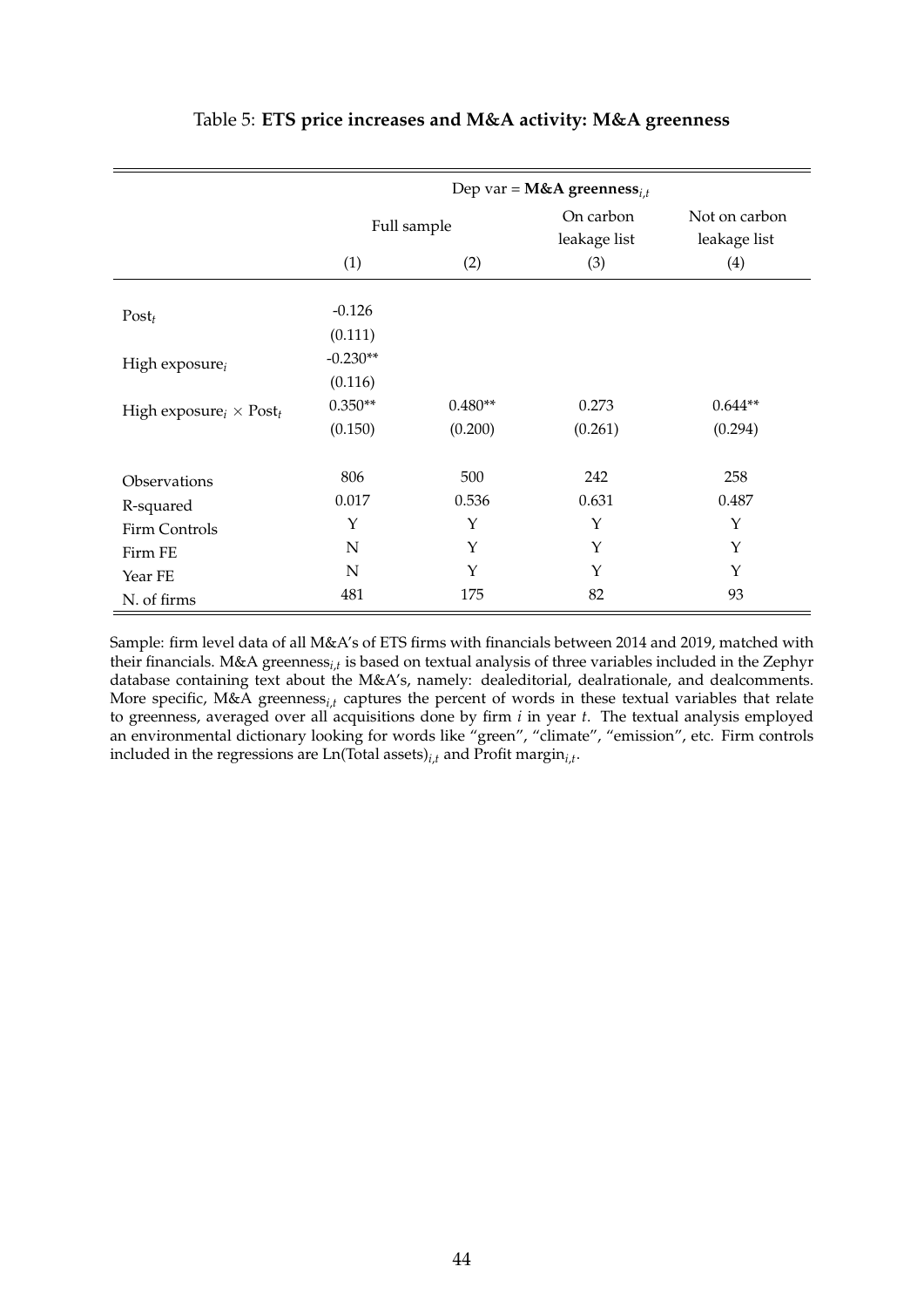Table 5: **ETS price increases and M&A activity: M&A greenness**

| | Dep var = **M&A greenness**$_{i,t}$ | | | |
|---|---|---|---|---|
| | Full sample | | On carbon leakage list | Not on carbon leakage list |
| | (1) | (2) | (3) | (4) |
| Post$_t$ | -0.126 | | | |
| | (0.111) | | | |
| High exposure$_i$ | -0.230** | | | |
| | (0.116) | | | |
| High exposure$_i$ $\times$ Post$_t$ | 0.350** | 0.480** | 0.273 | 0.644** |
| | (0.150) | (0.200) | (0.261) | (0.294) |
| Observations | 806 | 500 | 242 | 258 |
| R-squared | 0.017 | 0.536 | 0.631 | 0.487 |
| Firm Controls | Y | Y | Y | Y |
| Firm FE | N | Y | Y | Y |
| Year FE | N | Y | Y | Y |
| N. of firms | 481 | 175 | 82 | 93 |

Sample: firm level data of all M&A's of ETS firms with financials between 2014 and 2019, matched with their financials. M&A greenness$_{i,t}$ is based on textual analysis of three variables included in the Zephyr database containing text about the M&A's, namely: dealeditorial, dealrationale, and dealcomments. More specific, M&A greenness$_{i,t}$ captures the percent of words in these textual variables that relate to greenness, averaged over all acquisitions done by firm $i$ in year $t$. The textual analysis employed an environmental dictionary looking for words like "green", "climate", "emission", etc. Firm controls included in the regressions are Ln(Total assets)$_{i,t}$ and Profit margin$_{i,t}$.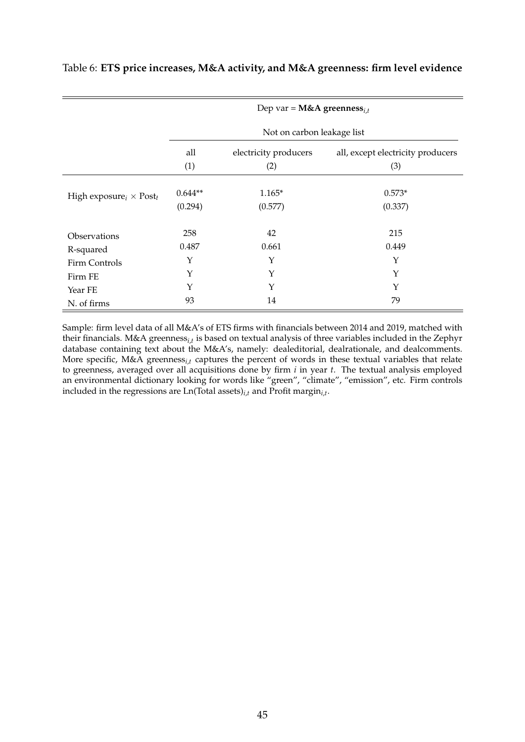Table 6: **ETS price increases, M&A activity, and M&A greenness: firm level evidence**

| | Dep var = **M&A greenness**$_{i,t}$ | | |
|---|---|---|---|
| | Not on carbon leakage list | | |
| | all | electricity producers | all, except electricity producers |
| | (1) | (2) | (3) |
| High exposure$_i$ × Post$_t$ | 0.644** | 1.165* | 0.573* |
| | (0.294) | (0.577) | (0.337) |
| Observations | 258 | 42 | 215 |
| R-squared | 0.487 | 0.661 | 0.449 |
| Firm Controls | Y | Y | Y |
| Firm FE | Y | Y | Y |
| Year FE | Y | Y | Y |
| N. of firms | 93 | 14 | 79 |

Sample: firm level data of all M&A's of ETS firms with financials between 2014 and 2019, matched with their financials. M&A greenness$_{i,t}$ is based on textual analysis of three variables included in the Zephyr database containing text about the M&A's, namely: dealeditorial, dealrationale, and dealcomments. More specific, M&A greenness$_{i,t}$ captures the percent of words in these textual variables that relate to greenness, averaged over all acquisitions done by firm $i$ in year $t$. The textual analysis employed an environmental dictionary looking for words like "green", "climate", "emission", etc. Firm controls included in the regressions are Ln(Total assets)$_{i,t}$ and Profit margin$_{i,t}$.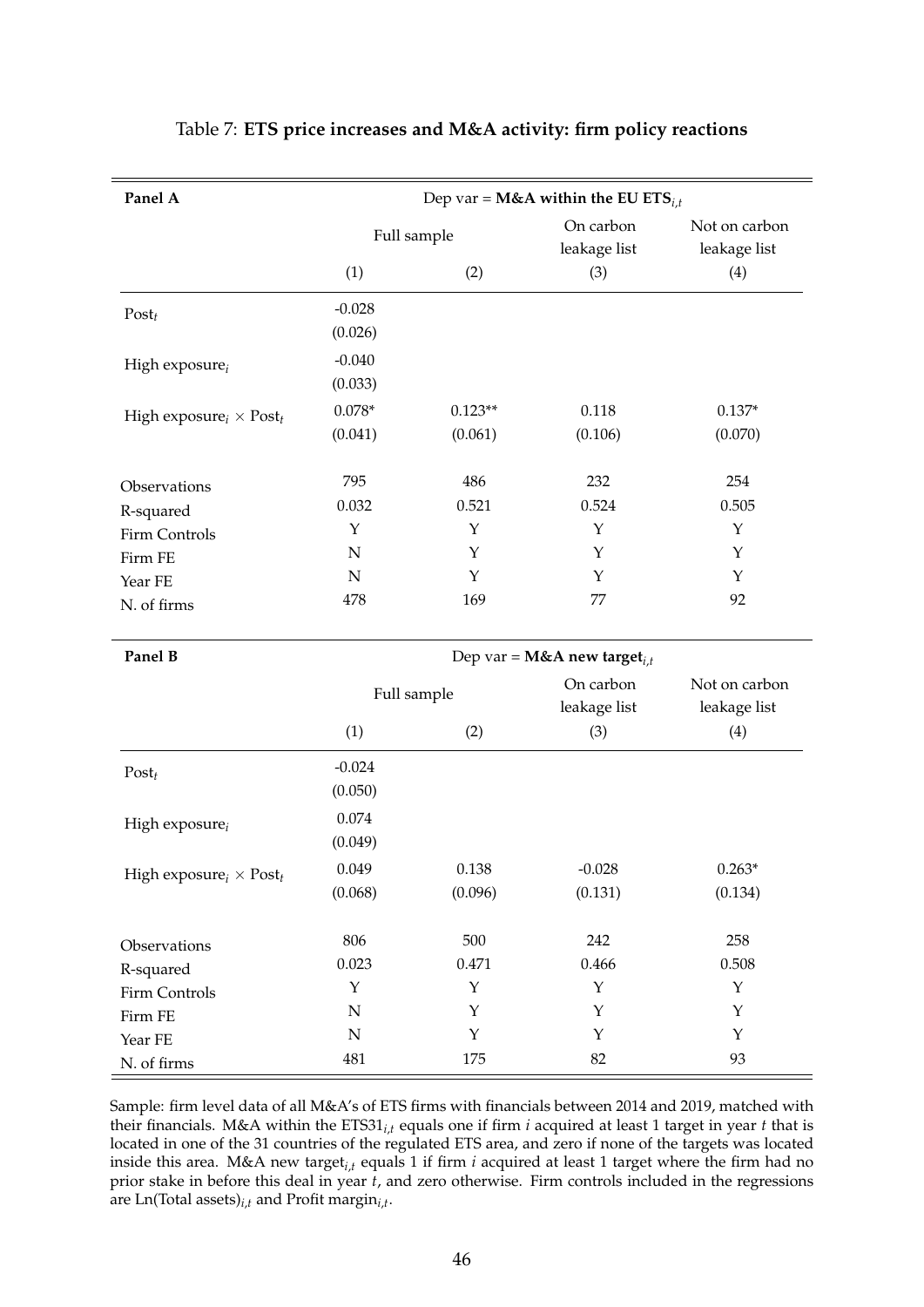Table 7: **ETS price increases and M&A activity: firm policy reactions**

| **Panel A** | Dep var = **M&A within the EU ETS**$_{i,t}$ | | | |
|---|---|---|---|---|
| | Full sample | | On carbon leakage list | Not on carbon leakage list |
| | (1) | (2) | (3) | (4) |
| Post$_t$ | -0.028 | | | |
| | (0.026) | | | |
| High exposure$_i$ | -0.040 | | | |
| | (0.033) | | | |
| High exposure$_i$ × Post$_t$ | 0.078* | 0.123** | 0.118 | 0.137* |
| | (0.041) | (0.061) | (0.106) | (0.070) |
| Observations | 795 | 486 | 232 | 254 |
| R-squared | 0.032 | 0.521 | 0.524 | 0.505 |
| Firm Controls | Y | Y | Y | Y |
| Firm FE | N | Y | Y | Y |
| Year FE | N | Y | Y | Y |
| N. of firms | 478 | 169 | 77 | 92 |

| **Panel B** | Dep var = **M&A new target**$_{i,t}$ | | | |
|---|---|---|---|---|
| | Full sample | | On carbon leakage list | Not on carbon leakage list |
| | (1) | (2) | (3) | (4) |
| Post$_t$ | -0.024 | | | |
| | (0.050) | | | |
| High exposure$_i$ | 0.074 | | | |
| | (0.049) | | | |
| High exposure$_i$ × Post$_t$ | 0.049 | 0.138 | -0.028 | 0.263* |
| | (0.068) | (0.096) | (0.131) | (0.134) |
| Observations | 806 | 500 | 242 | 258 |
| R-squared | 0.023 | 0.471 | 0.466 | 0.508 |
| Firm Controls | Y | Y | Y | Y |
| Firm FE | N | Y | Y | Y |
| Year FE | N | Y | Y | Y |
| N. of firms | 481 | 175 | 82 | 93 |

Sample: firm level data of all M&A's of ETS firms with financials between 2014 and 2019, matched with their financials. M&A within the ETS31$_{i,t}$ equals one if firm $i$ acquired at least 1 target in year $t$ that is located in one of the 31 countries of the regulated ETS area, and zero if none of the targets was located inside this area. M&A new target$_{i,t}$ equals 1 if firm $i$ acquired at least 1 target where the firm had no prior stake in before this deal in year $t$, and zero otherwise. Firm controls included in the regressions are Ln(Total assets)$_{i,t}$ and Profit margin$_{i,t}$.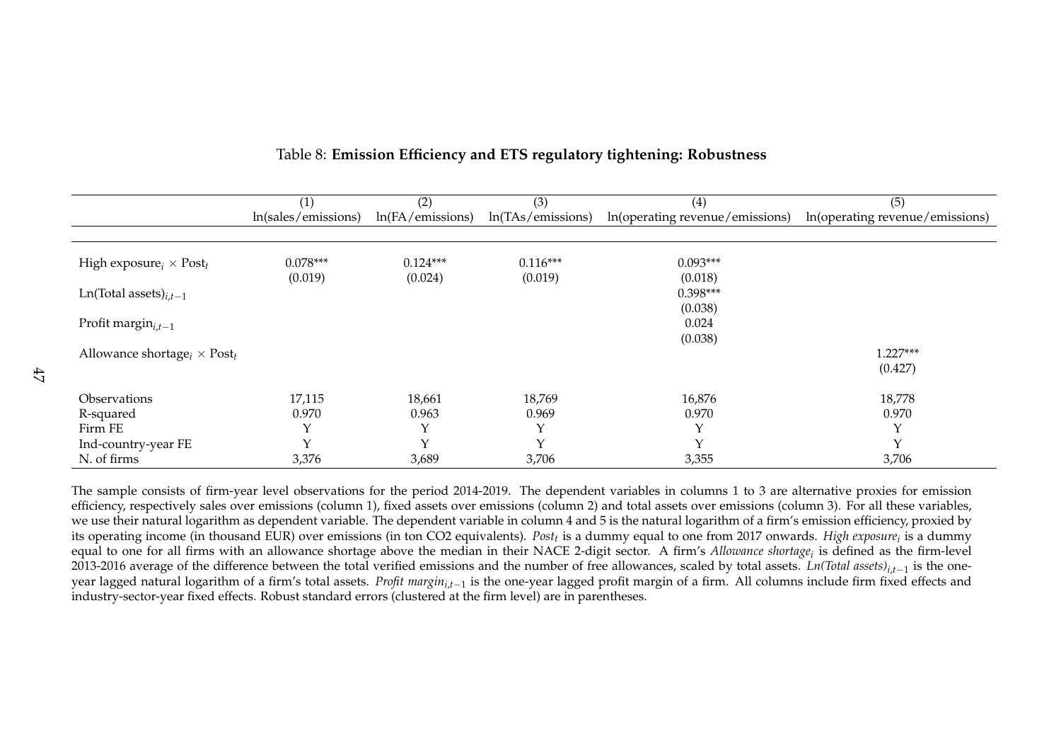Table 8: **Emission Efficiency and ETS regulatory tightening: Robustness**

| | (1) ln(sales/emissions) | (2) ln(FA/emissions) | (3) ln(TAs/emissions) | (4) ln(operating revenue/emissions) | (5) ln(operating revenue/emissions) |
|---|---|---|---|---|---|
| High exposure$_i$ × Post$_t$ | 0.078*** | 0.124*** | 0.116*** | 0.093*** | |
| | (0.019) | (0.024) | (0.019) | (0.018) | |
| Ln(Total assets)$_{i,t-1}$ | | | | 0.398*** | |
| | | | | (0.038) | |
| Profit margin$_{i,t-1}$ | | | | 0.024 | |
| | | | | (0.038) | |
| Allowance shortage$_i$ × Post$_t$ | | | | | 1.227*** |
| | | | | | (0.427) |
| Observations | 17,115 | 18,661 | 18,769 | 16,876 | 18,778 |
| R-squared | 0.970 | 0.963 | 0.969 | 0.970 | 0.970 |
| Firm FE | Y | Y | Y | Y | Y |
| Ind-country-year FE | Y | Y | Y | Y | Y |
| N. of firms | 3,376 | 3,689 | 3,706 | 3,355 | 3,706 |

The sample consists of firm-year level observations for the period 2014-2019. The dependent variables in columns 1 to 3 are alternative proxies for emission efficiency, respectively sales over emissions (column 1), fixed assets over emissions (column 2) and total assets over emissions (column 3). For all these variables, we use their natural logarithm as dependent variable. The dependent variable in column 4 and 5 is the natural logarithm of a firm's emission efficiency, proxied by its operating income (in thousand EUR) over emissions (in ton CO2 equivalents). *Post$_t$* is a dummy equal to one from 2017 onwards. *High exposure$_i$* is a dummy equal to one for all firms with an allowance shortage above the median in their NACE 2-digit sector. A firm's *Allowance shortage$_i$* is defined as the firm-level 2013-2016 average of the difference between the total verified emissions and the number of free allowances, scaled by total assets. *Ln(Total assets)$_{i,t-1}$* is the one-year lagged natural logarithm of a firm's total assets. *Profit margin$_{i,t-1}$* is the one-year lagged profit margin of a firm. All columns include firm fixed effects and industry-sector-year fixed effects. Robust standard errors (clustered at the firm level) are in parentheses.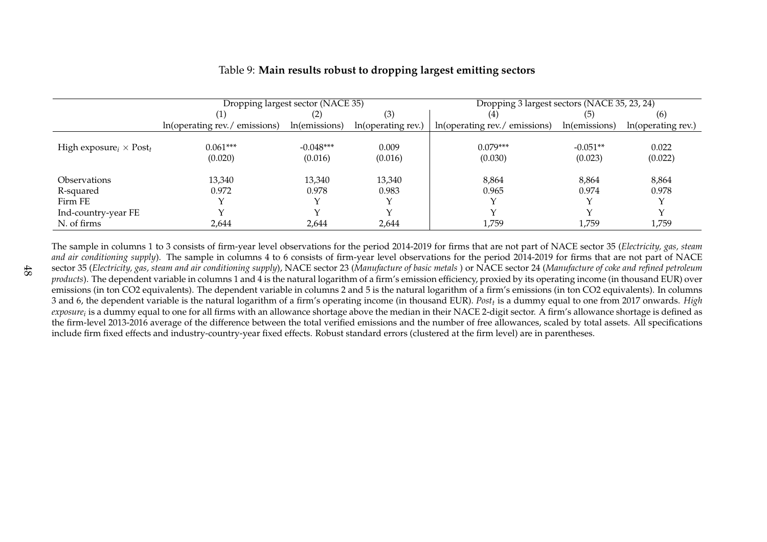Table 9: **Main results robust to dropping largest emitting sectors**

| | Dropping largest sector (NACE 35) | | | Dropping 3 largest sectors (NACE 35, 23, 24) | | |
|---|---|---|---|---|---|---|
| | (1) | (2) | (3) | (4) | (5) | (6) |
| | ln(operating rev./ emissions) | ln(emissions) | ln(operating rev.) | ln(operating rev./ emissions) | ln(emissions) | ln(operating rev.) |
| High exposure$_i$ $\times$ Post$_t$ | 0.061*** | -0.048*** | 0.009 | 0.079*** | -0.051** | 0.022 |
| | (0.020) | (0.016) | (0.016) | (0.030) | (0.023) | (0.022) |
| Observations | 13,340 | 13,340 | 13,340 | 8,864 | 8,864 | 8,864 |
| R-squared | 0.972 | 0.978 | 0.983 | 0.965 | 0.974 | 0.978 |
| Firm FE | Y | Y | Y | Y | Y | Y |
| Ind-country-year FE | Y | Y | Y | Y | Y | Y |
| N. of firms | 2,644 | 2,644 | 2,644 | 1,759 | 1,759 | 1,759 |

The sample in columns 1 to 3 consists of firm-year level observations for the period 2014-2019 for firms that are not part of NACE sector 35 (*Electricity, gas, steam and air conditioning supply*). The sample in columns 4 to 6 consists of firm-year level observations for the period 2014-2019 for firms that are not part of NACE sector 35 (*Electricity, gas, steam and air conditioning supply*), NACE sector 23 (*Manufacture of basic metals* ) or NACE sector 24 (*Manufacture of coke and refined petroleum products*). The dependent variable in columns 1 and 4 is the natural logarithm of a firm's emission efficiency, proxied by its operating income (in thousand EUR) over emissions (in ton CO2 equivalents). The dependent variable in columns 2 and 5 is the natural logarithm of a firm's emissions (in ton CO2 equivalents). In columns 3 and 6, the dependent variable is the natural logarithm of a firm's operating income (in thousand EUR). *Post$_t$* is a dummy equal to one from 2017 onwards. *High exposure$_i$* is a dummy equal to one for all firms with an allowance shortage above the median in their NACE 2-digit sector. A firm's allowance shortage is defined as the firm-level 2013-2016 average of the difference between the total verified emissions and the number of free allowances, scaled by total assets. All specifications include firm fixed effects and industry-country-year fixed effects. Robust standard errors (clustered at the firm level) are in parentheses.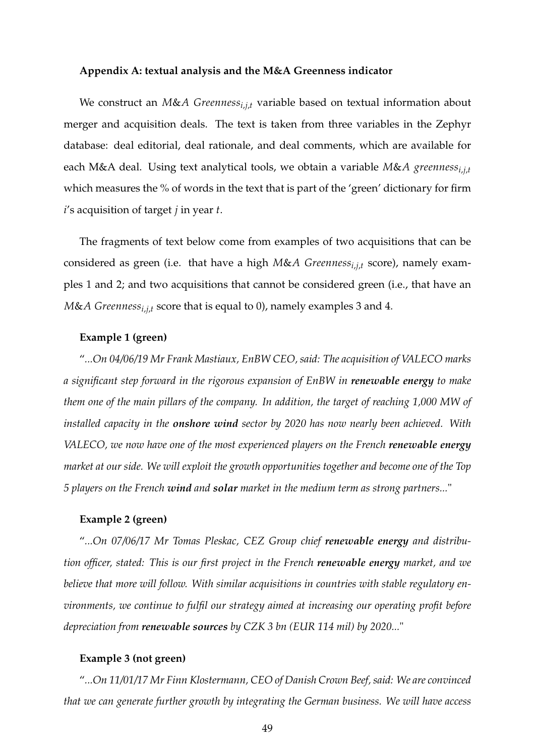#### Appendix A: textual analysis and the M&A Greenness indicator

We construct an $M\&A\ Greenness_{i,j,t}$ variable based on textual information about merger and acquisition deals. The text is taken from three variables in the Zephyr database: deal editorial, deal rationale, and deal comments, which are available for each M&A deal. Using text analytical tools, we obtain a variable $M\&A\ greenness_{i,j,t}$ which measures the % of words in the text that is part of the 'green' dictionary for firm $i$'s acquisition of target $j$ in year $t$.

The fragments of text below come from examples of two acquisitions that can be considered as green (i.e. that have a high $M\&A\ Greenness_{i,j,t}$ score), namely examples 1 and 2; and two acquisitions that cannot be considered green (i.e., that have an $M\&A\ Greenness_{i,j,t}$ score that is equal to 0), namely examples 3 and 4.

**Example 1 (green)**

"*...On 04/06/19 Mr Frank Mastiaux, EnBW CEO, said: The acquisition of VALECO marks a significant step forward in the rigorous expansion of EnBW in **renewable energy** to make them one of the main pillars of the company. In addition, the target of reaching 1,000 MW of installed capacity in the **onshore wind** sector by 2020 has now nearly been achieved. With VALECO, we now have one of the most experienced players on the French **renewable energy** market at our side. We will exploit the growth opportunities together and become one of the Top 5 players on the French **wind** and **solar** market in the medium term as strong partners...*"

**Example 2 (green)**

"*...On 07/06/17 Mr Tomas Pleskac, CEZ Group chief **renewable energy** and distribution officer, stated: This is our first project in the French **renewable energy** market, and we believe that more will follow. With similar acquisitions in countries with stable regulatory environments, we continue to fulfil our strategy aimed at increasing our operating profit before depreciation from **renewable sources** by CZK 3 bn (EUR 114 mil) by 2020...*"

**Example 3 (not green)**

"*...On 11/01/17 Mr Finn Klostermann, CEO of Danish Crown Beef, said: We are convinced that we can generate further growth by integrating the German business. We will have access*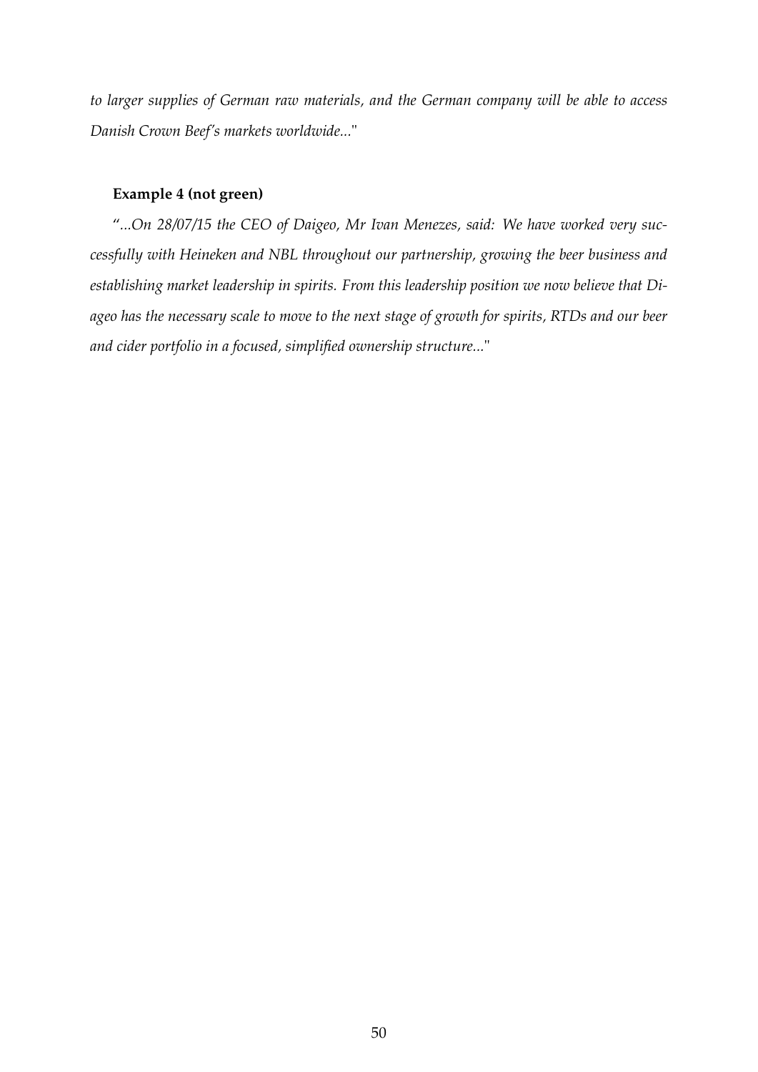*to larger supplies of German raw materials, and the German company will be able to access Danish Crown Beef's markets worldwide...*"

**Example 4 (not green)**

"*...On 28/07/15 the CEO of Daigeo, Mr Ivan Menezes, said: We have worked very successfully with Heineken and NBL throughout our partnership, growing the beer business and establishing market leadership in spirits. From this leadership position we now believe that Diageo has the necessary scale to move to the next stage of growth for spirits, RTDs and our beer and cider portfolio in a focused, simplified ownership structure...*"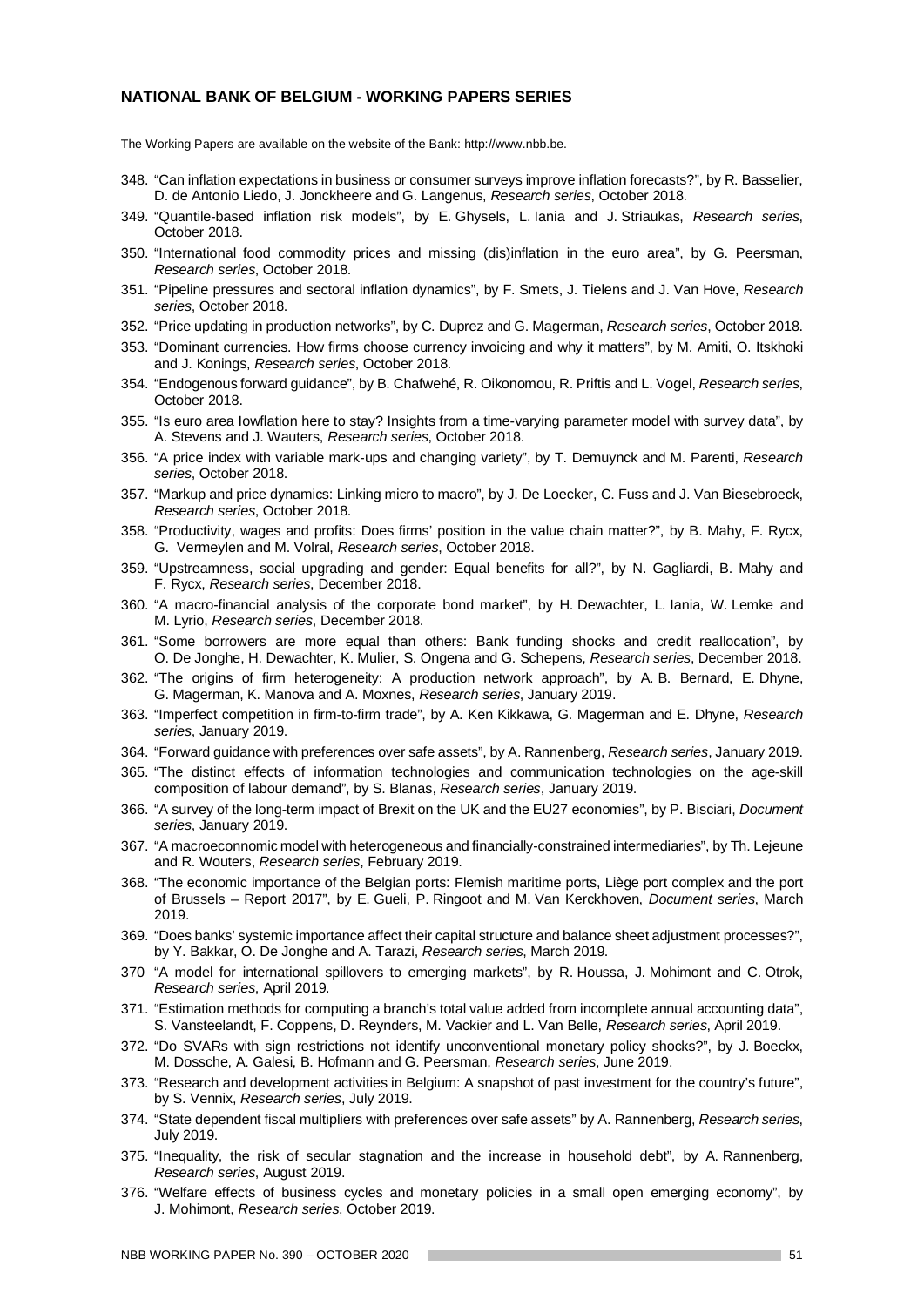**NATIONAL BANK OF BELGIUM - WORKING PAPERS SERIES**

The Working Papers are available on the website of the Bank: http://www.nbb.be.

348. "Can inflation expectations in business or consumer surveys improve inflation forecasts?", by R. Basselier, D. de Antonio Liedo, J. Jonckheere and G. Langenus, *Research series*, October 2018.
349. "Quantile-based inflation risk models", by E. Ghysels, L. Iania and J. Striaukas, *Research series*, October 2018.
350. "International food commodity prices and missing (dis)inflation in the euro area", by G. Peersman, *Research series*, October 2018.
351. "Pipeline pressures and sectoral inflation dynamics", by F. Smets, J. Tielens and J. Van Hove, *Research series*, October 2018.
352. "Price updating in production networks", by C. Duprez and G. Magerman, *Research series*, October 2018.
353. "Dominant currencies. How firms choose currency invoicing and why it matters", by M. Amiti, O. Itskhoki and J. Konings, *Research series*, October 2018.
354. "Endogenous forward guidance", by B. Chafwehé, R. Oikonomou, R. Priftis and L. Vogel, *Research series*, October 2018.
355. "Is euro area lowflation here to stay? Insights from a time-varying parameter model with survey data", by A. Stevens and J. Wauters, *Research series*, October 2018.
356. "A price index with variable mark-ups and changing variety", by T. Demuynck and M. Parenti, *Research series*, October 2018.
357. "Markup and price dynamics: Linking micro to macro", by J. De Loecker, C. Fuss and J. Van Biesebroeck, *Research series*, October 2018.
358. "Productivity, wages and profits: Does firms' position in the value chain matter?", by B. Mahy, F. Rycx, G. Vermeylen and M. Volral, *Research series*, October 2018.
359. "Upstreamness, social upgrading and gender: Equal benefits for all?", by N. Gagliardi, B. Mahy and F. Rycx, *Research series*, December 2018.
360. "A macro-financial analysis of the corporate bond market", by H. Dewachter, L. Iania, W. Lemke and M. Lyrio, *Research series*, December 2018.
361. "Some borrowers are more equal than others: Bank funding shocks and credit reallocation", by O. De Jonghe, H. Dewachter, K. Mulier, S. Ongena and G. Schepens, *Research series*, December 2018.
362. "The origins of firm heterogeneity: A production network approach", by A. B. Bernard, E. Dhyne, G. Magerman, K. Manova and A. Moxnes, *Research series*, January 2019.
363. "Imperfect competition in firm-to-firm trade", by A. Ken Kikkawa, G. Magerman and E. Dhyne, *Research series*, January 2019.
364. "Forward guidance with preferences over safe assets", by A. Rannenberg, *Research series*, January 2019.
365. "The distinct effects of information technologies and communication technologies on the age-skill composition of labour demand", by S. Blanas, *Research series*, January 2019.
366. "A survey of the long-term impact of Brexit on the UK and the EU27 economies", by P. Bisciari, *Document series*, January 2019.
367. "A macroeconomic model with heterogeneous and financially-constrained intermediaries", by Th. Lejeune and R. Wouters, *Research series*, February 2019.
368. "The economic importance of the Belgian ports: Flemish maritime ports, Liège port complex and the port of Brussels – Report 2017", by E. Gueli, P. Ringoot and M. Van Kerckhoven, *Document series*, March 2019.
369. "Does banks' systemic importance affect their capital structure and balance sheet adjustment processes?", by Y. Bakkar, O. De Jonghe and A. Tarazi, *Research series*, March 2019.
370 "A model for international spillovers to emerging markets", by R. Houssa, J. Mohimont and C. Otrok, *Research series*, April 2019.
371. "Estimation methods for computing a branch's total value added from incomplete annual accounting data", S. Vansteelandt, F. Coppens, D. Reynders, M. Vackier and L. Van Belle, *Research series*, April 2019.
372. "Do SVARs with sign restrictions not identify unconventional monetary policy shocks?", by J. Boeckx, M. Dossche, A. Galesi, B. Hofmann and G. Peersman, *Research series*, June 2019.
373. "Research and development activities in Belgium: A snapshot of past investment for the country's future", by S. Vennix, *Research series*, July 2019.
374. "State dependent fiscal multipliers with preferences over safe assets" by A. Rannenberg, *Research series*, July 2019.
375. "Inequality, the risk of secular stagnation and the increase in household debt", by A. Rannenberg, *Research series*, August 2019.
376. "Welfare effects of business cycles and monetary policies in a small open emerging economy", by J. Mohimont, *Research series*, October 2019.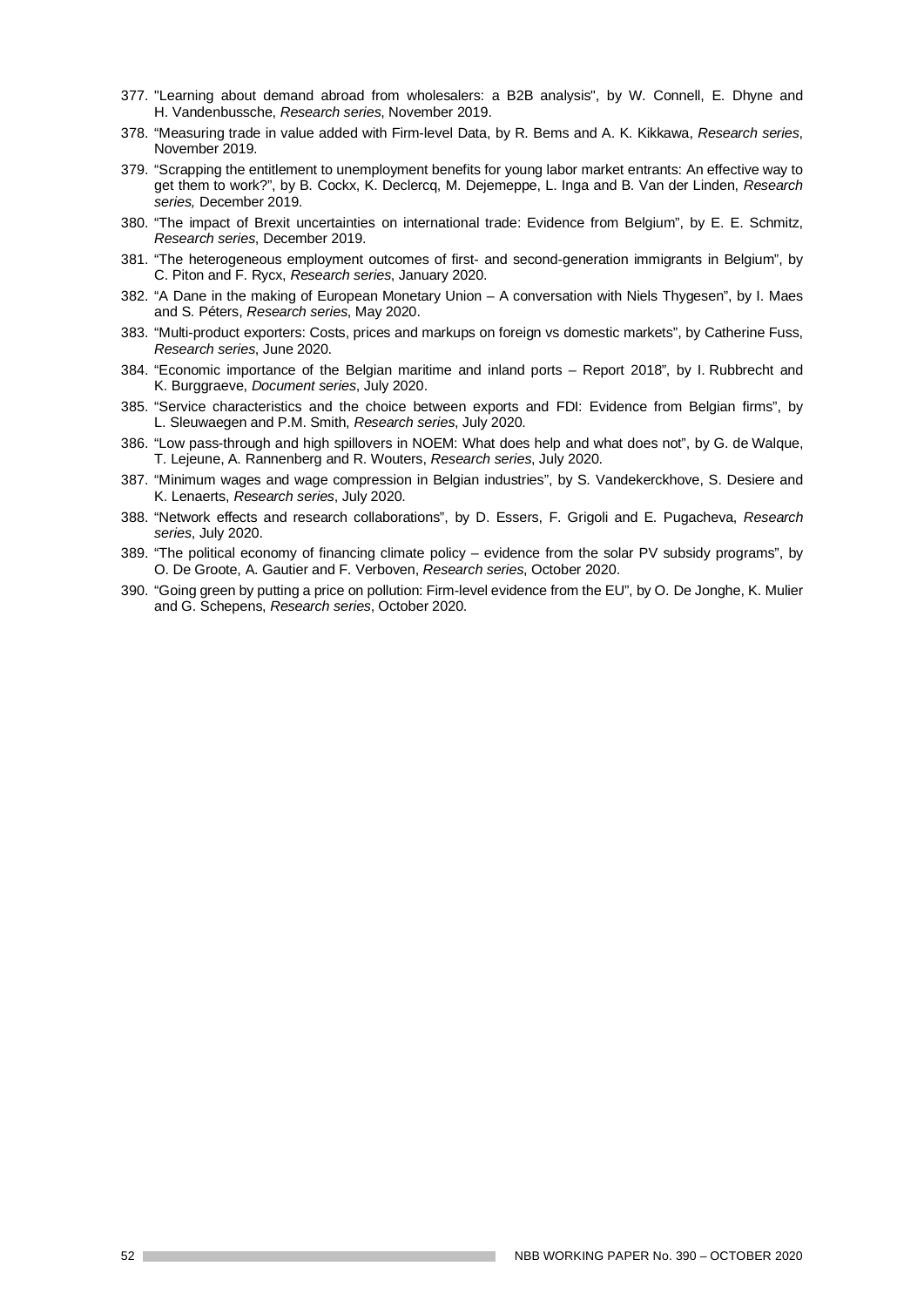377. "Learning about demand abroad from wholesalers: a B2B analysis", by W. Connell, E. Dhyne and H. Vandenbussche, *Research series*, November 2019.
378. "Measuring trade in value added with Firm-level Data, by R. Bems and A. K. Kikkawa, *Research series*, November 2019.
379. "Scrapping the entitlement to unemployment benefits for young labor market entrants: An effective way to get them to work?", by B. Cockx, K. Declercq, M. Dejemeppe, L. Inga and B. Van der Linden, *Research series,* December 2019.
380. "The impact of Brexit uncertainties on international trade: Evidence from Belgium", by E. E. Schmitz, *Research series*, December 2019.
381. "The heterogeneous employment outcomes of first- and second-generation immigrants in Belgium", by C. Piton and F. Rycx, *Research series*, January 2020.
382. "A Dane in the making of European Monetary Union – A conversation with Niels Thygesen", by I. Maes and S. Péters, *Research series*, May 2020.
383. "Multi-product exporters: Costs, prices and markups on foreign vs domestic markets", by Catherine Fuss, *Research series*, June 2020.
384. "Economic importance of the Belgian maritime and inland ports – Report 2018", by I. Rubbrecht and K. Burggraeve, *Document series*, July 2020.
385. "Service characteristics and the choice between exports and FDI: Evidence from Belgian firms", by L. Sleuwaegen and P.M. Smith, *Research series*, July 2020.
386. "Low pass-through and high spillovers in NOEM: What does help and what does not", by G. de Walque, T. Lejeune, A. Rannenberg and R. Wouters, *Research series*, July 2020.
387. "Minimum wages and wage compression in Belgian industries", by S. Vandekerckhove, S. Desiere and K. Lenaerts, *Research series*, July 2020.
388. "Network effects and research collaborations", by D. Essers, F. Grigoli and E. Pugacheva, *Research series*, July 2020.
389. "The political economy of financing climate policy – evidence from the solar PV subsidy programs", by O. De Groote, A. Gautier and F. Verboven, *Research series*, October 2020.
390. "Going green by putting a price on pollution: Firm-level evidence from the EU", by O. De Jonghe, K. Mulier and G. Schepens, *Research series*, October 2020.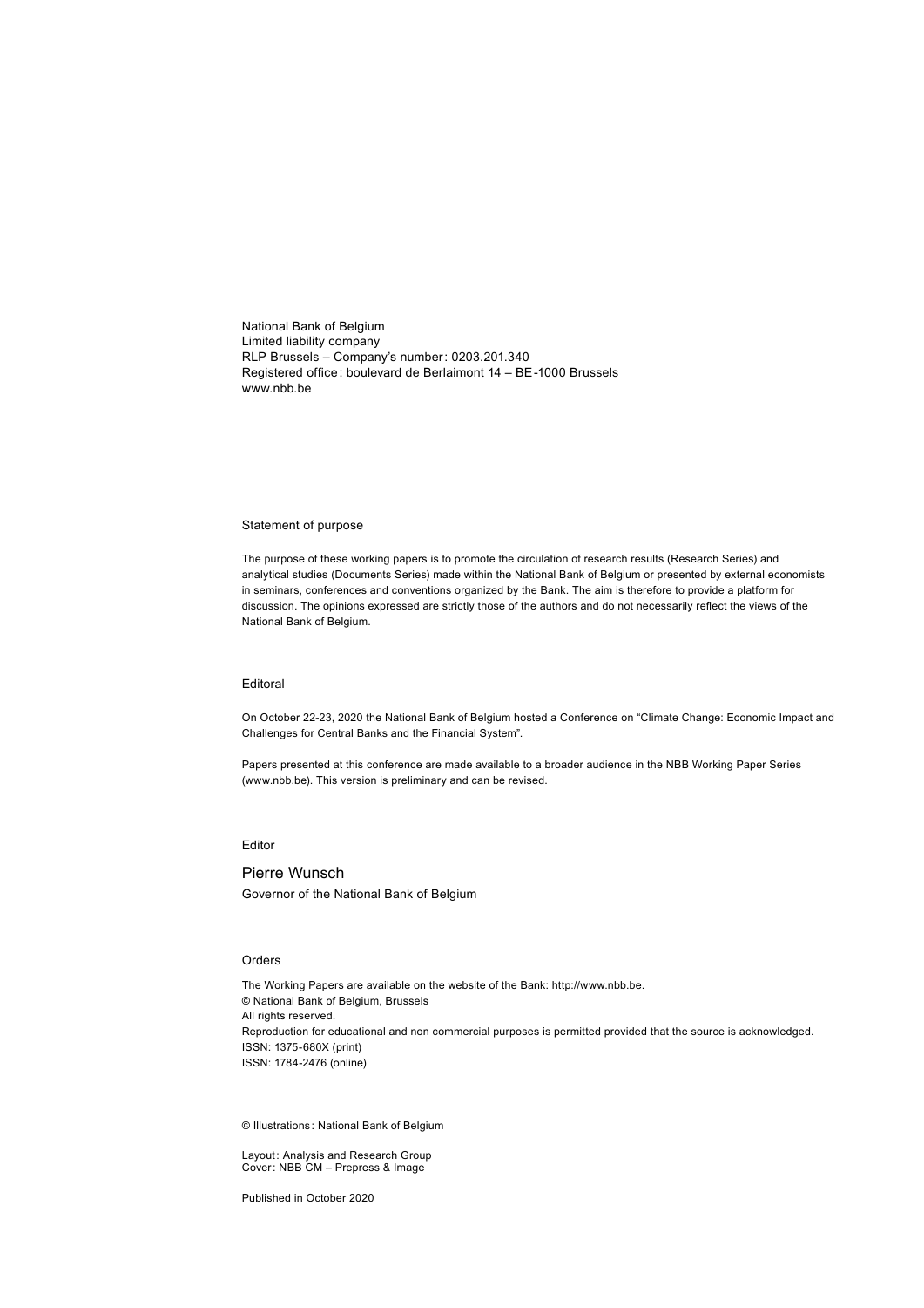National Bank of Belgium
Limited liability company
RLP Brussels – Company's number: 0203.201.340
Registered office: boulevard de Berlaimont 14 – BE-1000 Brussels
www.nbb.be

Statement of purpose

The purpose of these working papers is to promote the circulation of research results (Research Series) and analytical studies (Documents Series) made within the National Bank of Belgium or presented by external economists in seminars, conferences and conventions organized by the Bank. The aim is therefore to provide a platform for discussion. The opinions expressed are strictly those of the authors and do not necessarily reflect the views of the National Bank of Belgium.

Editoral

On October 22-23, 2020 the National Bank of Belgium hosted a Conference on "Climate Change: Economic Impact and Challenges for Central Banks and the Financial System".

Papers presented at this conference are made available to a broader audience in the NBB Working Paper Series (www.nbb.be). This version is preliminary and can be revised.

Editor

Pierre Wunsch
Governor of the National Bank of Belgium

Orders

The Working Papers are available on the website of the Bank: http://www.nbb.be.
© National Bank of Belgium, Brussels
All rights reserved.
Reproduction for educational and non commercial purposes is permitted provided that the source is acknowledged.
ISSN: 1375-680X (print)
ISSN: 1784-2476 (online)

© Illustrations: National Bank of Belgium

Layout: Analysis and Research Group
Cover: NBB CM – Prepress & Image

Published in October 2020